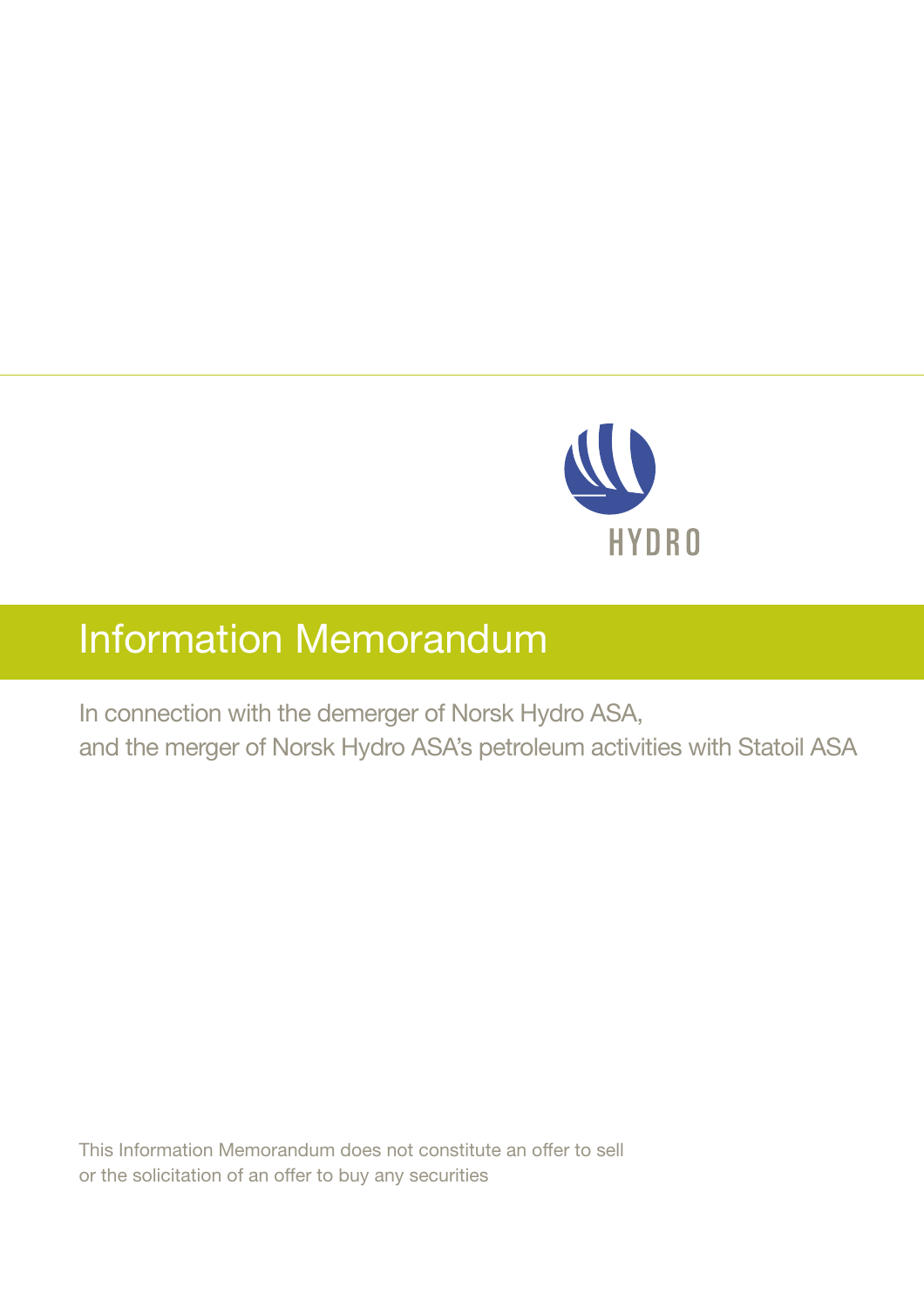HYDRO

# Information Memorandum

In connection with the demerger of Norsk Hydro ASA,
and the merger of Norsk Hydro ASA's petroleum activities with Statoil ASA

This Information Memorandum does not constitute an offer to sell
or the solicitation of an offer to buy any securities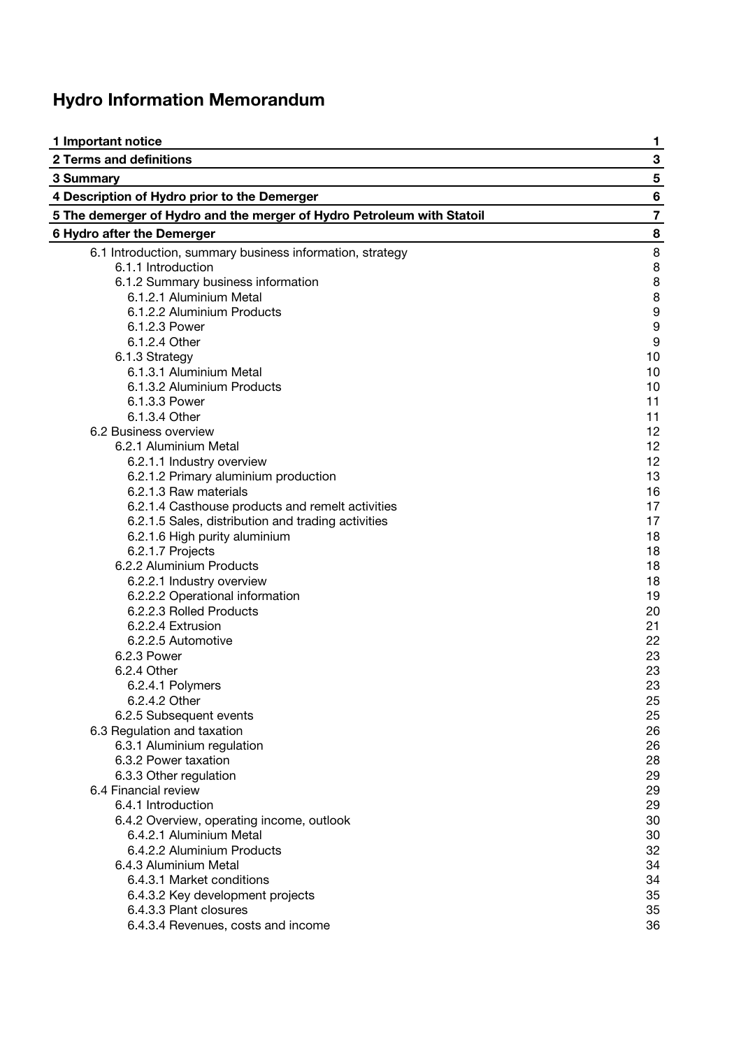# Hydro Information Memorandum

| | |
|---|---|
| **1 Important notice** | **1** |
| **2 Terms and definitions** | **3** |
| **3 Summary** | **5** |
| **4 Description of Hydro prior to the Demerger** | **6** |
| **5 The demerger of Hydro and the merger of Hydro Petroleum with Statoil** | **7** |
| **6 Hydro after the Demerger** | **8** |
| 6.1 Introduction, summary business information, strategy | 8 |
| 6.1.1 Introduction | 8 |
| 6.1.2 Summary business information | 8 |
| 6.1.2.1 Aluminium Metal | 8 |
| 6.1.2.2 Aluminium Products | 9 |
| 6.1.2.3 Power | 9 |
| 6.1.2.4 Other | 9 |
| 6.1.3 Strategy | 10 |
| 6.1.3.1 Aluminium Metal | 10 |
| 6.1.3.2 Aluminium Products | 10 |
| 6.1.3.3 Power | 11 |
| 6.1.3.4 Other | 11 |
| 6.2 Business overview | 12 |
| 6.2.1 Aluminium Metal | 12 |
| 6.2.1.1 Industry overview | 12 |
| 6.2.1.2 Primary aluminium production | 13 |
| 6.2.1.3 Raw materials | 16 |
| 6.2.1.4 Casthouse products and remelt activities | 17 |
| 6.2.1.5 Sales, distribution and trading activities | 17 |
| 6.2.1.6 High purity aluminium | 18 |
| 6.2.1.7 Projects | 18 |
| 6.2.2 Aluminium Products | 18 |
| 6.2.2.1 Industry overview | 18 |
| 6.2.2.2 Operational information | 19 |
| 6.2.2.3 Rolled Products | 20 |
| 6.2.2.4 Extrusion | 21 |
| 6.2.2.5 Automotive | 22 |
| 6.2.3 Power | 23 |
| 6.2.4 Other | 23 |
| 6.2.4.1 Polymers | 23 |
| 6.2.4.2 Other | 25 |
| 6.2.5 Subsequent events | 25 |
| 6.3 Regulation and taxation | 26 |
| 6.3.1 Aluminium regulation | 26 |
| 6.3.2 Power taxation | 28 |
| 6.3.3 Other regulation | 29 |
| 6.4 Financial review | 29 |
| 6.4.1 Introduction | 29 |
| 6.4.2 Overview, operating income, outlook | 30 |
| 6.4.2.1 Aluminium Metal | 30 |
| 6.4.2.2 Aluminium Products | 32 |
| 6.4.3 Aluminium Metal | 34 |
| 6.4.3.1 Market conditions | 34 |
| 6.4.3.2 Key development projects | 35 |
| 6.4.3.3 Plant closures | 35 |
| 6.4.3.4 Revenues, costs and income | 36 |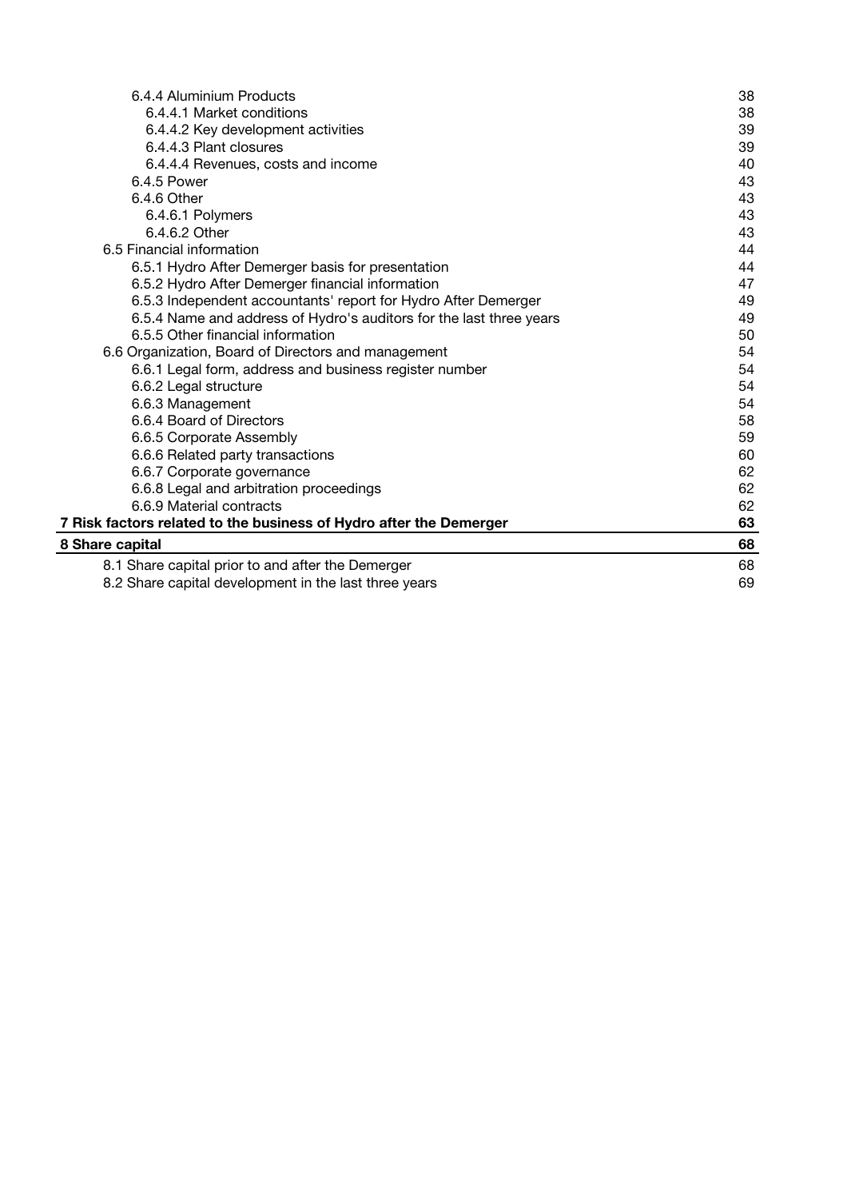| | |
|---|---|
| 6.4.4 Aluminium Products | 38 |
| 6.4.4.1 Market conditions | 38 |
| 6.4.4.2 Key development activities | 39 |
| 6.4.4.3 Plant closures | 39 |
| 6.4.4.4 Revenues, costs and income | 40 |
| 6.4.5 Power | 43 |
| 6.4.6 Other | 43 |
| 6.4.6.1 Polymers | 43 |
| 6.4.6.2 Other | 43 |
| 6.5 Financial information | 44 |
| 6.5.1 Hydro After Demerger basis for presentation | 44 |
| 6.5.2 Hydro After Demerger financial information | 47 |
| 6.5.3 Independent accountants' report for Hydro After Demerger | 49 |
| 6.5.4 Name and address of Hydro's auditors for the last three years | 49 |
| 6.5.5 Other financial information | 50 |
| 6.6 Organization, Board of Directors and management | 54 |
| 6.6.1 Legal form, address and business register number | 54 |
| 6.6.2 Legal structure | 54 |
| 6.6.3 Management | 54 |
| 6.6.4 Board of Directors | 58 |
| 6.6.5 Corporate Assembly | 59 |
| 6.6.6 Related party transactions | 60 |
| 6.6.7 Corporate governance | 62 |
| 6.6.8 Legal and arbitration proceedings | 62 |
| 6.6.9 Material contracts | 62 |
| **7 Risk factors related to the business of Hydro after the Demerger** | **63** |
| **8 Share capital** | **68** |
| 8.1 Share capital prior to and after the Demerger | 68 |
| 8.2 Share capital development in the last three years | 69 |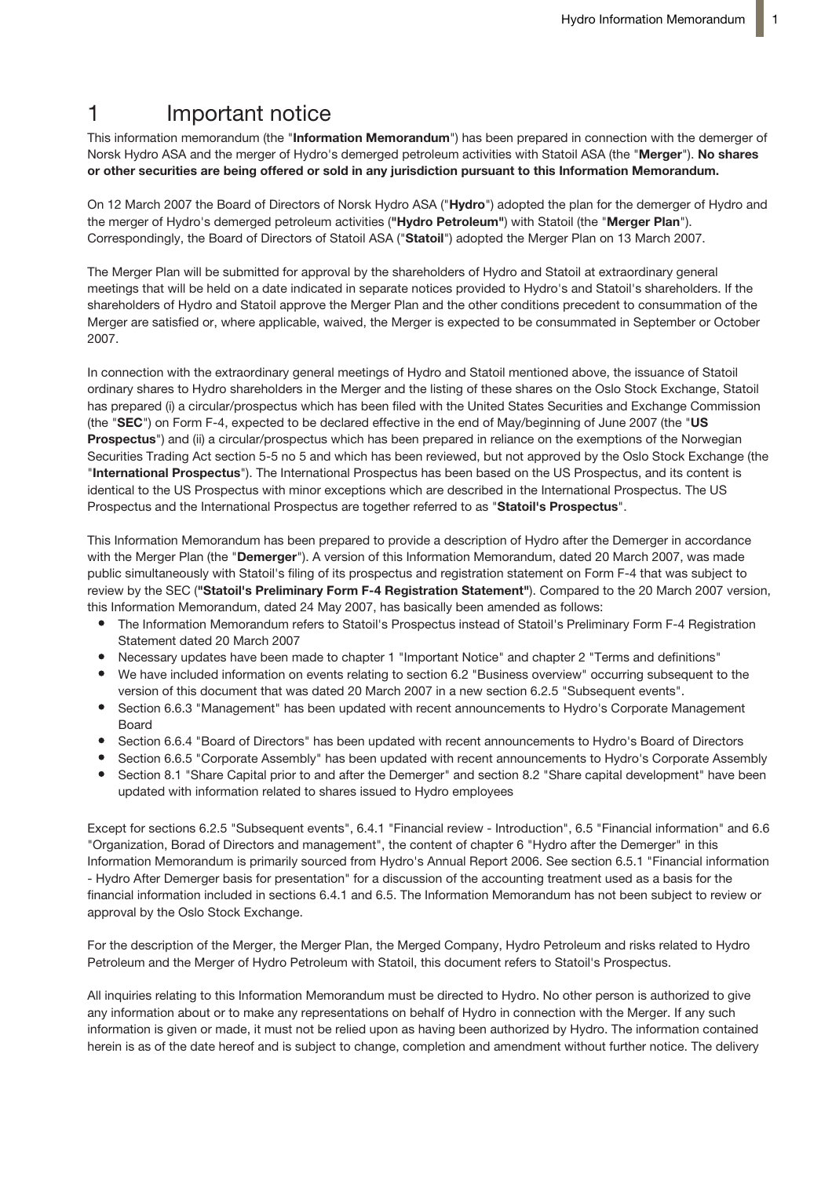# 1 Important notice

This information memorandum (the "**Information Memorandum**") has been prepared in connection with the demerger of Norsk Hydro ASA and the merger of Hydro's demerged petroleum activities with Statoil ASA (the "**Merger**"). **No shares or other securities are being offered or sold in any jurisdiction pursuant to this Information Memorandum.**

On 12 March 2007 the Board of Directors of Norsk Hydro ASA ("**Hydro**") adopted the plan for the demerger of Hydro and the merger of Hydro's demerged petroleum activities (**"Hydro Petroleum"**) with Statoil (the "**Merger Plan**"). Correspondingly, the Board of Directors of Statoil ASA ("**Statoil**") adopted the Merger Plan on 13 March 2007.

The Merger Plan will be submitted for approval by the shareholders of Hydro and Statoil at extraordinary general meetings that will be held on a date indicated in separate notices provided to Hydro's and Statoil's shareholders. If the shareholders of Hydro and Statoil approve the Merger Plan and the other conditions precedent to consummation of the Merger are satisfied or, where applicable, waived, the Merger is expected to be consummated in September or October 2007.

In connection with the extraordinary general meetings of Hydro and Statoil mentioned above, the issuance of Statoil ordinary shares to Hydro shareholders in the Merger and the listing of these shares on the Oslo Stock Exchange, Statoil has prepared (i) a circular/prospectus which has been filed with the United States Securities and Exchange Commission (the "**SEC**") on Form F-4, expected to be declared effective in the end of May/beginning of June 2007 (the "**US Prospectus**") and (ii) a circular/prospectus which has been prepared in reliance on the exemptions of the Norwegian Securities Trading Act section 5-5 no 5 and which has been reviewed, but not approved by the Oslo Stock Exchange (the "**International Prospectus**"). The International Prospectus has been based on the US Prospectus, and its content is identical to the US Prospectus with minor exceptions which are described in the International Prospectus. The US Prospectus and the International Prospectus are together referred to as "**Statoil's Prospectus**".

This Information Memorandum has been prepared to provide a description of Hydro after the Demerger in accordance with the Merger Plan (the "**Demerger**"). A version of this Information Memorandum, dated 20 March 2007, was made public simultaneously with Statoil's filing of its prospectus and registration statement on Form F-4 that was subject to review by the SEC (**"Statoil's Preliminary Form F-4 Registration Statement"**). Compared to the 20 March 2007 version, this Information Memorandum, dated 24 May 2007, has basically been amended as follows:

- The Information Memorandum refers to Statoil's Prospectus instead of Statoil's Preliminary Form F-4 Registration Statement dated 20 March 2007
- Necessary updates have been made to chapter 1 "Important Notice" and chapter 2 "Terms and definitions"
- We have included information on events relating to section 6.2 "Business overview" occurring subsequent to the version of this document that was dated 20 March 2007 in a new section 6.2.5 "Subsequent events".
- Section 6.6.3 "Management" has been updated with recent announcements to Hydro's Corporate Management Board
- Section 6.6.4 "Board of Directors" has been updated with recent announcements to Hydro's Board of Directors
- Section 6.6.5 "Corporate Assembly" has been updated with recent announcements to Hydro's Corporate Assembly
- Section 8.1 "Share Capital prior to and after the Demerger" and section 8.2 "Share capital development" have been updated with information related to shares issued to Hydro employees

Except for sections 6.2.5 "Subsequent events", 6.4.1 "Financial review - Introduction", 6.5 "Financial information" and 6.6 "Organization, Borad of Directors and management", the content of chapter 6 "Hydro after the Demerger" in this Information Memorandum is primarily sourced from Hydro's Annual Report 2006. See section 6.5.1 "Financial information - Hydro After Demerger basis for presentation" for a discussion of the accounting treatment used as a basis for the financial information included in sections 6.4.1 and 6.5. The Information Memorandum has not been subject to review or approval by the Oslo Stock Exchange.

For the description of the Merger, the Merger Plan, the Merged Company, Hydro Petroleum and risks related to Hydro Petroleum and the Merger of Hydro Petroleum with Statoil, this document refers to Statoil's Prospectus.

All inquiries relating to this Information Memorandum must be directed to Hydro. No other person is authorized to give any information about or to make any representations on behalf of Hydro in connection with the Merger. If any such information is given or made, it must not be relied upon as having been authorized by Hydro. The information contained herein is as of the date hereof and is subject to change, completion and amendment without further notice. The delivery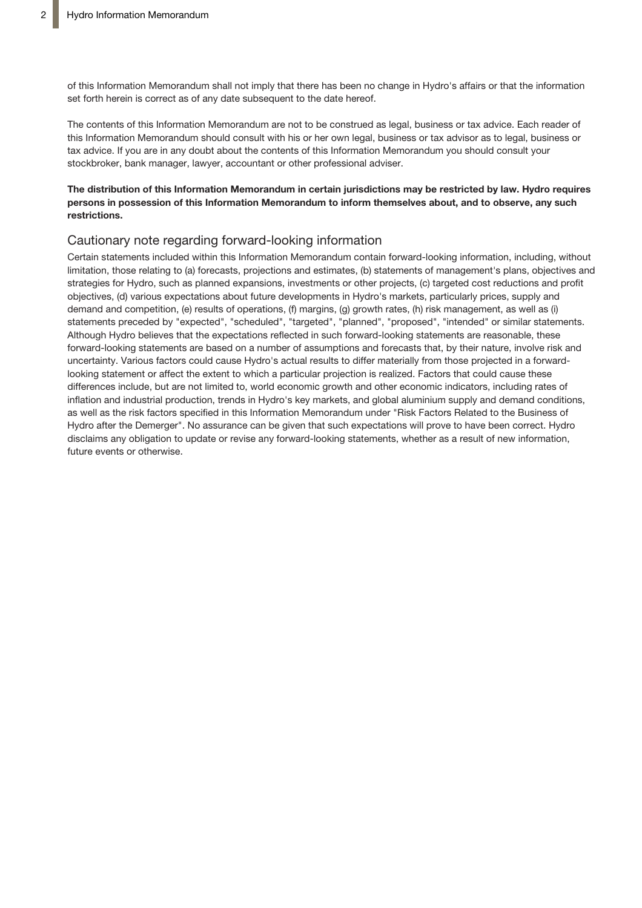of this Information Memorandum shall not imply that there has been no change in Hydro's affairs or that the information set forth herein is correct as of any date subsequent to the date hereof.

The contents of this Information Memorandum are not to be construed as legal, business or tax advice. Each reader of this Information Memorandum should consult with his or her own legal, business or tax advisor as to legal, business or tax advice. If you are in any doubt about the contents of this Information Memorandum you should consult your stockbroker, bank manager, lawyer, accountant or other professional adviser.

**The distribution of this Information Memorandum in certain jurisdictions may be restricted by law. Hydro requires persons in possession of this Information Memorandum to inform themselves about, and to observe, any such restrictions.**

## Cautionary note regarding forward-looking information

Certain statements included within this Information Memorandum contain forward-looking information, including, without limitation, those relating to (a) forecasts, projections and estimates, (b) statements of management's plans, objectives and strategies for Hydro, such as planned expansions, investments or other projects, (c) targeted cost reductions and profit objectives, (d) various expectations about future developments in Hydro's markets, particularly prices, supply and demand and competition, (e) results of operations, (f) margins, (g) growth rates, (h) risk management, as well as (i) statements preceded by "expected", "scheduled", "targeted", "planned", "proposed", "intended" or similar statements. Although Hydro believes that the expectations reflected in such forward-looking statements are reasonable, these forward-looking statements are based on a number of assumptions and forecasts that, by their nature, involve risk and uncertainty. Various factors could cause Hydro's actual results to differ materially from those projected in a forward-looking statement or affect the extent to which a particular projection is realized. Factors that could cause these differences include, but are not limited to, world economic growth and other economic indicators, including rates of inflation and industrial production, trends in Hydro's key markets, and global aluminium supply and demand conditions, as well as the risk factors specified in this Information Memorandum under "Risk Factors Related to the Business of Hydro after the Demerger". No assurance can be given that such expectations will prove to have been correct. Hydro disclaims any obligation to update or revise any forward-looking statements, whether as a result of new information, future events or otherwise.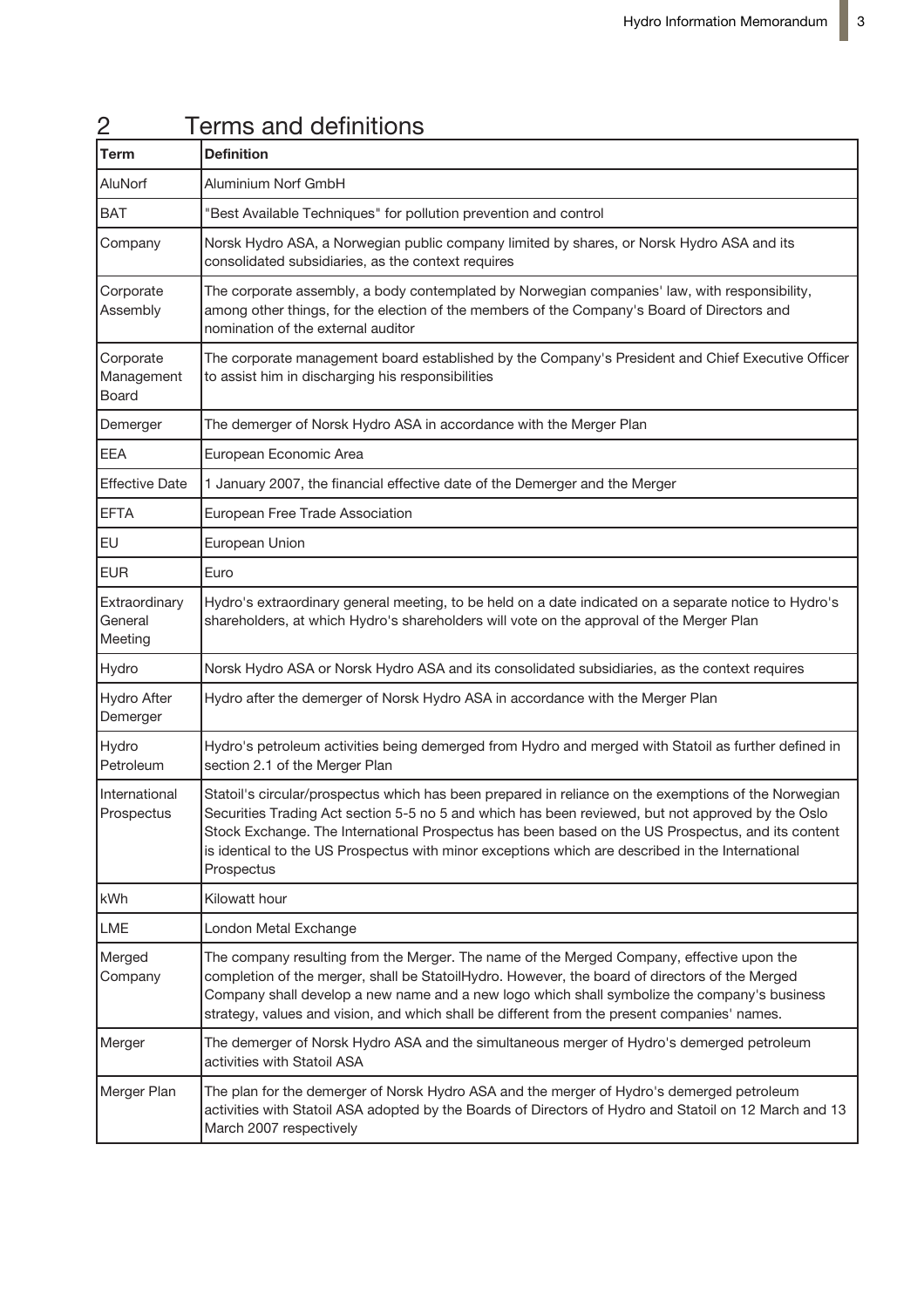# 2 Terms and definitions

| Term | Definition |
|---|---|
| AluNorf | Aluminium Norf GmbH |
| BAT | "Best Available Techniques" for pollution prevention and control |
| Company | Norsk Hydro ASA, a Norwegian public company limited by shares, or Norsk Hydro ASA and its consolidated subsidiaries, as the context requires |
| Corporate Assembly | The corporate assembly, a body contemplated by Norwegian companies' law, with responsibility, among other things, for the election of the members of the Company's Board of Directors and nomination of the external auditor |
| Corporate Management Board | The corporate management board established by the Company's President and Chief Executive Officer to assist him in discharging his responsibilities |
| Demerger | The demerger of Norsk Hydro ASA in accordance with the Merger Plan |
| EEA | European Economic Area |
| Effective Date | 1 January 2007, the financial effective date of the Demerger and the Merger |
| EFTA | European Free Trade Association |
| EU | European Union |
| EUR | Euro |
| Extraordinary General Meeting | Hydro's extraordinary general meeting, to be held on a date indicated on a separate notice to Hydro's shareholders, at which Hydro's shareholders will vote on the approval of the Merger Plan |
| Hydro | Norsk Hydro ASA or Norsk Hydro ASA and its consolidated subsidiaries, as the context requires |
| Hydro After Demerger | Hydro after the demerger of Norsk Hydro ASA in accordance with the Merger Plan |
| Hydro Petroleum | Hydro's petroleum activities being demerged from Hydro and merged with Statoil as further defined in section 2.1 of the Merger Plan |
| International Prospectus | Statoil's circular/prospectus which has been prepared in reliance on the exemptions of the Norwegian Securities Trading Act section 5-5 no 5 and which has been reviewed, but not approved by the Oslo Stock Exchange. The International Prospectus has been based on the US Prospectus, and its content is identical to the US Prospectus with minor exceptions which are described in the International Prospectus |
| kWh | Kilowatt hour |
| LME | London Metal Exchange |
| Merged Company | The company resulting from the Merger. The name of the Merged Company, effective upon the completion of the merger, shall be StatoilHydro. However, the board of directors of the Merged Company shall develop a new name and a new logo which shall symbolize the company's business strategy, values and vision, and which shall be different from the present companies' names. |
| Merger | The demerger of Norsk Hydro ASA and the simultaneous merger of Hydro's demerged petroleum activities with Statoil ASA |
| Merger Plan | The plan for the demerger of Norsk Hydro ASA and the merger of Hydro's demerged petroleum activities with Statoil ASA adopted by the Boards of Directors of Hydro and Statoil on 12 March and 13 March 2007 respectively |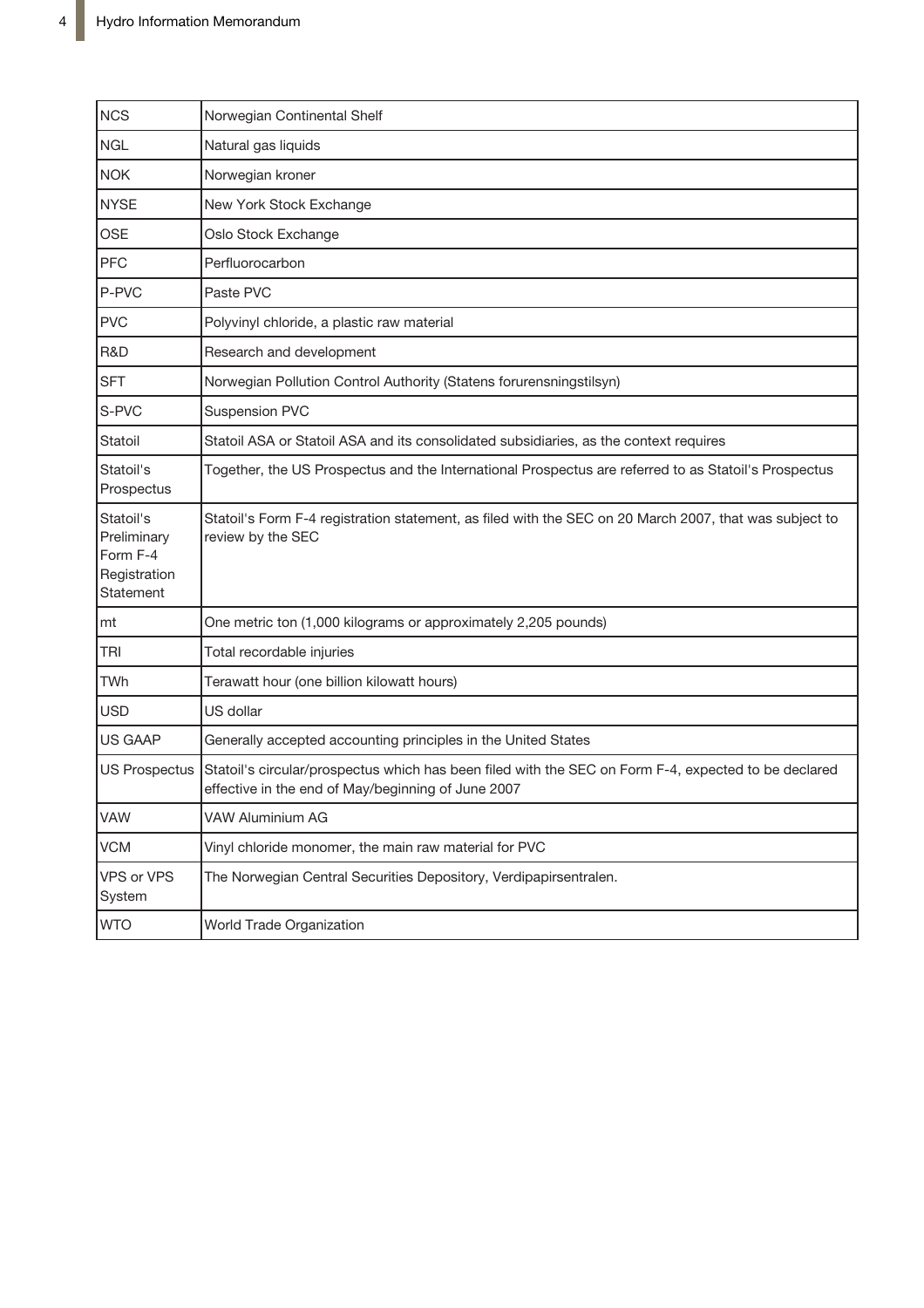| | |
|---|---|
| NCS | Norwegian Continental Shelf |
| NGL | Natural gas liquids |
| NOK | Norwegian kroner |
| NYSE | New York Stock Exchange |
| OSE | Oslo Stock Exchange |
| PFC | Perfluorocarbon |
| P-PVC | Paste PVC |
| PVC | Polyvinyl chloride, a plastic raw material |
| R&D | Research and development |
| SFT | Norwegian Pollution Control Authority (Statens forurensningstilsyn) |
| S-PVC | Suspension PVC |
| Statoil | Statoil ASA or Statoil ASA and its consolidated subsidiaries, as the context requires |
| Statoil's Prospectus | Together, the US Prospectus and the International Prospectus are referred to as Statoil's Prospectus |
| Statoil's Preliminary Form F-4 Registration Statement | Statoil's Form F-4 registration statement, as filed with the SEC on 20 March 2007, that was subject to review by the SEC |
| mt | One metric ton (1,000 kilograms or approximately 2,205 pounds) |
| TRI | Total recordable injuries |
| TWh | Terawatt hour (one billion kilowatt hours) |
| USD | US dollar |
| US GAAP | Generally accepted accounting principles in the United States |
| US Prospectus | Statoil's circular/prospectus which has been filed with the SEC on Form F-4, expected to be declared effective in the end of May/beginning of June 2007 |
| VAW | VAW Aluminium AG |
| VCM | Vinyl chloride monomer, the main raw material for PVC |
| VPS or VPS System | The Norwegian Central Securities Depository, Verdipapirsentralen. |
| WTO | World Trade Organization |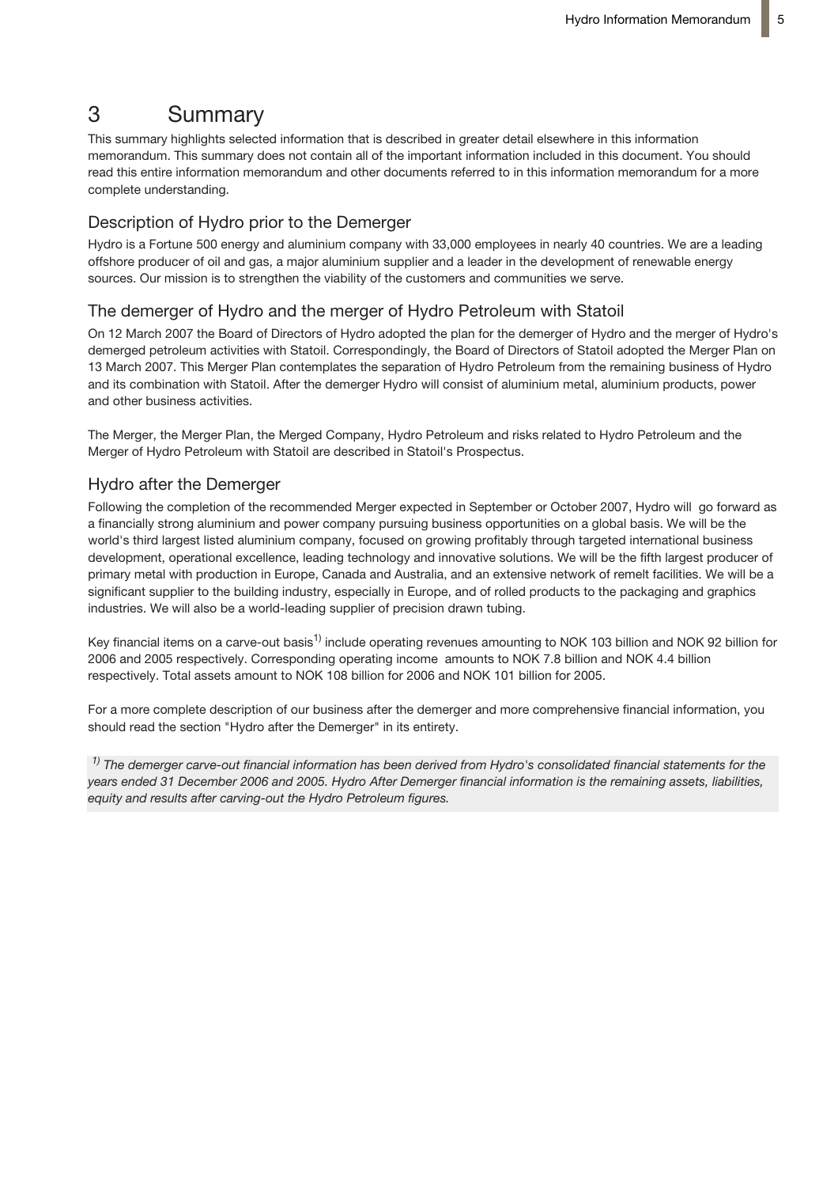# 3 Summary

This summary highlights selected information that is described in greater detail elsewhere in this information memorandum. This summary does not contain all of the important information included in this document. You should read this entire information memorandum and other documents referred to in this information memorandum for a more complete understanding.

## Description of Hydro prior to the Demerger

Hydro is a Fortune 500 energy and aluminium company with 33,000 employees in nearly 40 countries. We are a leading offshore producer of oil and gas, a major aluminium supplier and a leader in the development of renewable energy sources. Our mission is to strengthen the viability of the customers and communities we serve.

## The demerger of Hydro and the merger of Hydro Petroleum with Statoil

On 12 March 2007 the Board of Directors of Hydro adopted the plan for the demerger of Hydro and the merger of Hydro's demerged petroleum activities with Statoil. Correspondingly, the Board of Directors of Statoil adopted the Merger Plan on 13 March 2007. This Merger Plan contemplates the separation of Hydro Petroleum from the remaining business of Hydro and its combination with Statoil. After the demerger Hydro will consist of aluminium metal, aluminium products, power and other business activities.

The Merger, the Merger Plan, the Merged Company, Hydro Petroleum and risks related to Hydro Petroleum and the Merger of Hydro Petroleum with Statoil are described in Statoil's Prospectus.

## Hydro after the Demerger

Following the completion of the recommended Merger expected in September or October 2007, Hydro will go forward as a financially strong aluminium and power company pursuing business opportunities on a global basis. We will be the world's third largest listed aluminium company, focused on growing profitably through targeted international business development, operational excellence, leading technology and innovative solutions. We will be the fifth largest producer of primary metal with production in Europe, Canada and Australia, and an extensive network of remelt facilities. We will be a significant supplier to the building industry, especially in Europe, and of rolled products to the packaging and graphics industries. We will also be a world-leading supplier of precision drawn tubing.

Key financial items on a carve-out basis[1)] include operating revenues amounting to NOK 103 billion and NOK 92 billion for 2006 and 2005 respectively. Corresponding operating income amounts to NOK 7.8 billion and NOK 4.4 billion respectively. Total assets amount to NOK 108 billion for 2006 and NOK 101 billion for 2005.

For a more complete description of our business after the demerger and more comprehensive financial information, you should read the section "Hydro after the Demerger" in its entirety.

*[1)] The demerger carve-out financial information has been derived from Hydro's consolidated financial statements for the years ended 31 December 2006 and 2005. Hydro After Demerger financial information is the remaining assets, liabilities, equity and results after carving-out the Hydro Petroleum figures.*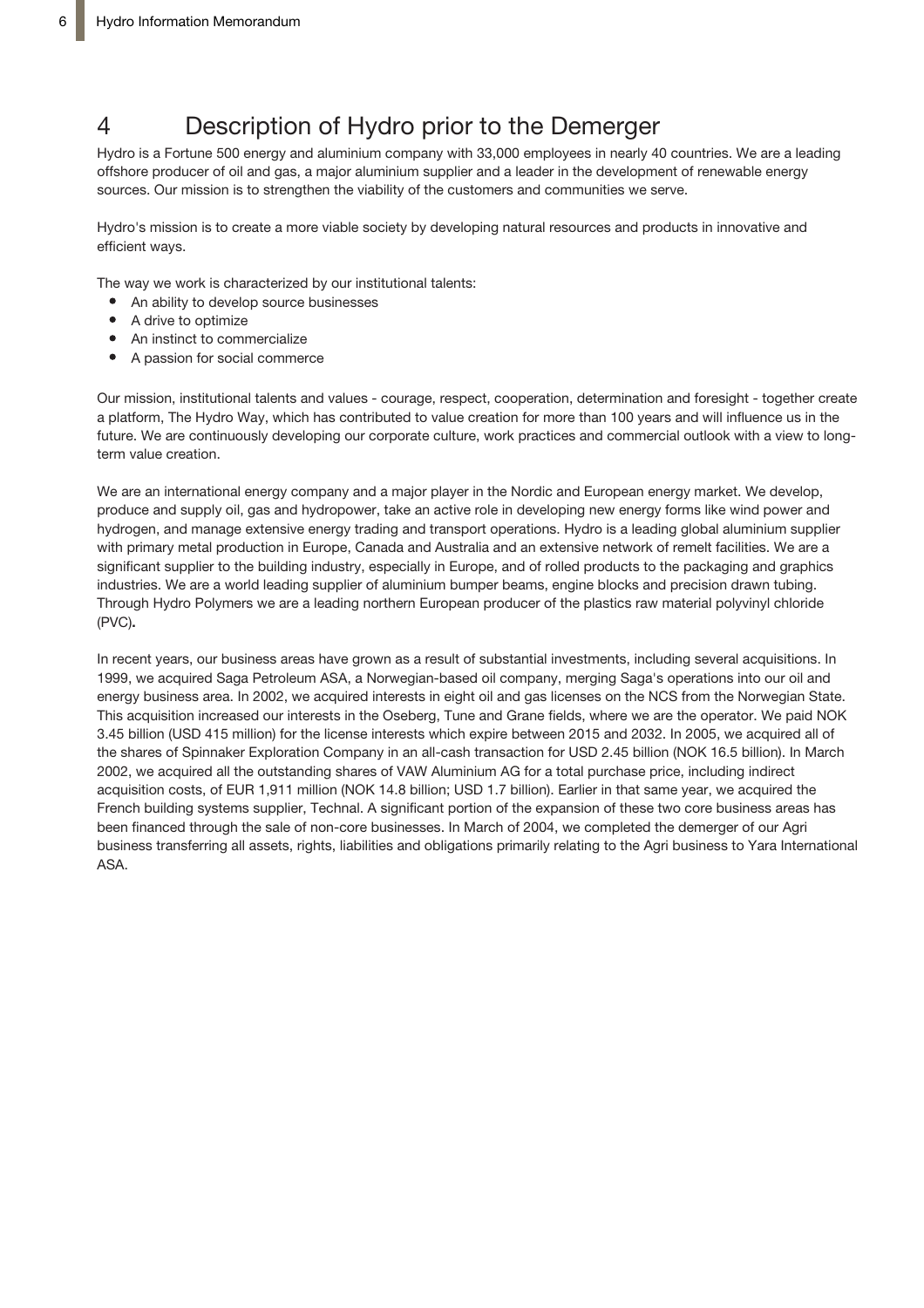# 4 Description of Hydro prior to the Demerger

Hydro is a Fortune 500 energy and aluminium company with 33,000 employees in nearly 40 countries. We are a leading offshore producer of oil and gas, a major aluminium supplier and a leader in the development of renewable energy sources. Our mission is to strengthen the viability of the customers and communities we serve.

Hydro's mission is to create a more viable society by developing natural resources and products in innovative and efficient ways.

The way we work is characterized by our institutional talents:

- An ability to develop source businesses
- A drive to optimize
- An instinct to commercialize
- A passion for social commerce

Our mission, institutional talents and values - courage, respect, cooperation, determination and foresight - together create a platform, The Hydro Way, which has contributed to value creation for more than 100 years and will influence us in the future. We are continuously developing our corporate culture, work practices and commercial outlook with a view to long-term value creation.

We are an international energy company and a major player in the Nordic and European energy market. We develop, produce and supply oil, gas and hydropower, take an active role in developing new energy forms like wind power and hydrogen, and manage extensive energy trading and transport operations. Hydro is a leading global aluminium supplier with primary metal production in Europe, Canada and Australia and an extensive network of remelt facilities. We are a significant supplier to the building industry, especially in Europe, and of rolled products to the packaging and graphics industries. We are a world leading supplier of aluminium bumper beams, engine blocks and precision drawn tubing. Through Hydro Polymers we are a leading northern European producer of the plastics raw material polyvinyl chloride (PVC).

In recent years, our business areas have grown as a result of substantial investments, including several acquisitions. In 1999, we acquired Saga Petroleum ASA, a Norwegian-based oil company, merging Saga's operations into our oil and energy business area. In 2002, we acquired interests in eight oil and gas licenses on the NCS from the Norwegian State. This acquisition increased our interests in the Oseberg, Tune and Grane fields, where we are the operator. We paid NOK 3.45 billion (USD 415 million) for the license interests which expire between 2015 and 2032. In 2005, we acquired all of the shares of Spinnaker Exploration Company in an all-cash transaction for USD 2.45 billion (NOK 16.5 billion). In March 2002, we acquired all the outstanding shares of VAW Aluminium AG for a total purchase price, including indirect acquisition costs, of EUR 1,911 million (NOK 14.8 billion; USD 1.7 billion). Earlier in that same year, we acquired the French building systems supplier, Technal. A significant portion of the expansion of these two core business areas has been financed through the sale of non-core businesses. In March of 2004, we completed the demerger of our Agri business transferring all assets, rights, liabilities and obligations primarily relating to the Agri business to Yara International ASA.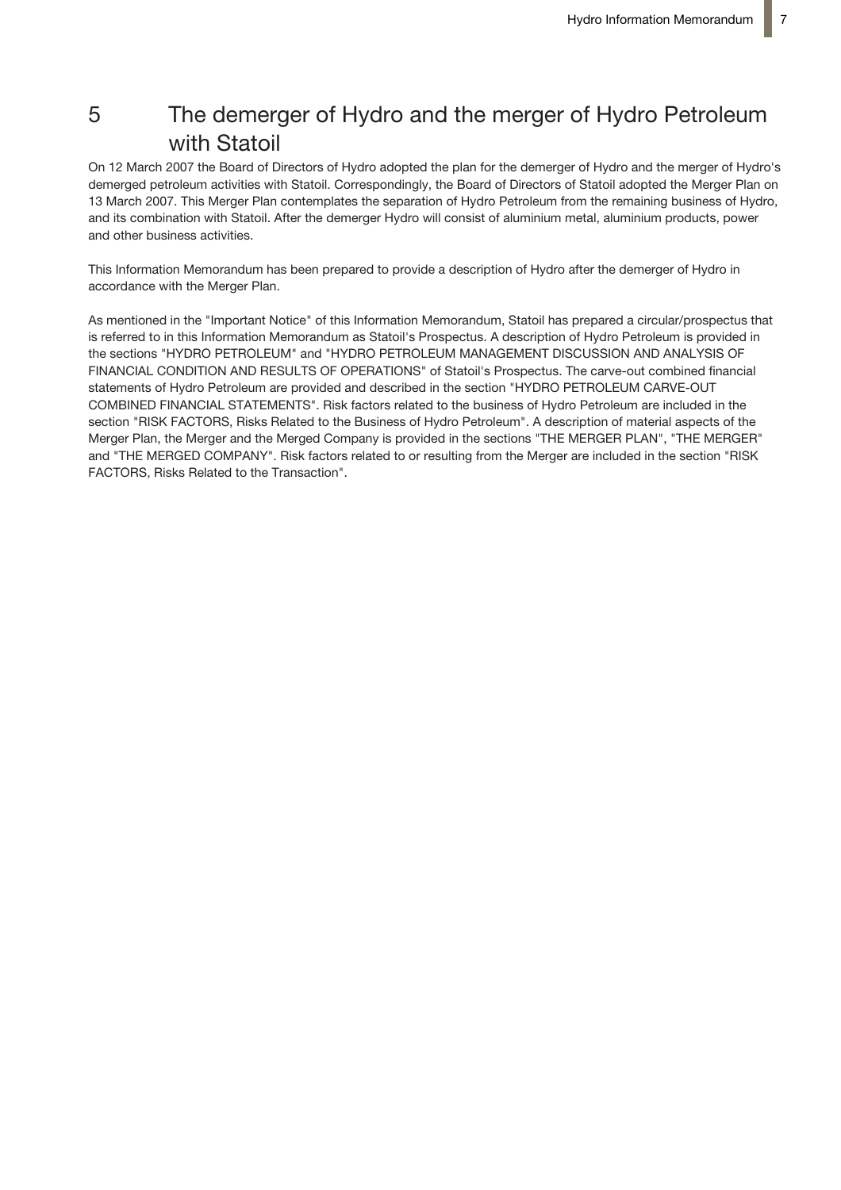# 5 The demerger of Hydro and the merger of Hydro Petroleum with Statoil

On 12 March 2007 the Board of Directors of Hydro adopted the plan for the demerger of Hydro and the merger of Hydro's demerged petroleum activities with Statoil. Correspondingly, the Board of Directors of Statoil adopted the Merger Plan on 13 March 2007. This Merger Plan contemplates the separation of Hydro Petroleum from the remaining business of Hydro, and its combination with Statoil. After the demerger Hydro will consist of aluminium metal, aluminium products, power and other business activities.

This Information Memorandum has been prepared to provide a description of Hydro after the demerger of Hydro in accordance with the Merger Plan.

As mentioned in the "Important Notice" of this Information Memorandum, Statoil has prepared a circular/prospectus that is referred to in this Information Memorandum as Statoil's Prospectus. A description of Hydro Petroleum is provided in the sections "HYDRO PETROLEUM" and "HYDRO PETROLEUM MANAGEMENT DISCUSSION AND ANALYSIS OF FINANCIAL CONDITION AND RESULTS OF OPERATIONS" of Statoil's Prospectus. The carve-out combined financial statements of Hydro Petroleum are provided and described in the section "HYDRO PETROLEUM CARVE-OUT COMBINED FINANCIAL STATEMENTS". Risk factors related to the business of Hydro Petroleum are included in the section "RISK FACTORS, Risks Related to the Business of Hydro Petroleum". A description of material aspects of the Merger Plan, the Merger and the Merged Company is provided in the sections "THE MERGER PLAN", "THE MERGER" and "THE MERGED COMPANY". Risk factors related to or resulting from the Merger are included in the section "RISK FACTORS, Risks Related to the Transaction".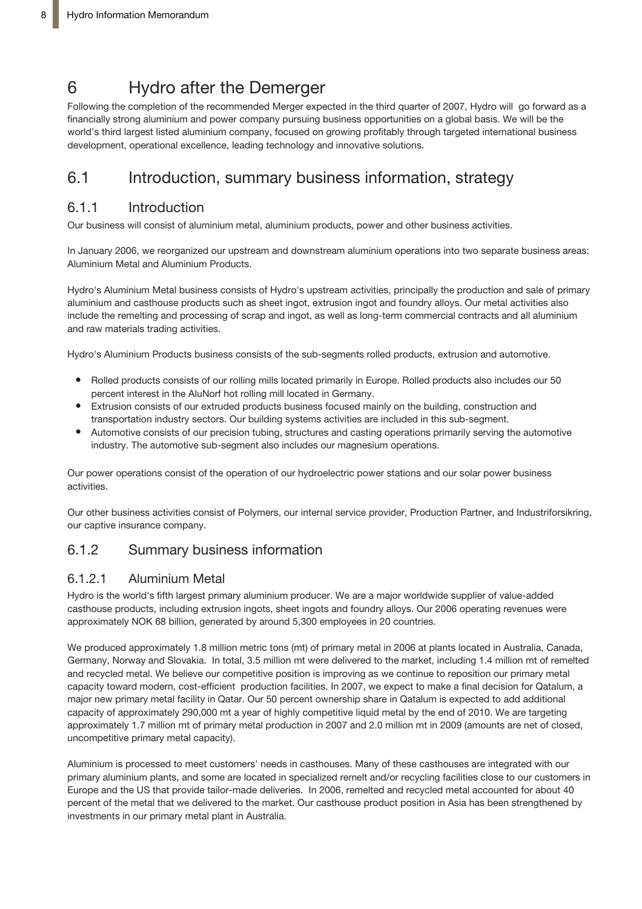# 6 Hydro after the Demerger

Following the completion of the recommended Merger expected in the third quarter of 2007, Hydro will go forward as a financially strong aluminium and power company pursuing business opportunities on a global basis. We will be the world's third largest listed aluminium company, focused on growing profitably through targeted international business development, operational excellence, leading technology and innovative solutions.

## 6.1 Introduction, summary business information, strategy

### 6.1.1 Introduction

Our business will consist of aluminium metal, aluminium products, power and other business activities.

In January 2006, we reorganized our upstream and downstream aluminium operations into two separate business areas: Aluminium Metal and Aluminium Products.

Hydro's Aluminium Metal business consists of Hydro's upstream activities, principally the production and sale of primary aluminium and casthouse products such as sheet ingot, extrusion ingot and foundry alloys. Our metal activities also include the remelting and processing of scrap and ingot, as well as long-term commercial contracts and all aluminium and raw materials trading activities.

Hydro's Aluminium Products business consists of the sub-segments rolled products, extrusion and automotive.

- Rolled products consists of our rolling mills located primarily in Europe. Rolled products also includes our 50 percent interest in the AluNorf hot rolling mill located in Germany.
- Extrusion consists of our extruded products business focused mainly on the building, construction and transportation industry sectors. Our building systems activities are included in this sub-segment.
- Automotive consists of our precision tubing, structures and casting operations primarily serving the automotive industry. The automotive sub-segment also includes our magnesium operations.

Our power operations consist of the operation of our hydroelectric power stations and our solar power business activities.

Our other business activities consist of Polymers, our internal service provider, Production Partner, and Industriforsikring, our captive insurance company.

### 6.1.2 Summary business information

#### 6.1.2.1 Aluminium Metal

Hydro is the world's fifth largest primary aluminium producer. We are a major worldwide supplier of value-added casthouse products, including extrusion ingots, sheet ingots and foundry alloys. Our 2006 operating revenues were approximately NOK 68 billion, generated by around 5,300 employees in 20 countries.

We produced approximately 1.8 million metric tons (mt) of primary metal in 2006 at plants located in Australia, Canada, Germany, Norway and Slovakia. In total, 3.5 million mt were delivered to the market, including 1.4 million mt of remelted and recycled metal. We believe our competitive position is improving as we continue to reposition our primary metal capacity toward modern, cost-efficient production facilities. In 2007, we expect to make a final decision for Qatalum, a major new primary metal facility in Qatar. Our 50 percent ownership share in Qatalum is expected to add additional capacity of approximately 290,000 mt a year of highly competitive liquid metal by the end of 2010. We are targeting approximately 1.7 million mt of primary metal production in 2007 and 2.0 million mt in 2009 (amounts are net of closed, uncompetitive primary metal capacity).

Aluminium is processed to meet customers' needs in casthouses. Many of these casthouses are integrated with our primary aluminium plants, and some are located in specialized remelt and/or recycling facilities close to our customers in Europe and the US that provide tailor-made deliveries. In 2006, remelted and recycled metal accounted for about 40 percent of the metal that we delivered to the market. Our casthouse product position in Asia has been strengthened by investments in our primary metal plant in Australia.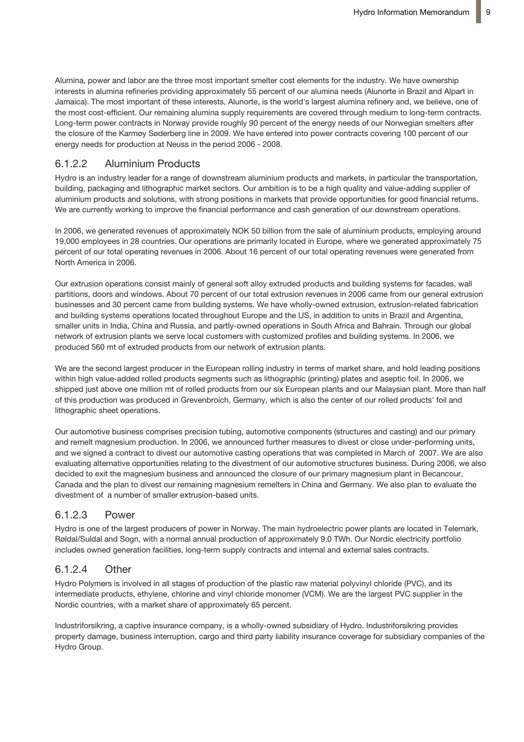Alumina, power and labor are the three most important smelter cost elements for the industry. We have ownership interests in alumina refineries providing approximately 55 percent of our alumina needs (Alunorte in Brazil and Alpart in Jamaica). The most important of these interests, Alunorte, is the world's largest alumina refinery and, we believe, one of the most cost-efficient. Our remaining alumina supply requirements are covered through medium to long-term contracts. Long-term power contracts in Norway provide roughly 90 percent of the energy needs of our Norwegian smelters after the closure of the Karmøy Søderberg line in 2009. We have entered into power contracts covering 100 percent of our energy needs for production at Neuss in the period 2006 - 2008.

### 6.1.2.2 Aluminium Products

Hydro is an industry leader for a range of downstream aluminium products and markets, in particular the transportation, building, packaging and lithographic market sectors. Our ambition is to be a high quality and value-adding supplier of aluminium products and solutions, with strong positions in markets that provide opportunities for good financial returns. We are currently working to improve the financial performance and cash generation of our downstream operations.

In 2006, we generated revenues of approximately NOK 50 billion from the sale of aluminium products, employing around 19,000 employees in 28 countries. Our operations are primarily located in Europe, where we generated approximately 75 percent of our total operating revenues in 2006. About 16 percent of our total operating revenues were generated from North America in 2006.

Our extrusion operations consist mainly of general soft alloy extruded products and building systems for facades, wall partitions, doors and windows. About 70 percent of our total extrusion revenues in 2006 came from our general extrusion businesses and 30 percent came from building systems. We have wholly-owned extrusion, extrusion-related fabrication and building systems operations located throughout Europe and the US, in addition to units in Brazil and Argentina, smaller units in India, China and Russia, and partly-owned operations in South Africa and Bahrain. Through our global network of extrusion plants we serve local customers with customized profiles and building systems. In 2006, we produced 560 mt of extruded products from our network of extrusion plants.

We are the second largest producer in the European rolling industry in terms of market share, and hold leading positions within high value-added rolled products segments such as lithographic (printing) plates and aseptic foil. In 2006, we shipped just above one million mt of rolled products from our six European plants and our Malaysian plant. More than half of this production was produced in Grevenbroich, Germany, which is also the center of our rolled products' foil and lithographic sheet operations.

Our automotive business comprises precision tubing, automotive components (structures and casting) and our primary and remelt magnesium production. In 2006, we announced further measures to divest or close under-performing units, and we signed a contract to divest our automotive casting operations that was completed in March of 2007. We are also evaluating alternative opportunities relating to the divestment of our automotive structures business. During 2006, we also decided to exit the magnesium business and announced the closure of our primary magnesium plant in Becancour, Canada and the plan to divest our remaining magnesium remelters in China and Germany. We also plan to evaluate the divestment of a number of smaller extrusion-based units.

### 6.1.2.3 Power

Hydro is one of the largest producers of power in Norway. The main hydroelectric power plants are located in Telemark, Røldal/Suldal and Sogn, with a normal annual production of approximately 9.0 TWh. Our Nordic electricity portfolio includes owned generation facilities, long-term supply contracts and internal and external sales contracts.

### 6.1.2.4 Other

Hydro Polymers is involved in all stages of production of the plastic raw material polyvinyl chloride (PVC), and its intermediate products, ethylene, chlorine and vinyl chloride monomer (VCM). We are the largest PVC supplier in the Nordic countries, with a market share of approximately 65 percent.

Industriforsikring, a captive insurance company, is a wholly-owned subsidiary of Hydro. Industriforsikring provides property damage, business interruption, cargo and third party liability insurance coverage for subsidiary companies of the Hydro Group.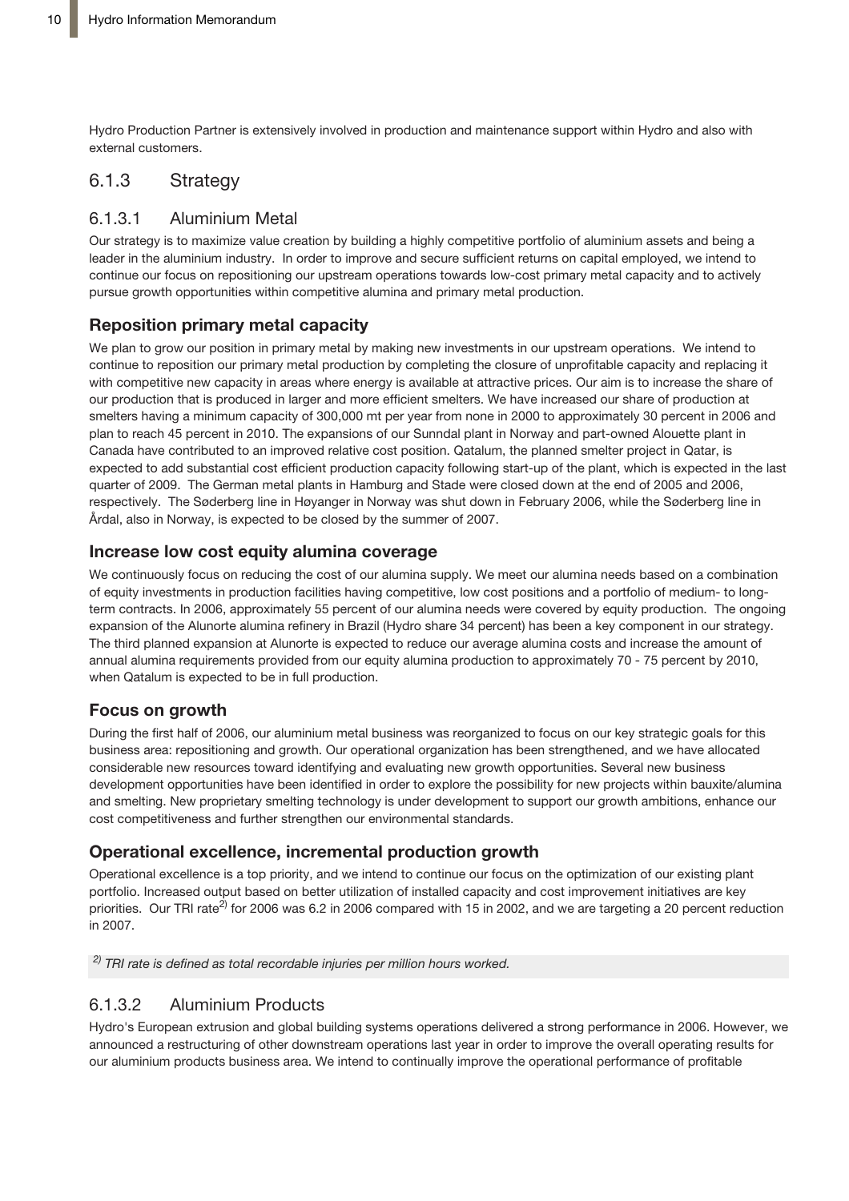Hydro Production Partner is extensively involved in production and maintenance support within Hydro and also with external customers.

## 6.1.3 Strategy

### 6.1.3.1 Aluminium Metal

Our strategy is to maximize value creation by building a highly competitive portfolio of aluminium assets and being a leader in the aluminium industry. In order to improve and secure sufficient returns on capital employed, we intend to continue our focus on repositioning our upstream operations towards low-cost primary metal capacity and to actively pursue growth opportunities within competitive alumina and primary metal production.

#### Reposition primary metal capacity

We plan to grow our position in primary metal by making new investments in our upstream operations. We intend to continue to reposition our primary metal production by completing the closure of unprofitable capacity and replacing it with competitive new capacity in areas where energy is available at attractive prices. Our aim is to increase the share of our production that is produced in larger and more efficient smelters. We have increased our share of production at smelters having a minimum capacity of 300,000 mt per year from none in 2000 to approximately 30 percent in 2006 and plan to reach 45 percent in 2010. The expansions of our Sunndal plant in Norway and part-owned Alouette plant in Canada have contributed to an improved relative cost position. Qatalum, the planned smelter project in Qatar, is expected to add substantial cost efficient production capacity following start-up of the plant, which is expected in the last quarter of 2009. The German metal plants in Hamburg and Stade were closed down at the end of 2005 and 2006, respectively. The Søderberg line in Høyanger in Norway was shut down in February 2006, while the Søderberg line in Årdal, also in Norway, is expected to be closed by the summer of 2007.

#### Increase low cost equity alumina coverage

We continuously focus on reducing the cost of our alumina supply. We meet our alumina needs based on a combination of equity investments in production facilities having competitive, low cost positions and a portfolio of medium- to long-term contracts. In 2006, approximately 55 percent of our alumina needs were covered by equity production. The ongoing expansion of the Alunorte alumina refinery in Brazil (Hydro share 34 percent) has been a key component in our strategy. The third planned expansion at Alunorte is expected to reduce our average alumina costs and increase the amount of annual alumina requirements provided from our equity alumina production to approximately 70 - 75 percent by 2010, when Qatalum is expected to be in full production.

#### Focus on growth

During the first half of 2006, our aluminium metal business was reorganized to focus on our key strategic goals for this business area: repositioning and growth. Our operational organization has been strengthened, and we have allocated considerable new resources toward identifying and evaluating new growth opportunities. Several new business development opportunities have been identified in order to explore the possibility for new projects within bauxite/alumina and smelting. New proprietary smelting technology is under development to support our growth ambitions, enhance our cost competitiveness and further strengthen our environmental standards.

#### Operational excellence, incremental production growth

Operational excellence is a top priority, and we intend to continue our focus on the optimization of our existing plant portfolio. Increased output based on better utilization of installed capacity and cost improvement initiatives are key priorities. Our TRI rate[2)] for 2006 was 6.2 in 2006 compared with 15 in 2002, and we are targeting a 20 percent reduction in 2007.

*[2)] TRI rate is defined as total recordable injuries per million hours worked.*

### 6.1.3.2 Aluminium Products

Hydro's European extrusion and global building systems operations delivered a strong performance in 2006. However, we announced a restructuring of other downstream operations last year in order to improve the overall operating results for our aluminium products business area. We intend to continually improve the operational performance of profitable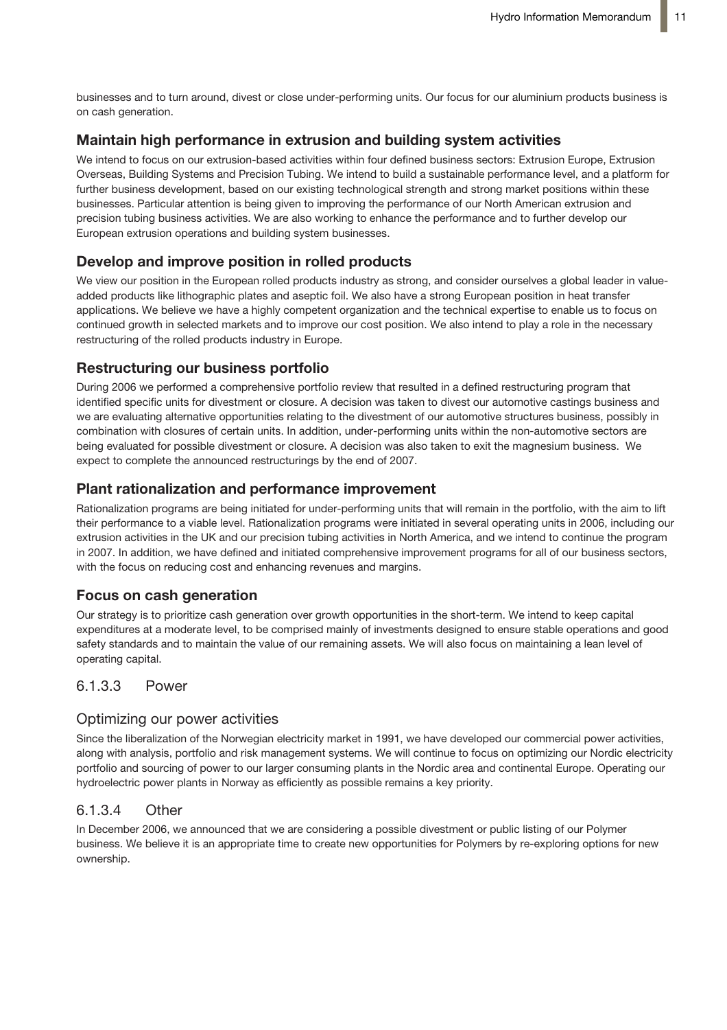businesses and to turn around, divest or close under-performing units. Our focus for our aluminium products business is on cash generation.

### Maintain high performance in extrusion and building system activities

We intend to focus on our extrusion-based activities within four defined business sectors: Extrusion Europe, Extrusion Overseas, Building Systems and Precision Tubing. We intend to build a sustainable performance level, and a platform for further business development, based on our existing technological strength and strong market positions within these businesses. Particular attention is being given to improving the performance of our North American extrusion and precision tubing business activities. We are also working to enhance the performance and to further develop our European extrusion operations and building system businesses.

### Develop and improve position in rolled products

We view our position in the European rolled products industry as strong, and consider ourselves a global leader in value-added products like lithographic plates and aseptic foil. We also have a strong European position in heat transfer applications. We believe we have a highly competent organization and the technical expertise to enable us to focus on continued growth in selected markets and to improve our cost position. We also intend to play a role in the necessary restructuring of the rolled products industry in Europe.

### Restructuring our business portfolio

During 2006 we performed a comprehensive portfolio review that resulted in a defined restructuring program that identified specific units for divestment or closure. A decision was taken to divest our automotive castings business and we are evaluating alternative opportunities relating to the divestment of our automotive structures business, possibly in combination with closures of certain units. In addition, under-performing units within the non-automotive sectors are being evaluated for possible divestment or closure. A decision was also taken to exit the magnesium business. We expect to complete the announced restructurings by the end of 2007.

### Plant rationalization and performance improvement

Rationalization programs are being initiated for under-performing units that will remain in the portfolio, with the aim to lift their performance to a viable level. Rationalization programs were initiated in several operating units in 2006, including our extrusion activities in the UK and our precision tubing activities in North America, and we intend to continue the program in 2007. In addition, we have defined and initiated comprehensive improvement programs for all of our business sectors, with the focus on reducing cost and enhancing revenues and margins.

### Focus on cash generation

Our strategy is to prioritize cash generation over growth opportunities in the short-term. We intend to keep capital expenditures at a moderate level, to be comprised mainly of investments designed to ensure stable operations and good safety standards and to maintain the value of our remaining assets. We will also focus on maintaining a lean level of operating capital.

## 6.1.3.3 Power

### Optimizing our power activities

Since the liberalization of the Norwegian electricity market in 1991, we have developed our commercial power activities, along with analysis, portfolio and risk management systems. We will continue to focus on optimizing our Nordic electricity portfolio and sourcing of power to our larger consuming plants in the Nordic area and continental Europe. Operating our hydroelectric power plants in Norway as efficiently as possible remains a key priority.

## 6.1.3.4 Other

In December 2006, we announced that we are considering a possible divestment or public listing of our Polymer business. We believe it is an appropriate time to create new opportunities for Polymers by re-exploring options for new ownership.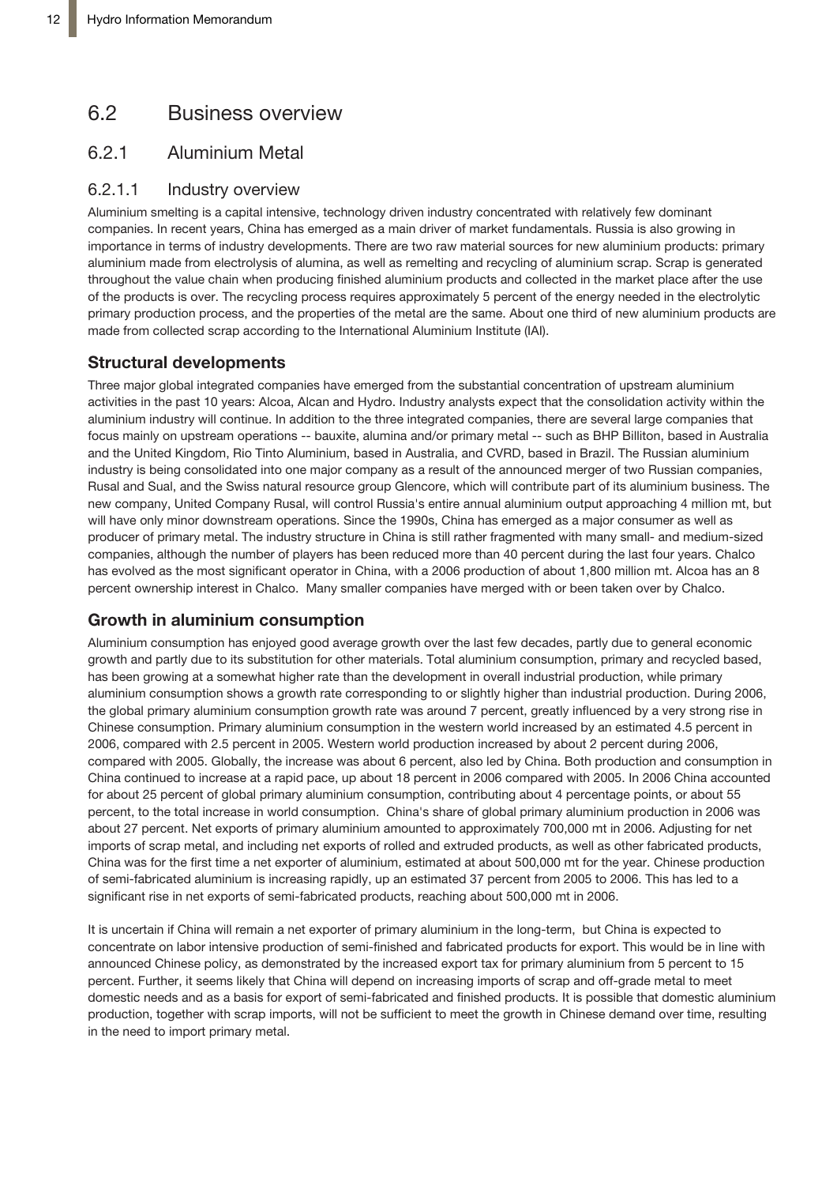## 6.2 Business overview

### 6.2.1 Aluminium Metal

#### 6.2.1.1 Industry overview

Aluminium smelting is a capital intensive, technology driven industry concentrated with relatively few dominant companies. In recent years, China has emerged as a main driver of market fundamentals. Russia is also growing in importance in terms of industry developments. There are two raw material sources for new aluminium products: primary aluminium made from electrolysis of alumina, as well as remelting and recycling of aluminium scrap. Scrap is generated throughout the value chain when producing finished aluminium products and collected in the market place after the use of the products is over. The recycling process requires approximately 5 percent of the energy needed in the electrolytic primary production process, and the properties of the metal are the same. About one third of new aluminium products are made from collected scrap according to the International Aluminium Institute (IAI).

**Structural developments**

Three major global integrated companies have emerged from the substantial concentration of upstream aluminium activities in the past 10 years: Alcoa, Alcan and Hydro. Industry analysts expect that the consolidation activity within the aluminium industry will continue. In addition to the three integrated companies, there are several large companies that focus mainly on upstream operations -- bauxite, alumina and/or primary metal -- such as BHP Billiton, based in Australia and the United Kingdom, Rio Tinto Aluminium, based in Australia, and CVRD, based in Brazil. The Russian aluminium industry is being consolidated into one major company as a result of the announced merger of two Russian companies, Rusal and Sual, and the Swiss natural resource group Glencore, which will contribute part of its aluminium business. The new company, United Company Rusal, will control Russia's entire annual aluminium output approaching 4 million mt, but will have only minor downstream operations. Since the 1990s, China has emerged as a major consumer as well as producer of primary metal. The industry structure in China is still rather fragmented with many small- and medium-sized companies, although the number of players has been reduced more than 40 percent during the last four years. Chalco has evolved as the most significant operator in China, with a 2006 production of about 1,800 million mt. Alcoa has an 8 percent ownership interest in Chalco. Many smaller companies have merged with or been taken over by Chalco.

**Growth in aluminium consumption**

Aluminium consumption has enjoyed good average growth over the last few decades, partly due to general economic growth and partly due to its substitution for other materials. Total aluminium consumption, primary and recycled based, has been growing at a somewhat higher rate than the development in overall industrial production, while primary aluminium consumption shows a growth rate corresponding to or slightly higher than industrial production. During 2006, the global primary aluminium consumption growth rate was around 7 percent, greatly influenced by a very strong rise in Chinese consumption. Primary aluminium consumption in the western world increased by an estimated 4.5 percent in 2006, compared with 2.5 percent in 2005. Western world production increased by about 2 percent during 2006, compared with 2005. Globally, the increase was about 6 percent, also led by China. Both production and consumption in China continued to increase at a rapid pace, up about 18 percent in 2006 compared with 2005. In 2006 China accounted for about 25 percent of global primary aluminium consumption, contributing about 4 percentage points, or about 55 percent, to the total increase in world consumption. China's share of global primary aluminium production in 2006 was about 27 percent. Net exports of primary aluminium amounted to approximately 700,000 mt in 2006. Adjusting for net imports of scrap metal, and including net exports of rolled and extruded products, as well as other fabricated products, China was for the first time a net exporter of aluminium, estimated at about 500,000 mt for the year. Chinese production of semi-fabricated aluminium is increasing rapidly, up an estimated 37 percent from 2005 to 2006. This has led to a significant rise in net exports of semi-fabricated products, reaching about 500,000 mt in 2006.

It is uncertain if China will remain a net exporter of primary aluminium in the long-term, but China is expected to concentrate on labor intensive production of semi-finished and fabricated products for export. This would be in line with announced Chinese policy, as demonstrated by the increased export tax for primary aluminium from 5 percent to 15 percent. Further, it seems likely that China will depend on increasing imports of scrap and off-grade metal to meet domestic needs and as a basis for export of semi-fabricated and finished products. It is possible that domestic aluminium production, together with scrap imports, will not be sufficient to meet the growth in Chinese demand over time, resulting in the need to import primary metal.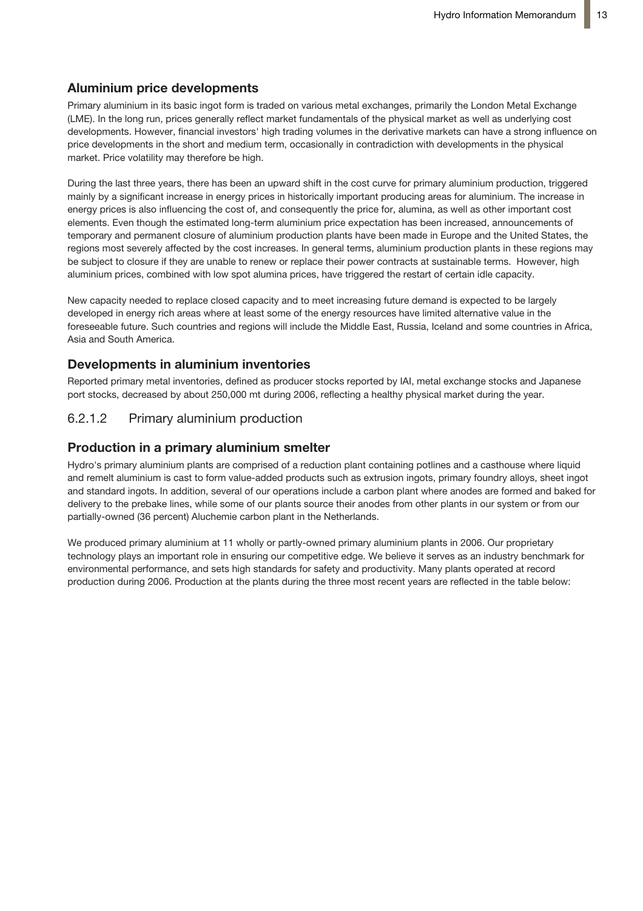### Aluminium price developments

Primary aluminium in its basic ingot form is traded on various metal exchanges, primarily the London Metal Exchange (LME). In the long run, prices generally reflect market fundamentals of the physical market as well as underlying cost developments. However, financial investors' high trading volumes in the derivative markets can have a strong influence on price developments in the short and medium term, occasionally in contradiction with developments in the physical market. Price volatility may therefore be high.

During the last three years, there has been an upward shift in the cost curve for primary aluminium production, triggered mainly by a significant increase in energy prices in historically important producing areas for aluminium. The increase in energy prices is also influencing the cost of, and consequently the price for, alumina, as well as other important cost elements. Even though the estimated long-term aluminium price expectation has been increased, announcements of temporary and permanent closure of aluminium production plants have been made in Europe and the United States, the regions most severely affected by the cost increases. In general terms, aluminium production plants in these regions may be subject to closure if they are unable to renew or replace their power contracts at sustainable terms. However, high aluminium prices, combined with low spot alumina prices, have triggered the restart of certain idle capacity.

New capacity needed to replace closed capacity and to meet increasing future demand is expected to be largely developed in energy rich areas where at least some of the energy resources have limited alternative value in the foreseeable future. Such countries and regions will include the Middle East, Russia, Iceland and some countries in Africa, Asia and South America.

### Developments in aluminium inventories

Reported primary metal inventories, defined as producer stocks reported by IAI, metal exchange stocks and Japanese port stocks, decreased by about 250,000 mt during 2006, reflecting a healthy physical market during the year.

## 6.2.1.2 Primary aluminium production

### Production in a primary aluminium smelter

Hydro's primary aluminium plants are comprised of a reduction plant containing potlines and a casthouse where liquid and remelt aluminium is cast to form value-added products such as extrusion ingots, primary foundry alloys, sheet ingot and standard ingots. In addition, several of our operations include a carbon plant where anodes are formed and baked for delivery to the prebake lines, while some of our plants source their anodes from other plants in our system or from our partially-owned (36 percent) Aluchemie carbon plant in the Netherlands.

We produced primary aluminium at 11 wholly or partly-owned primary aluminium plants in 2006. Our proprietary technology plays an important role in ensuring our competitive edge. We believe it serves as an industry benchmark for environmental performance, and sets high standards for safety and productivity. Many plants operated at record production during 2006. Production at the plants during the three most recent years are reflected in the table below: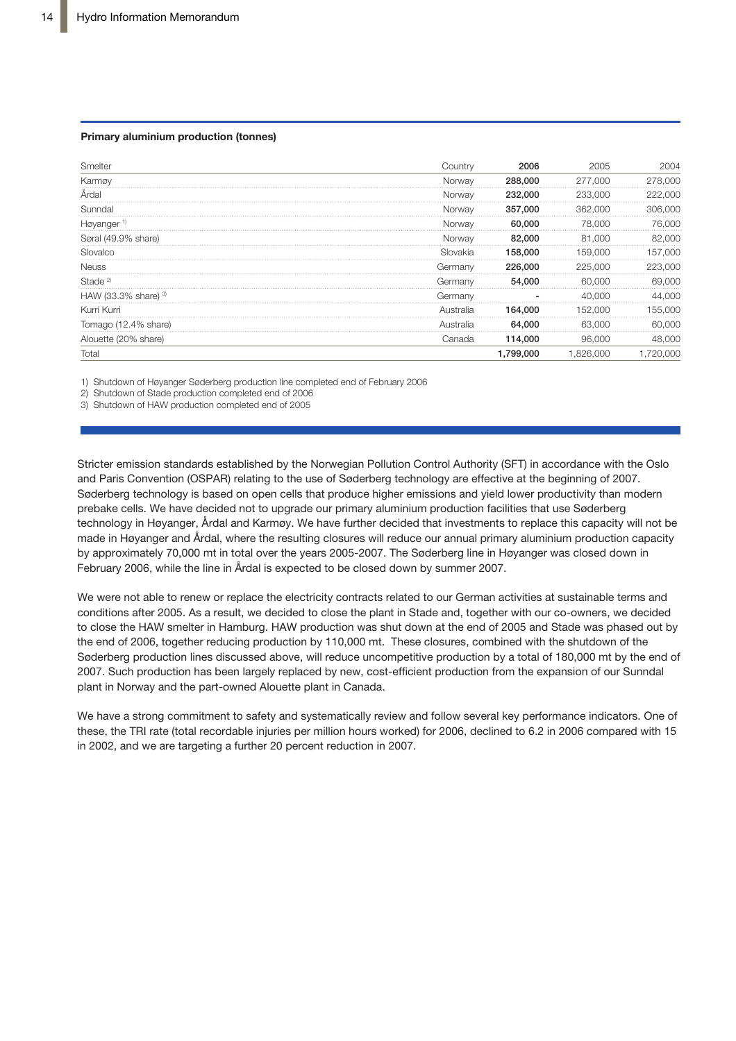**Primary aluminium production (tonnes)**

| Smelter | Country | 2006 | 2005 | 2004 |
|---|---|---|---|---|
| Karmøy | Norway | **288,000** | 277,000 | 278,000 |
| Årdal | Norway | **232,000** | 233,000 | 222,000 |
| Sunndal | Norway | **357,000** | 362,000 | 306,000 |
| Høyanger [1] | Norway | **60,000** | 78,000 | 76,000 |
| Søral (49.9% share) | Norway | **82,000** | 81,000 | 82,000 |
| Slovalco | Slovakia | **158,000** | 159,000 | 157,000 |
| Neuss | Germany | **226,000** | 225,000 | 223,000 |
| Stade [2] | Germany | **54,000** | 60,000 | 69,000 |
| HAW (33.3% share) [3] | Germany | **-** | 40,000 | 44,000 |
| Kurri Kurri | Australia | **164,000** | 152,000 | 155,000 |
| Tomago (12.4% share) | Australia | **64,000** | 63,000 | 60,000 |
| Alouette (20% share) | Canada | **114,000** | 96,000 | 48,000 |
| Total | | **1,799,000** | 1,826,000 | 1,720,000 |

1) Shutdown of Høyanger Søderberg production line completed end of February 2006
2) Shutdown of Stade production completed end of 2006
3) Shutdown of HAW production completed end of 2005

Stricter emission standards established by the Norwegian Pollution Control Authority (SFT) in accordance with the Oslo and Paris Convention (OSPAR) relating to the use of Søderberg technology are effective at the beginning of 2007. Søderberg technology is based on open cells that produce higher emissions and yield lower productivity than modern prebake cells. We have decided not to upgrade our primary aluminium production facilities that use Søderberg technology in Høyanger, Årdal and Karmøy. We have further decided that investments to replace this capacity will not be made in Høyanger and Årdal, where the resulting closures will reduce our annual primary aluminium production capacity by approximately 70,000 mt in total over the years 2005-2007. The Søderberg line in Høyanger was closed down in February 2006, while the line in Årdal is expected to be closed down by summer 2007.

We were not able to renew or replace the electricity contracts related to our German activities at sustainable terms and conditions after 2005. As a result, we decided to close the plant in Stade and, together with our co-owners, we decided to close the HAW smelter in Hamburg. HAW production was shut down at the end of 2005 and Stade was phased out by the end of 2006, together reducing production by 110,000 mt. These closures, combined with the shutdown of the Søderberg production lines discussed above, will reduce uncompetitive production by a total of 180,000 mt by the end of 2007. Such production has been largely replaced by new, cost-efficient production from the expansion of our Sunndal plant in Norway and the part-owned Alouette plant in Canada.

We have a strong commitment to safety and systematically review and follow several key performance indicators. One of these, the TRI rate (total recordable injuries per million hours worked) for 2006, declined to 6.2 in 2006 compared with 15 in 2002, and we are targeting a further 20 percent reduction in 2007.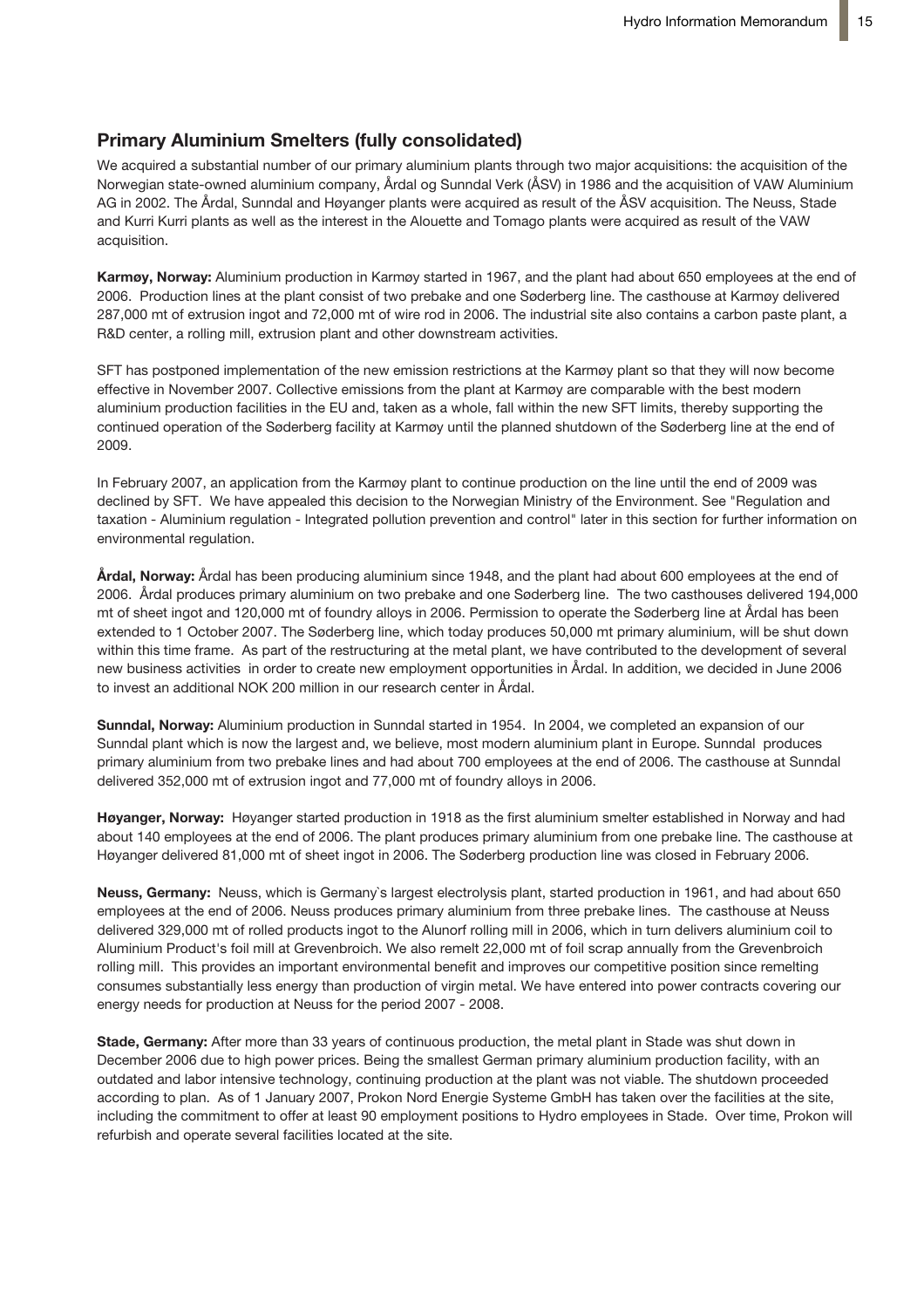## Primary Aluminium Smelters (fully consolidated)

We acquired a substantial number of our primary aluminium plants through two major acquisitions: the acquisition of the Norwegian state-owned aluminium company, Årdal og Sunndal Verk (ÅSV) in 1986 and the acquisition of VAW Aluminium AG in 2002. The Årdal, Sunndal and Høyanger plants were acquired as result of the ÅSV acquisition. The Neuss, Stade and Kurri Kurri plants as well as the interest in the Alouette and Tomago plants were acquired as result of the VAW acquisition.

**Karmøy, Norway:** Aluminium production in Karmøy started in 1967, and the plant had about 650 employees at the end of 2006. Production lines at the plant consist of two prebake and one Søderberg line. The casthouse at Karmøy delivered 287,000 mt of extrusion ingot and 72,000 mt of wire rod in 2006. The industrial site also contains a carbon paste plant, a R&D center, a rolling mill, extrusion plant and other downstream activities.

SFT has postponed implementation of the new emission restrictions at the Karmøy plant so that they will now become effective in November 2007. Collective emissions from the plant at Karmøy are comparable with the best modern aluminium production facilities in the EU and, taken as a whole, fall within the new SFT limits, thereby supporting the continued operation of the Søderberg facility at Karmøy until the planned shutdown of the Søderberg line at the end of 2009.

In February 2007, an application from the Karmøy plant to continue production on the line until the end of 2009 was declined by SFT. We have appealed this decision to the Norwegian Ministry of the Environment. See "Regulation and taxation - Aluminium regulation - Integrated pollution prevention and control" later in this section for further information on environmental regulation.

**Årdal, Norway:** Årdal has been producing aluminium since 1948, and the plant had about 600 employees at the end of 2006. Årdal produces primary aluminium on two prebake and one Søderberg line. The two casthouses delivered 194,000 mt of sheet ingot and 120,000 mt of foundry alloys in 2006. Permission to operate the Søderberg line at Årdal has been extended to 1 October 2007. The Søderberg line, which today produces 50,000 mt primary aluminium, will be shut down within this time frame. As part of the restructuring at the metal plant, we have contributed to the development of several new business activities in order to create new employment opportunities in Årdal. In addition, we decided in June 2006 to invest an additional NOK 200 million in our research center in Årdal.

**Sunndal, Norway:** Aluminium production in Sunndal started in 1954. In 2004, we completed an expansion of our Sunndal plant which is now the largest and, we believe, most modern aluminium plant in Europe. Sunndal produces primary aluminium from two prebake lines and had about 700 employees at the end of 2006. The casthouse at Sunndal delivered 352,000 mt of extrusion ingot and 77,000 mt of foundry alloys in 2006.

**Høyanger, Norway:** Høyanger started production in 1918 as the first aluminium smelter established in Norway and had about 140 employees at the end of 2006. The plant produces primary aluminium from one prebake line. The casthouse at Høyanger delivered 81,000 mt of sheet ingot in 2006. The Søderberg production line was closed in February 2006.

**Neuss, Germany:** Neuss, which is Germany`s largest electrolysis plant, started production in 1961, and had about 650 employees at the end of 2006. Neuss produces primary aluminium from three prebake lines. The casthouse at Neuss delivered 329,000 mt of rolled products ingot to the Alunorf rolling mill in 2006, which in turn delivers aluminium coil to Aluminium Product's foil mill at Grevenbroich. We also remelt 22,000 mt of foil scrap annually from the Grevenbroich rolling mill. This provides an important environmental benefit and improves our competitive position since remelting consumes substantially less energy than production of virgin metal. We have entered into power contracts covering our energy needs for production at Neuss for the period 2007 - 2008.

**Stade, Germany:** After more than 33 years of continuous production, the metal plant in Stade was shut down in December 2006 due to high power prices. Being the smallest German primary aluminium production facility, with an outdated and labor intensive technology, continuing production at the plant was not viable. The shutdown proceeded according to plan. As of 1 January 2007, Prokon Nord Energie Systeme GmbH has taken over the facilities at the site, including the commitment to offer at least 90 employment positions to Hydro employees in Stade. Over time, Prokon will refurbish and operate several facilities located at the site.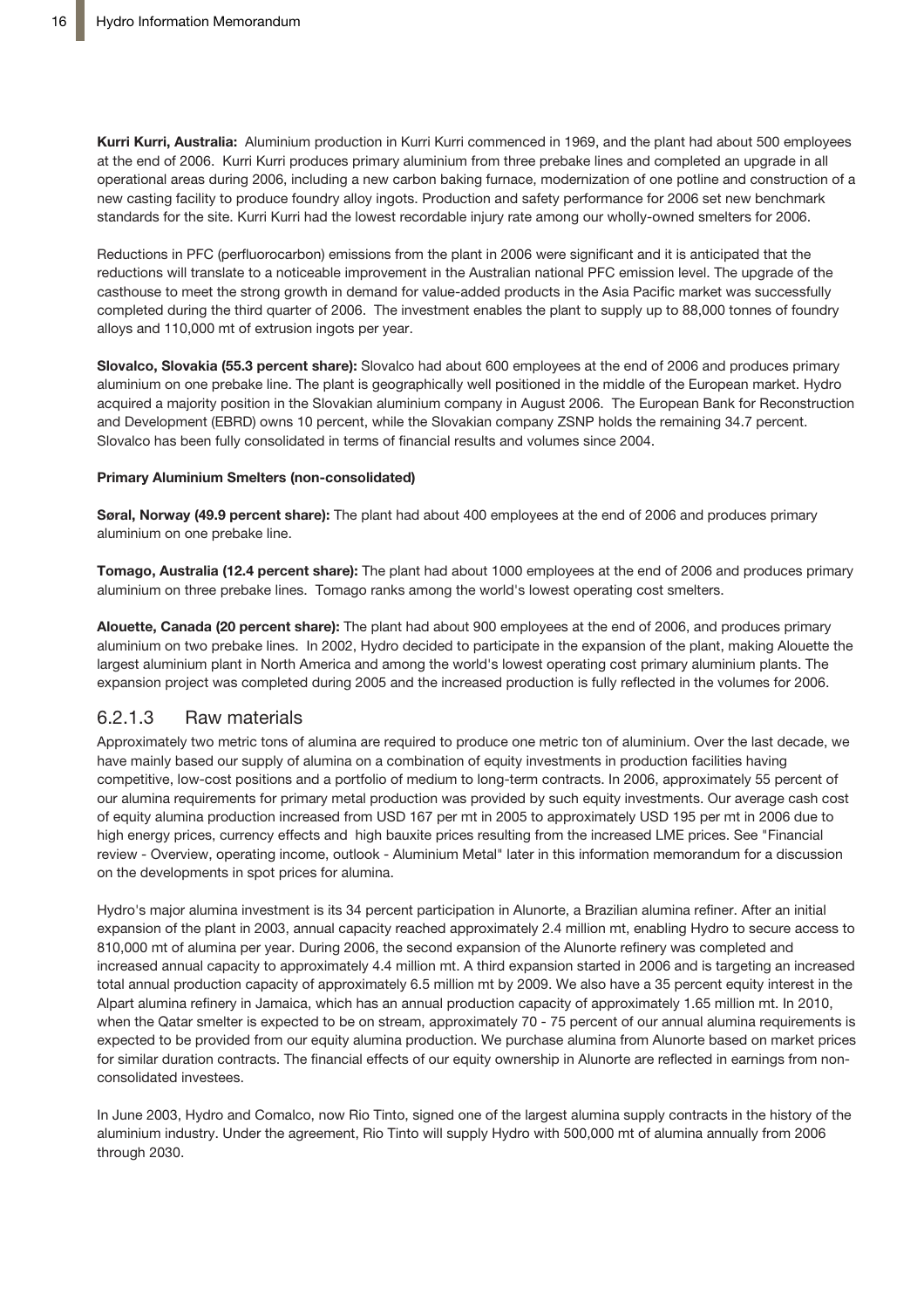**Kurri Kurri, Australia:** Aluminium production in Kurri Kurri commenced in 1969, and the plant had about 500 employees at the end of 2006. Kurri Kurri produces primary aluminium from three prebake lines and completed an upgrade in all operational areas during 2006, including a new carbon baking furnace, modernization of one potline and construction of a new casting facility to produce foundry alloy ingots. Production and safety performance for 2006 set new benchmark standards for the site. Kurri Kurri had the lowest recordable injury rate among our wholly-owned smelters for 2006.

Reductions in PFC (perfluorocarbon) emissions from the plant in 2006 were significant and it is anticipated that the reductions will translate to a noticeable improvement in the Australian national PFC emission level. The upgrade of the casthouse to meet the strong growth in demand for value-added products in the Asia Pacific market was successfully completed during the third quarter of 2006. The investment enables the plant to supply up to 88,000 tonnes of foundry alloys and 110,000 mt of extrusion ingots per year.

**Slovalco, Slovakia (55.3 percent share):** Slovalco had about 600 employees at the end of 2006 and produces primary aluminium on one prebake line. The plant is geographically well positioned in the middle of the European market. Hydro acquired a majority position in the Slovakian aluminium company in August 2006. The European Bank for Reconstruction and Development (EBRD) owns 10 percent, while the Slovakian company ZSNP holds the remaining 34.7 percent. Slovalco has been fully consolidated in terms of financial results and volumes since 2004.

**Primary Aluminium Smelters (non-consolidated)**

**Søral, Norway (49.9 percent share):** The plant had about 400 employees at the end of 2006 and produces primary aluminium on one prebake line.

**Tomago, Australia (12.4 percent share):** The plant had about 1000 employees at the end of 2006 and produces primary aluminium on three prebake lines. Tomago ranks among the world's lowest operating cost smelters.

**Alouette, Canada (20 percent share):** The plant had about 900 employees at the end of 2006, and produces primary aluminium on two prebake lines. In 2002, Hydro decided to participate in the expansion of the plant, making Alouette the largest aluminium plant in North America and among the world's lowest operating cost primary aluminium plants. The expansion project was completed during 2005 and the increased production is fully reflected in the volumes for 2006.

### 6.2.1.3 Raw materials

Approximately two metric tons of alumina are required to produce one metric ton of aluminium. Over the last decade, we have mainly based our supply of alumina on a combination of equity investments in production facilities having competitive, low-cost positions and a portfolio of medium to long-term contracts. In 2006, approximately 55 percent of our alumina requirements for primary metal production was provided by such equity investments. Our average cash cost of equity alumina production increased from USD 167 per mt in 2005 to approximately USD 195 per mt in 2006 due to high energy prices, currency effects and high bauxite prices resulting from the increased LME prices. See "Financial review - Overview, operating income, outlook - Aluminium Metal" later in this information memorandum for a discussion on the developments in spot prices for alumina.

Hydro's major alumina investment is its 34 percent participation in Alunorte, a Brazilian alumina refiner. After an initial expansion of the plant in 2003, annual capacity reached approximately 2.4 million mt, enabling Hydro to secure access to 810,000 mt of alumina per year. During 2006, the second expansion of the Alunorte refinery was completed and increased annual capacity to approximately 4.4 million mt. A third expansion started in 2006 and is targeting an increased total annual production capacity of approximately 6.5 million mt by 2009. We also have a 35 percent equity interest in the Alpart alumina refinery in Jamaica, which has an annual production capacity of approximately 1.65 million mt. In 2010, when the Qatar smelter is expected to be on stream, approximately 70 - 75 percent of our annual alumina requirements is expected to be provided from our equity alumina production. We purchase alumina from Alunorte based on market prices for similar duration contracts. The financial effects of our equity ownership in Alunorte are reflected in earnings from non-consolidated investees.

In June 2003, Hydro and Comalco, now Rio Tinto, signed one of the largest alumina supply contracts in the history of the aluminium industry. Under the agreement, Rio Tinto will supply Hydro with 500,000 mt of alumina annually from 2006 through 2030.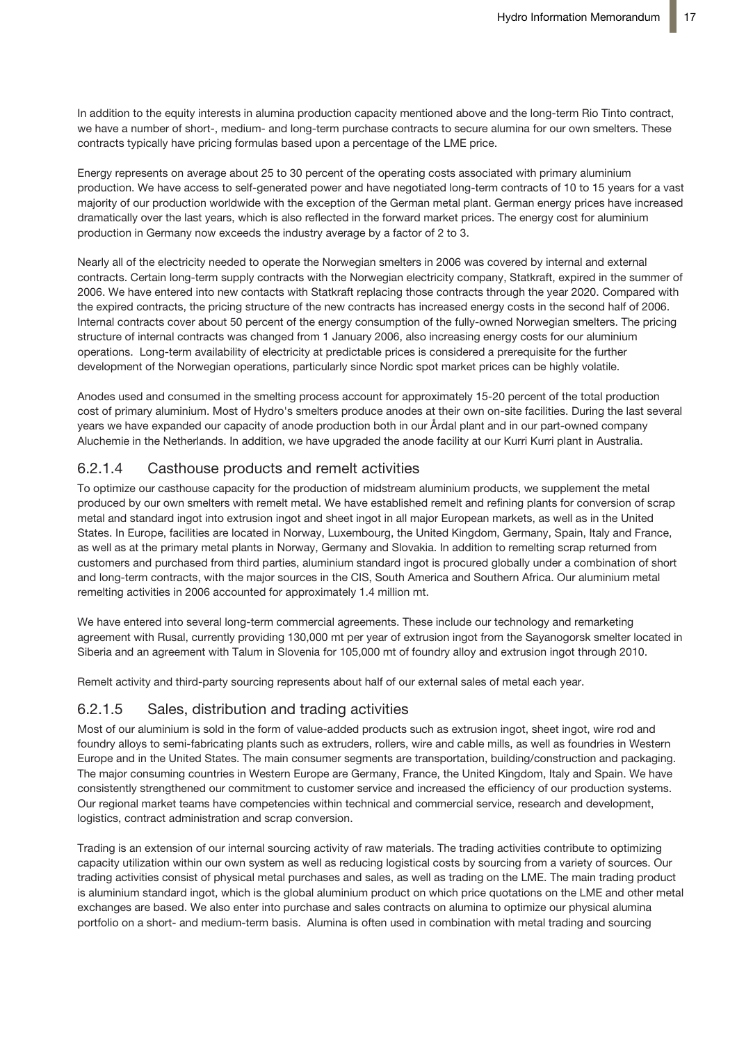In addition to the equity interests in alumina production capacity mentioned above and the long-term Rio Tinto contract, we have a number of short-, medium- and long-term purchase contracts to secure alumina for our own smelters. These contracts typically have pricing formulas based upon a percentage of the LME price.

Energy represents on average about 25 to 30 percent of the operating costs associated with primary aluminium production. We have access to self-generated power and have negotiated long-term contracts of 10 to 15 years for a vast majority of our production worldwide with the exception of the German metal plant. German energy prices have increased dramatically over the last years, which is also reflected in the forward market prices. The energy cost for aluminium production in Germany now exceeds the industry average by a factor of 2 to 3.

Nearly all of the electricity needed to operate the Norwegian smelters in 2006 was covered by internal and external contracts. Certain long-term supply contracts with the Norwegian electricity company, Statkraft, expired in the summer of 2006. We have entered into new contacts with Statkraft replacing those contracts through the year 2020. Compared with the expired contracts, the pricing structure of the new contracts has increased energy costs in the second half of 2006. Internal contracts cover about 50 percent of the energy consumption of the fully-owned Norwegian smelters. The pricing structure of internal contracts was changed from 1 January 2006, also increasing energy costs for our aluminium operations. Long-term availability of electricity at predictable prices is considered a prerequisite for the further development of the Norwegian operations, particularly since Nordic spot market prices can be highly volatile.

Anodes used and consumed in the smelting process account for approximately 15-20 percent of the total production cost of primary aluminium. Most of Hydro's smelters produce anodes at their own on-site facilities. During the last several years we have expanded our capacity of anode production both in our Årdal plant and in our part-owned company Aluchemie in the Netherlands. In addition, we have upgraded the anode facility at our Kurri Kurri plant in Australia.

### 6.2.1.4 Casthouse products and remelt activities

To optimize our casthouse capacity for the production of midstream aluminium products, we supplement the metal produced by our own smelters with remelt metal. We have established remelt and refining plants for conversion of scrap metal and standard ingot into extrusion ingot and sheet ingot in all major European markets, as well as in the United States. In Europe, facilities are located in Norway, Luxembourg, the United Kingdom, Germany, Spain, Italy and France, as well as at the primary metal plants in Norway, Germany and Slovakia. In addition to remelting scrap returned from customers and purchased from third parties, aluminium standard ingot is procured globally under a combination of short and long-term contracts, with the major sources in the CIS, South America and Southern Africa. Our aluminium metal remelting activities in 2006 accounted for approximately 1.4 million mt.

We have entered into several long-term commercial agreements. These include our technology and remarketing agreement with Rusal, currently providing 130,000 mt per year of extrusion ingot from the Sayanogorsk smelter located in Siberia and an agreement with Talum in Slovenia for 105,000 mt of foundry alloy and extrusion ingot through 2010.

Remelt activity and third-party sourcing represents about half of our external sales of metal each year.

### 6.2.1.5 Sales, distribution and trading activities

Most of our aluminium is sold in the form of value-added products such as extrusion ingot, sheet ingot, wire rod and foundry alloys to semi-fabricating plants such as extruders, rollers, wire and cable mills, as well as foundries in Western Europe and in the United States. The main consumer segments are transportation, building/construction and packaging. The major consuming countries in Western Europe are Germany, France, the United Kingdom, Italy and Spain. We have consistently strengthened our commitment to customer service and increased the efficiency of our production systems. Our regional market teams have competencies within technical and commercial service, research and development, logistics, contract administration and scrap conversion.

Trading is an extension of our internal sourcing activity of raw materials. The trading activities contribute to optimizing capacity utilization within our own system as well as reducing logistical costs by sourcing from a variety of sources. Our trading activities consist of physical metal purchases and sales, as well as trading on the LME. The main trading product is aluminium standard ingot, which is the global aluminium product on which price quotations on the LME and other metal exchanges are based. We also enter into purchase and sales contracts on alumina to optimize our physical alumina portfolio on a short- and medium-term basis. Alumina is often used in combination with metal trading and sourcing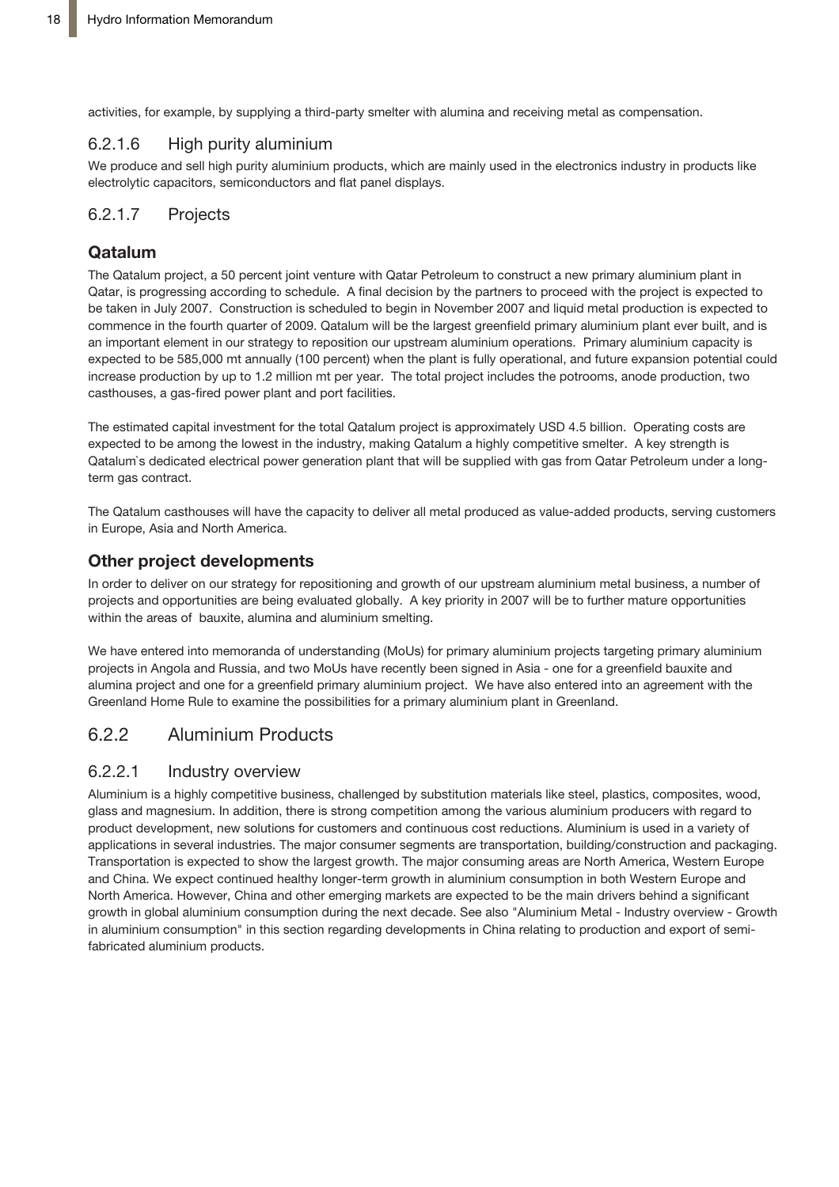activities, for example, by supplying a third-party smelter with alumina and receiving metal as compensation.

### 6.2.1.6 High purity aluminium

We produce and sell high purity aluminium products, which are mainly used in the electronics industry in products like electrolytic capacitors, semiconductors and flat panel displays.

### 6.2.1.7 Projects

#### Qatalum

The Qatalum project, a 50 percent joint venture with Qatar Petroleum to construct a new primary aluminium plant in Qatar, is progressing according to schedule. A final decision by the partners to proceed with the project is expected to be taken in July 2007. Construction is scheduled to begin in November 2007 and liquid metal production is expected to commence in the fourth quarter of 2009. Qatalum will be the largest greenfield primary aluminium plant ever built, and is an important element in our strategy to reposition our upstream aluminium operations. Primary aluminium capacity is expected to be 585,000 mt annually (100 percent) when the plant is fully operational, and future expansion potential could increase production by up to 1.2 million mt per year. The total project includes the potrooms, anode production, two casthouses, a gas-fired power plant and port facilities.

The estimated capital investment for the total Qatalum project is approximately USD 4.5 billion. Operating costs are expected to be among the lowest in the industry, making Qatalum a highly competitive smelter. A key strength is Qatalum`s dedicated electrical power generation plant that will be supplied with gas from Qatar Petroleum under a long-term gas contract.

The Qatalum casthouses will have the capacity to deliver all metal produced as value-added products, serving customers in Europe, Asia and North America.

#### Other project developments

In order to deliver on our strategy for repositioning and growth of our upstream aluminium metal business, a number of projects and opportunities are being evaluated globally. A key priority in 2007 will be to further mature opportunities within the areas of bauxite, alumina and aluminium smelting.

We have entered into memoranda of understanding (MoUs) for primary aluminium projects targeting primary aluminium projects in Angola and Russia, and two MoUs have recently been signed in Asia - one for a greenfield bauxite and alumina project and one for a greenfield primary aluminium project. We have also entered into an agreement with the Greenland Home Rule to examine the possibilities for a primary aluminium plant in Greenland.

## 6.2.2 Aluminium Products

### 6.2.2.1 Industry overview

Aluminium is a highly competitive business, challenged by substitution materials like steel, plastics, composites, wood, glass and magnesium. In addition, there is strong competition among the various aluminium producers with regard to product development, new solutions for customers and continuous cost reductions. Aluminium is used in a variety of applications in several industries. The major consumer segments are transportation, building/construction and packaging. Transportation is expected to show the largest growth. The major consuming areas are North America, Western Europe and China. We expect continued healthy longer-term growth in aluminium consumption in both Western Europe and North America. However, China and other emerging markets are expected to be the main drivers behind a significant growth in global aluminium consumption during the next decade. See also "Aluminium Metal - Industry overview - Growth in aluminium consumption" in this section regarding developments in China relating to production and export of semi-fabricated aluminium products.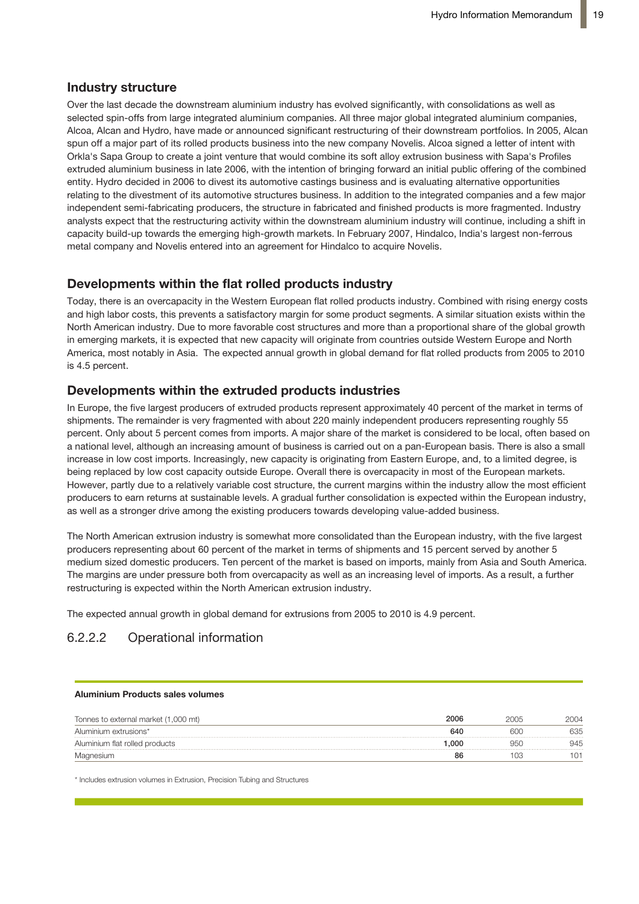## Industry structure

Over the last decade the downstream aluminium industry has evolved significantly, with consolidations as well as selected spin-offs from large integrated aluminium companies. All three major global integrated aluminium companies, Alcoa, Alcan and Hydro, have made or announced significant restructuring of their downstream portfolios. In 2005, Alcan spun off a major part of its rolled products business into the new company Novelis. Alcoa signed a letter of intent with Orkla's Sapa Group to create a joint venture that would combine its soft alloy extrusion business with Sapa's Profiles extruded aluminium business in late 2006, with the intention of bringing forward an initial public offering of the combined entity. Hydro decided in 2006 to divest its automotive castings business and is evaluating alternative opportunities relating to the divestment of its automotive structures business. In addition to the integrated companies and a few major independent semi-fabricating producers, the structure in fabricated and finished products is more fragmented. Industry analysts expect that the restructuring activity within the downstream aluminium industry will continue, including a shift in capacity build-up towards the emerging high-growth markets. In February 2007, Hindalco, India's largest non-ferrous metal company and Novelis entered into an agreement for Hindalco to acquire Novelis.

## Developments within the flat rolled products industry

Today, there is an overcapacity in the Western European flat rolled products industry. Combined with rising energy costs and high labor costs, this prevents a satisfactory margin for some product segments. A similar situation exists within the North American industry. Due to more favorable cost structures and more than a proportional share of the global growth in emerging markets, it is expected that new capacity will originate from countries outside Western Europe and North America, most notably in Asia. The expected annual growth in global demand for flat rolled products from 2005 to 2010 is 4.5 percent.

## Developments within the extruded products industries

In Europe, the five largest producers of extruded products represent approximately 40 percent of the market in terms of shipments. The remainder is very fragmented with about 220 mainly independent producers representing roughly 55 percent. Only about 5 percent comes from imports. A major share of the market is considered to be local, often based on a national level, although an increasing amount of business is carried out on a pan-European basis. There is also a small increase in low cost imports. Increasingly, new capacity is originating from Eastern Europe, and, to a limited degree, is being replaced by low cost capacity outside Europe. Overall there is overcapacity in most of the European markets. However, partly due to a relatively variable cost structure, the current margins within the industry allow the most efficient producers to earn returns at sustainable levels. A gradual further consolidation is expected within the European industry, as well as a stronger drive among the existing producers towards developing value-added business.

The North American extrusion industry is somewhat more consolidated than the European industry, with the five largest producers representing about 60 percent of the market in terms of shipments and 15 percent served by another 5 medium sized domestic producers. Ten percent of the market is based on imports, mainly from Asia and South America. The margins are under pressure both from overcapacity as well as an increasing level of imports. As a result, a further restructuring is expected within the North American extrusion industry.

The expected annual growth in global demand for extrusions from 2005 to 2010 is 4.9 percent.

## 6.2.2.2 Operational information

**Aluminium Products sales volumes**

| Tonnes to external market (1,000 mt) | **2006** | 2005 | 2004 |
|---|---|---|---|
| Aluminium extrusions* | **640** | 600 | 635 |
| Aluminium flat rolled products | **1,000** | 950 | 945 |
| Magnesium | **86** | 103 | 101 |

* Includes extrusion volumes in Extrusion, Precision Tubing and Structures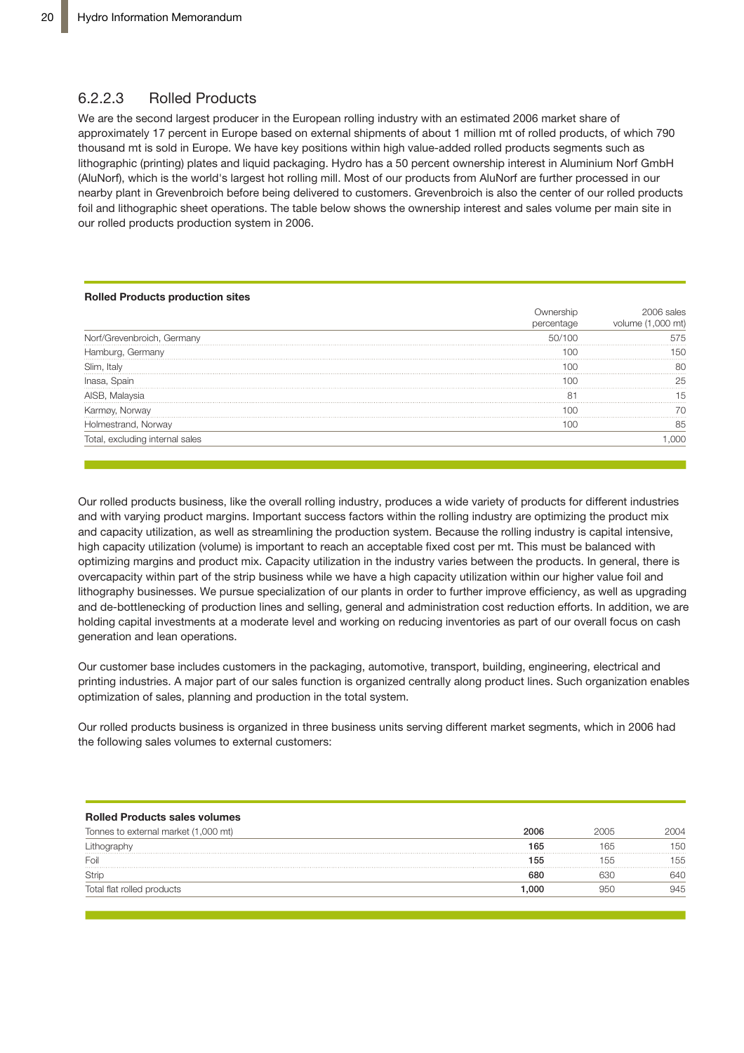### 6.2.2.3 Rolled Products

We are the second largest producer in the European rolling industry with an estimated 2006 market share of approximately 17 percent in Europe based on external shipments of about 1 million mt of rolled products, of which 790 thousand mt is sold in Europe. We have key positions within high value-added rolled products segments such as lithographic (printing) plates and liquid packaging. Hydro has a 50 percent ownership interest in Aluminium Norf GmbH (AluNorf), which is the world's largest hot rolling mill. Most of our products from AluNorf are further processed in our nearby plant in Grevenbroich before being delivered to customers. Grevenbroich is also the center of our rolled products foil and lithographic sheet operations. The table below shows the ownership interest and sales volume per main site in our rolled products production system in 2006.

**Rolled Products production sites**

| | Ownership percentage | 2006 sales volume (1,000 mt) |
|---|---|---|
| Norf/Grevenbroich, Germany | 50/100 | 575 |
| Hamburg, Germany | 100 | 150 |
| Slim, Italy | 100 | 80 |
| Inasa, Spain | 100 | 25 |
| AISB, Malaysia | 81 | 15 |
| Karmøy, Norway | 100 | 70 |
| Holmestrand, Norway | 100 | 85 |
| Total, excluding internal sales | | 1,000 |

Our rolled products business, like the overall rolling industry, produces a wide variety of products for different industries and with varying product margins. Important success factors within the rolling industry are optimizing the product mix and capacity utilization, as well as streamlining the production system. Because the rolling industry is capital intensive, high capacity utilization (volume) is important to reach an acceptable fixed cost per mt. This must be balanced with optimizing margins and product mix. Capacity utilization in the industry varies between the products. In general, there is overcapacity within part of the strip business while we have a high capacity utilization within our higher value foil and lithography businesses. We pursue specialization of our plants in order to further improve efficiency, as well as upgrading and de-bottlenecking of production lines and selling, general and administration cost reduction efforts. In addition, we are holding capital investments at a moderate level and working on reducing inventories as part of our overall focus on cash generation and lean operations.

Our customer base includes customers in the packaging, automotive, transport, building, engineering, electrical and printing industries. A major part of our sales function is organized centrally along product lines. Such organization enables optimization of sales, planning and production in the total system.

Our rolled products business is organized in three business units serving different market segments, which in 2006 had the following sales volumes to external customers:

**Rolled Products sales volumes**

| Tonnes to external market (1,000 mt) | **2006** | 2005 | 2004 |
|---|---|---|---|
| Lithography | **165** | 165 | 150 |
| Foil | **155** | 155 | 155 |
| Strip | **680** | 630 | 640 |
| Total flat rolled products | **1,000** | 950 | 945 |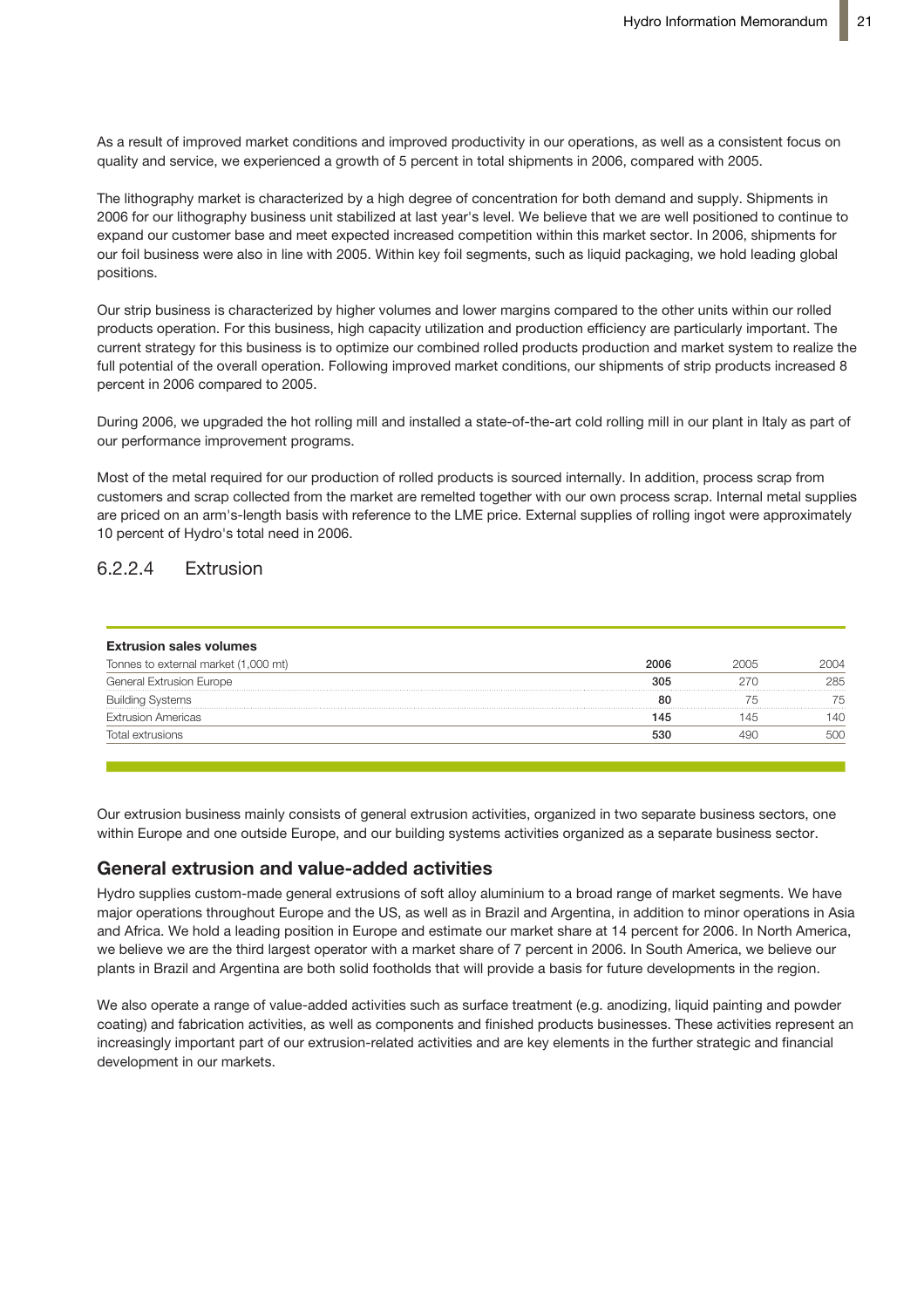As a result of improved market conditions and improved productivity in our operations, as well as a consistent focus on quality and service, we experienced a growth of 5 percent in total shipments in 2006, compared with 2005.

The lithography market is characterized by a high degree of concentration for both demand and supply. Shipments in 2006 for our lithography business unit stabilized at last year's level. We believe that we are well positioned to continue to expand our customer base and meet expected increased competition within this market sector. In 2006, shipments for our foil business were also in line with 2005. Within key foil segments, such as liquid packaging, we hold leading global positions.

Our strip business is characterized by higher volumes and lower margins compared to the other units within our rolled products operation. For this business, high capacity utilization and production efficiency are particularly important. The current strategy for this business is to optimize our combined rolled products production and market system to realize the full potential of the overall operation. Following improved market conditions, our shipments of strip products increased 8 percent in 2006 compared to 2005.

During 2006, we upgraded the hot rolling mill and installed a state-of-the-art cold rolling mill in our plant in Italy as part of our performance improvement programs.

Most of the metal required for our production of rolled products is sourced internally. In addition, process scrap from customers and scrap collected from the market are remelted together with our own process scrap. Internal metal supplies are priced on an arm's-length basis with reference to the LME price. External supplies of rolling ingot were approximately 10 percent of Hydro's total need in 2006.

### 6.2.2.4 Extrusion

**Extrusion sales volumes**

| Tonnes to external market (1,000 mt) | **2006** | 2005 | 2004 |
|---|---|---|---|
| General Extrusion Europe | **305** | 270 | 285 |
| Building Systems | **80** | 75 | 75 |
| Extrusion Americas | **145** | 145 | 140 |
| Total extrusions | **530** | 490 | 500 |

Our extrusion business mainly consists of general extrusion activities, organized in two separate business sectors, one within Europe and one outside Europe, and our building systems activities organized as a separate business sector.

#### General extrusion and value-added activities

Hydro supplies custom-made general extrusions of soft alloy aluminium to a broad range of market segments. We have major operations throughout Europe and the US, as well as in Brazil and Argentina, in addition to minor operations in Asia and Africa. We hold a leading position in Europe and estimate our market share at 14 percent for 2006. In North America, we believe we are the third largest operator with a market share of 7 percent in 2006. In South America, we believe our plants in Brazil and Argentina are both solid footholds that will provide a basis for future developments in the region.

We also operate a range of value-added activities such as surface treatment (e.g. anodizing, liquid painting and powder coating) and fabrication activities, as well as components and finished products businesses. These activities represent an increasingly important part of our extrusion-related activities and are key elements in the further strategic and financial development in our markets.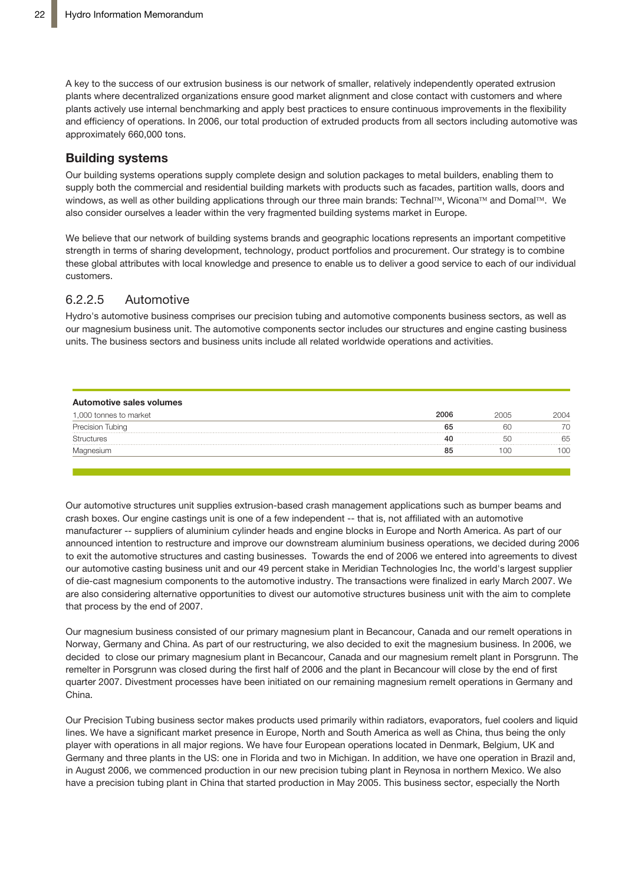A key to the success of our extrusion business is our network of smaller, relatively independently operated extrusion plants where decentralized organizations ensure good market alignment and close contact with customers and where plants actively use internal benchmarking and apply best practices to ensure continuous improvements in the flexibility and efficiency of operations. In 2006, our total production of extruded products from all sectors including automotive was approximately 660,000 tons.

### Building systems

Our building systems operations supply complete design and solution packages to metal builders, enabling them to supply both the commercial and residential building markets with products such as facades, partition walls, doors and windows, as well as other building applications through our three main brands: Technal™, Wicona™ and Domal™. We also consider ourselves a leader within the very fragmented building systems market in Europe.

We believe that our network of building systems brands and geographic locations represents an important competitive strength in terms of sharing development, technology, product portfolios and procurement. Our strategy is to combine these global attributes with local knowledge and presence to enable us to deliver a good service to each of our individual customers.

## 6.2.2.5 Automotive

Hydro's automotive business comprises our precision tubing and automotive components business sectors, as well as our magnesium business unit. The automotive components sector includes our structures and engine casting business units. The business sectors and business units include all related worldwide operations and activities.

**Automotive sales volumes**

| 1,000 tonnes to market | **2006** | 2005 | 2004 |
|---|---|---|---|
| Precision Tubing | **65** | 60 | 70 |
| Structures | **40** | 50 | 65 |
| Magnesium | **85** | 100 | 100 |

Our automotive structures unit supplies extrusion-based crash management applications such as bumper beams and crash boxes. Our engine castings unit is one of a few independent -- that is, not affiliated with an automotive manufacturer -- suppliers of aluminium cylinder heads and engine blocks in Europe and North America. As part of our announced intention to restructure and improve our downstream aluminium business operations, we decided during 2006 to exit the automotive structures and casting businesses. Towards the end of 2006 we entered into agreements to divest our automotive casting business unit and our 49 percent stake in Meridian Technologies Inc, the world's largest supplier of die-cast magnesium components to the automotive industry. The transactions were finalized in early March 2007. We are also considering alternative opportunities to divest our automotive structures business unit with the aim to complete that process by the end of 2007.

Our magnesium business consisted of our primary magnesium plant in Becancour, Canada and our remelt operations in Norway, Germany and China. As part of our restructuring, we also decided to exit the magnesium business. In 2006, we decided to close our primary magnesium plant in Becancour, Canada and our magnesium remelt plant in Porsgrunn. The remelter in Porsgrunn was closed during the first half of 2006 and the plant in Becancour will close by the end of first quarter 2007. Divestment processes have been initiated on our remaining magnesium remelt operations in Germany and China.

Our Precision Tubing business sector makes products used primarily within radiators, evaporators, fuel coolers and liquid lines. We have a significant market presence in Europe, North and South America as well as China, thus being the only player with operations in all major regions. We have four European operations located in Denmark, Belgium, UK and Germany and three plants in the US: one in Florida and two in Michigan. In addition, we have one operation in Brazil and, in August 2006, we commenced production in our new precision tubing plant in Reynosa in northern Mexico. We also have a precision tubing plant in China that started production in May 2005. This business sector, especially the North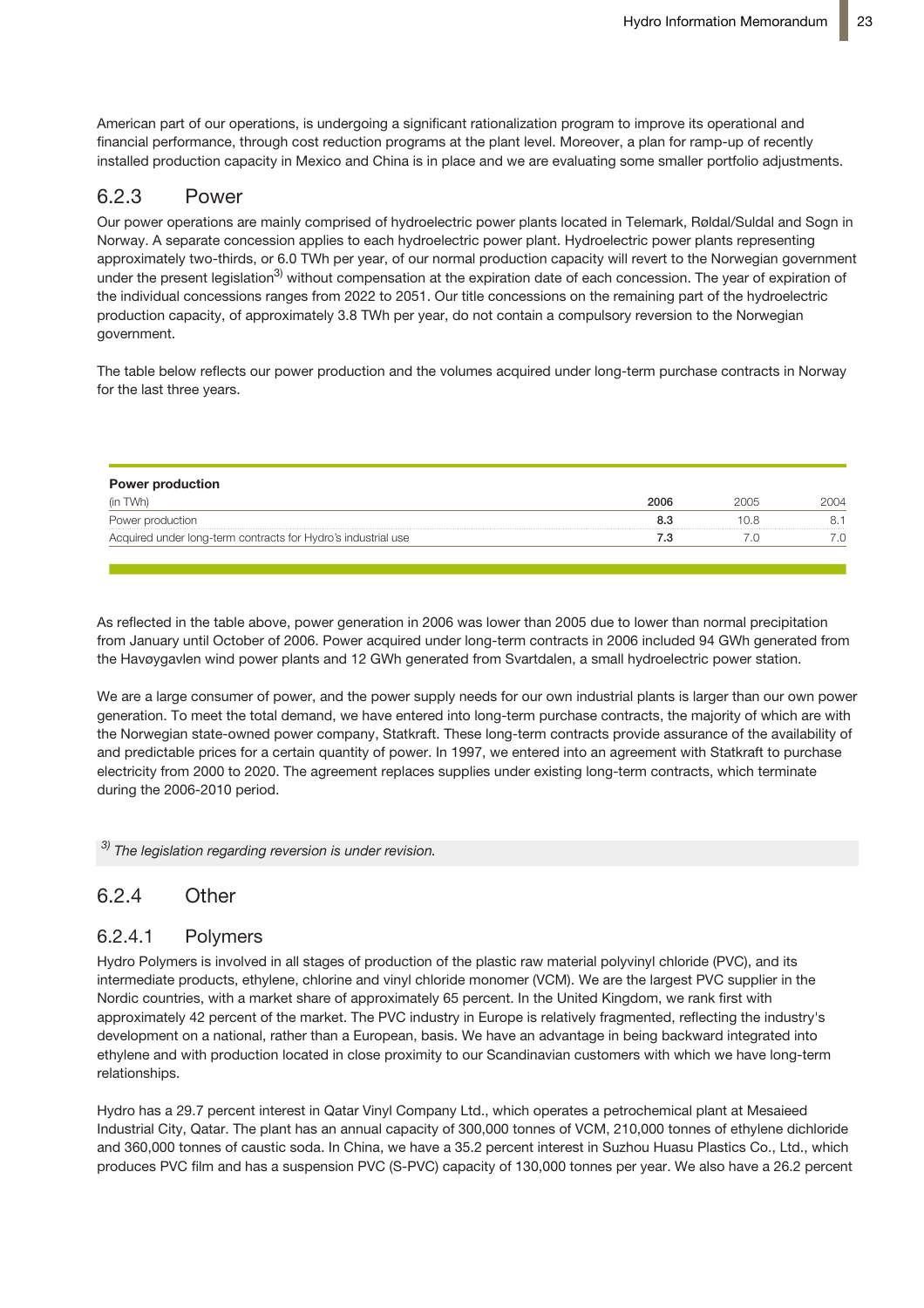American part of our operations, is undergoing a significant rationalization program to improve its operational and financial performance, through cost reduction programs at the plant level. Moreover, a plan for ramp-up of recently installed production capacity in Mexico and China is in place and we are evaluating some smaller portfolio adjustments.

### 6.2.3 Power

Our power operations are mainly comprised of hydroelectric power plants located in Telemark, Røldal/Suldal and Sogn in Norway. A separate concession applies to each hydroelectric power plant. Hydroelectric power plants representing approximately two-thirds, or 6.0 TWh per year, of our normal production capacity will revert to the Norwegian government under the present legislation[3] without compensation at the expiration date of each concession. The year of expiration of the individual concessions ranges from 2022 to 2051. Our title concessions on the remaining part of the hydroelectric production capacity, of approximately 3.8 TWh per year, do not contain a compulsory reversion to the Norwegian government.

The table below reflects our power production and the volumes acquired under long-term purchase contracts in Norway for the last three years.

**Power production**

| (in TWh) | **2006** | 2005 | 2004 |
|---|---|---|---|
| Power production | **8.3** | 10.8 | 8.1 |
| Acquired under long-term contracts for Hydro's industrial use | **7.3** | 7.0 | 7.0 |

As reflected in the table above, power generation in 2006 was lower than 2005 due to lower than normal precipitation from January until October of 2006. Power acquired under long-term contracts in 2006 included 94 GWh generated from the Havøygavlen wind power plants and 12 GWh generated from Svartdalen, a small hydroelectric power station.

We are a large consumer of power, and the power supply needs for our own industrial plants is larger than our own power generation. To meet the total demand, we have entered into long-term purchase contracts, the majority of which are with the Norwegian state-owned power company, Statkraft. These long-term contracts provide assurance of the availability of and predictable prices for a certain quantity of power. In 1997, we entered into an agreement with Statkraft to purchase electricity from 2000 to 2020. The agreement replaces supplies under existing long-term contracts, which terminate during the 2006-2010 period.

*[3] The legislation regarding reversion is under revision.*

### 6.2.4 Other

#### 6.2.4.1 Polymers

Hydro Polymers is involved in all stages of production of the plastic raw material polyvinyl chloride (PVC), and its intermediate products, ethylene, chlorine and vinyl chloride monomer (VCM). We are the largest PVC supplier in the Nordic countries, with a market share of approximately 65 percent. In the United Kingdom, we rank first with approximately 42 percent of the market. The PVC industry in Europe is relatively fragmented, reflecting the industry's development on a national, rather than a European, basis. We have an advantage in being backward integrated into ethylene and with production located in close proximity to our Scandinavian customers with which we have long-term relationships.

Hydro has a 29.7 percent interest in Qatar Vinyl Company Ltd., which operates a petrochemical plant at Mesaieed Industrial City, Qatar. The plant has an annual capacity of 300,000 tonnes of VCM, 210,000 tonnes of ethylene dichloride and 360,000 tonnes of caustic soda. In China, we have a 35.2 percent interest in Suzhou Huasu Plastics Co., Ltd., which produces PVC film and has a suspension PVC (S-PVC) capacity of 130,000 tonnes per year. We also have a 26.2 percent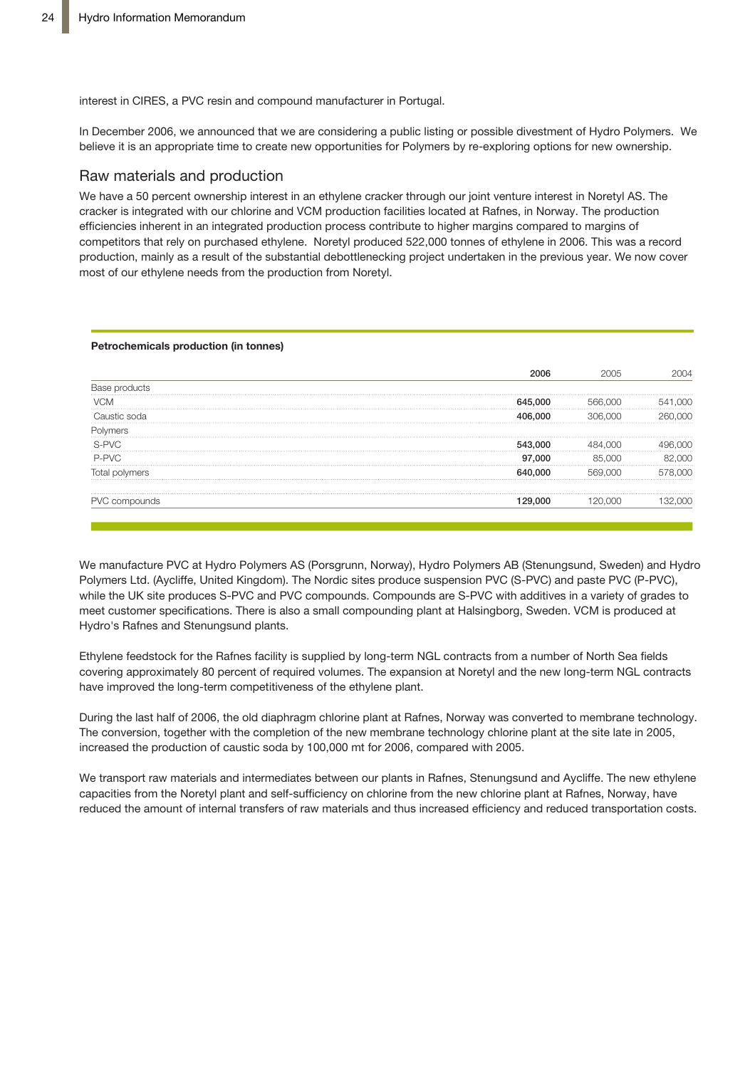interest in CIRES, a PVC resin and compound manufacturer in Portugal.

In December 2006, we announced that we are considering a public listing or possible divestment of Hydro Polymers. We believe it is an appropriate time to create new opportunities for Polymers by re-exploring options for new ownership.

## Raw materials and production

We have a 50 percent ownership interest in an ethylene cracker through our joint venture interest in Noretyl AS. The cracker is integrated with our chlorine and VCM production facilities located at Rafnes, in Norway. The production efficiencies inherent in an integrated production process contribute to higher margins compared to margins of competitors that rely on purchased ethylene. Noretyl produced 522,000 tonnes of ethylene in 2006. This was a record production, mainly as a result of the substantial debottlenecking project undertaken in the previous year. We now cover most of our ethylene needs from the production from Noretyl.

**Petrochemicals production (in tonnes)**

| | **2006** | 2005 | 2004 |
|---|---|---|---|
| Base products | | | |
| VCM | **645,000** | 566,000 | 541,000 |
| Caustic soda | **406,000** | 306,000 | 260,000 |
| Polymers | | | |
| S-PVC | **543,000** | 484,000 | 496,000 |
| P-PVC | **97,000** | 85,000 | 82,000 |
| Total polymers | **640,000** | 569,000 | 578,000 |
| | | | |
| PVC compounds | **129,000** | 120,000 | 132,000 |

We manufacture PVC at Hydro Polymers AS (Porsgrunn, Norway), Hydro Polymers AB (Stenungsund, Sweden) and Hydro Polymers Ltd. (Aycliffe, United Kingdom). The Nordic sites produce suspension PVC (S-PVC) and paste PVC (P-PVC), while the UK site produces S-PVC and PVC compounds. Compounds are S-PVC with additives in a variety of grades to meet customer specifications. There is also a small compounding plant at Halsingborg, Sweden. VCM is produced at Hydro's Rafnes and Stenungsund plants.

Ethylene feedstock for the Rafnes facility is supplied by long-term NGL contracts from a number of North Sea fields covering approximately 80 percent of required volumes. The expansion at Noretyl and the new long-term NGL contracts have improved the long-term competitiveness of the ethylene plant.

During the last half of 2006, the old diaphragm chlorine plant at Rafnes, Norway was converted to membrane technology. The conversion, together with the completion of the new membrane technology chlorine plant at the site late in 2005, increased the production of caustic soda by 100,000 mt for 2006, compared with 2005.

We transport raw materials and intermediates between our plants in Rafnes, Stenungsund and Aycliffe. The new ethylene capacities from the Noretyl plant and self-sufficiency on chlorine from the new chlorine plant at Rafnes, Norway, have reduced the amount of internal transfers of raw materials and thus increased efficiency and reduced transportation costs.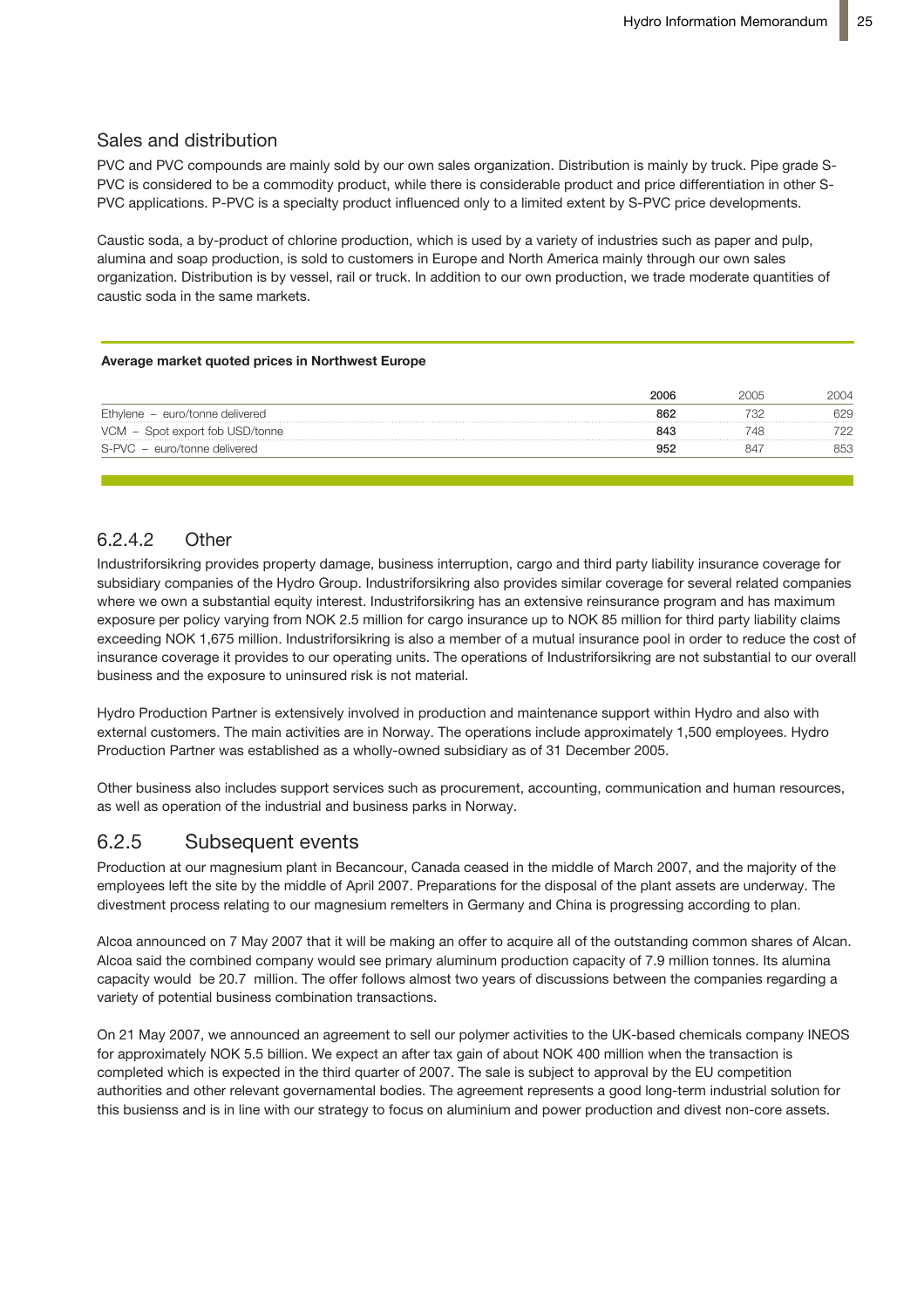## Sales and distribution

PVC and PVC compounds are mainly sold by our own sales organization. Distribution is mainly by truck. Pipe grade S-PVC is considered to be a commodity product, while there is considerable product and price differentiation in other S-PVC applications. P-PVC is a specialty product influenced only to a limited extent by S-PVC price developments.

Caustic soda, a by-product of chlorine production, which is used by a variety of industries such as paper and pulp, alumina and soap production, is sold to customers in Europe and North America mainly through our own sales organization. Distribution is by vessel, rail or truck. In addition to our own production, we trade moderate quantities of caustic soda in the same markets.

**Average market quoted prices in Northwest Europe**

| | **2006** | 2005 | 2004 |
|---|---|---|---|
| Ethylene – euro/tonne delivered | **862** | 732 | 629 |
| VCM – Spot export fob USD/tonne | **843** | 748 | 722 |
| S-PVC – euro/tonne delivered | **952** | 847 | 853 |

### 6.2.4.2 Other

Industriforsikring provides property damage, business interruption, cargo and third party liability insurance coverage for subsidiary companies of the Hydro Group. Industriforsikring also provides similar coverage for several related companies where we own a substantial equity interest. Industriforsikring has an extensive reinsurance program and has maximum exposure per policy varying from NOK 2.5 million for cargo insurance up to NOK 85 million for third party liability claims exceeding NOK 1,675 million. Industriforsikring is also a member of a mutual insurance pool in order to reduce the cost of insurance coverage it provides to our operating units. The operations of Industriforsikring are not substantial to our overall business and the exposure to uninsured risk is not material.

Hydro Production Partner is extensively involved in production and maintenance support within Hydro and also with external customers. The main activities are in Norway. The operations include approximately 1,500 employees. Hydro Production Partner was established as a wholly-owned subsidiary as of 31 December 2005.

Other business also includes support services such as procurement, accounting, communication and human resources, as well as operation of the industrial and business parks in Norway.

## 6.2.5 Subsequent events

Production at our magnesium plant in Becancour, Canada ceased in the middle of March 2007, and the majority of the employees left the site by the middle of April 2007. Preparations for the disposal of the plant assets are underway. The divestment process relating to our magnesium remelters in Germany and China is progressing according to plan.

Alcoa announced on 7 May 2007 that it will be making an offer to acquire all of the outstanding common shares of Alcan. Alcoa said the combined company would see primary aluminum production capacity of 7.9 million tonnes. Its alumina capacity would be 20.7 million. The offer follows almost two years of discussions between the companies regarding a variety of potential business combination transactions.

On 21 May 2007, we announced an agreement to sell our polymer activities to the UK-based chemicals company INEOS for approximately NOK 5.5 billion. We expect an after tax gain of about NOK 400 million when the transaction is completed which is expected in the third quarter of 2007. The sale is subject to approval by the EU competition authorities and other relevant governamental bodies. The agreement represents a good long-term industrial solution for this busienss and is in line with our strategy to focus on aluminium and power production and divest non-core assets.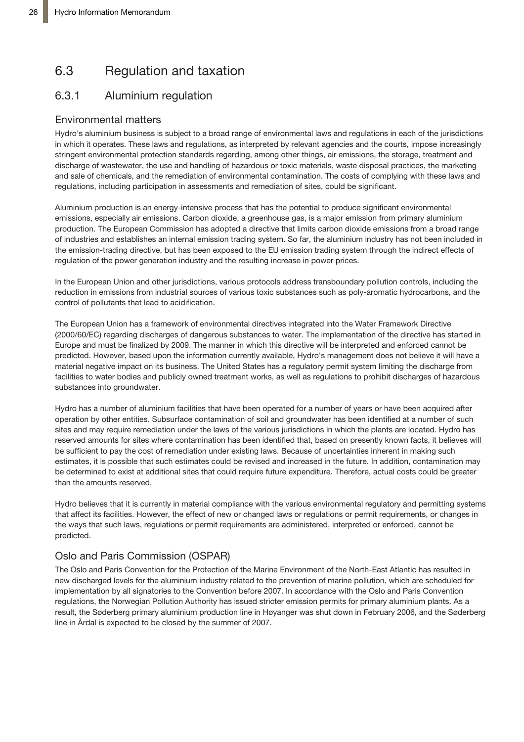## 6.3 Regulation and taxation

### 6.3.1 Aluminium regulation

#### Environmental matters

Hydro's aluminium business is subject to a broad range of environmental laws and regulations in each of the jurisdictions in which it operates. These laws and regulations, as interpreted by relevant agencies and the courts, impose increasingly stringent environmental protection standards regarding, among other things, air emissions, the storage, treatment and discharge of wastewater, the use and handling of hazardous or toxic materials, waste disposal practices, the marketing and sale of chemicals, and the remediation of environmental contamination. The costs of complying with these laws and regulations, including participation in assessments and remediation of sites, could be significant.

Aluminium production is an energy-intensive process that has the potential to produce significant environmental emissions, especially air emissions. Carbon dioxide, a greenhouse gas, is a major emission from primary aluminium production. The European Commission has adopted a directive that limits carbon dioxide emissions from a broad range of industries and establishes an internal emission trading system. So far, the aluminium industry has not been included in the emission-trading directive, but has been exposed to the EU emission trading system through the indirect effects of regulation of the power generation industry and the resulting increase in power prices.

In the European Union and other jurisdictions, various protocols address transboundary pollution controls, including the reduction in emissions from industrial sources of various toxic substances such as poly-aromatic hydrocarbons, and the control of pollutants that lead to acidification.

The European Union has a framework of environmental directives integrated into the Water Framework Directive (2000/60/EC) regarding discharges of dangerous substances to water. The implementation of the directive has started in Europe and must be finalized by 2009. The manner in which this directive will be interpreted and enforced cannot be predicted. However, based upon the information currently available, Hydro's management does not believe it will have a material negative impact on its business. The United States has a regulatory permit system limiting the discharge from facilities to water bodies and publicly owned treatment works, as well as regulations to prohibit discharges of hazardous substances into groundwater.

Hydro has a number of aluminium facilities that have been operated for a number of years or have been acquired after operation by other entities. Subsurface contamination of soil and groundwater has been identified at a number of such sites and may require remediation under the laws of the various jurisdictions in which the plants are located. Hydro has reserved amounts for sites where contamination has been identified that, based on presently known facts, it believes will be sufficient to pay the cost of remediation under existing laws. Because of uncertainties inherent in making such estimates, it is possible that such estimates could be revised and increased in the future. In addition, contamination may be determined to exist at additional sites that could require future expenditure. Therefore, actual costs could be greater than the amounts reserved.

Hydro believes that it is currently in material compliance with the various environmental regulatory and permitting systems that affect its facilities. However, the effect of new or changed laws or regulations or permit requirements, or changes in the ways that such laws, regulations or permit requirements are administered, interpreted or enforced, cannot be predicted.

#### Oslo and Paris Commission (OSPAR)

The Oslo and Paris Convention for the Protection of the Marine Environment of the North-East Atlantic has resulted in new discharged levels for the aluminium industry related to the prevention of marine pollution, which are scheduled for implementation by all signatories to the Convention before 2007. In accordance with the Oslo and Paris Convention regulations, the Norwegian Pollution Authority has issued stricter emission permits for primary aluminium plants. As a result, the Søderberg primary aluminium production line in Høyanger was shut down in February 2006, and the Søderberg line in Årdal is expected to be closed by the summer of 2007.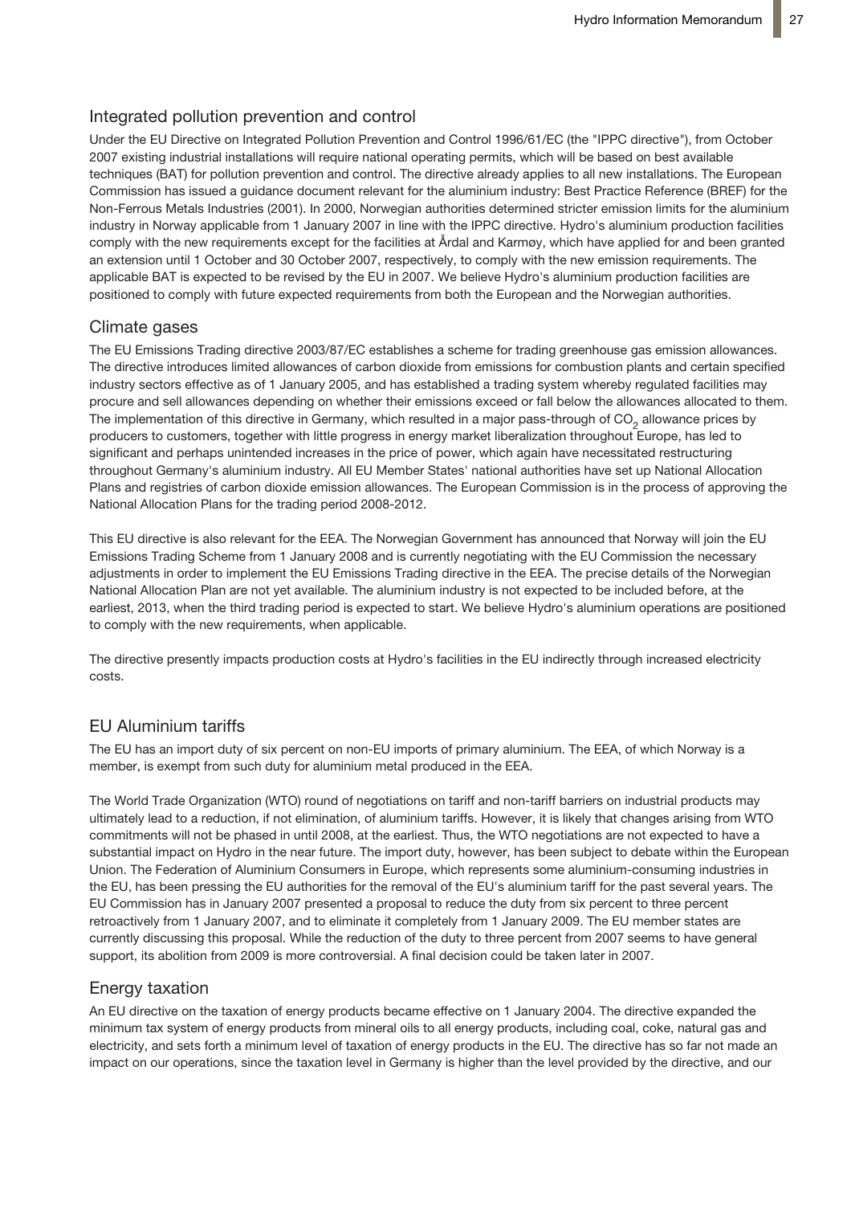## Integrated pollution prevention and control

Under the EU Directive on Integrated Pollution Prevention and Control 1996/61/EC (the "IPPC directive"), from October 2007 existing industrial installations will require national operating permits, which will be based on best available techniques (BAT) for pollution prevention and control. The directive already applies to all new installations. The European Commission has issued a guidance document relevant for the aluminium industry: Best Practice Reference (BREF) for the Non-Ferrous Metals Industries (2001). In 2000, Norwegian authorities determined stricter emission limits for the aluminium industry in Norway applicable from 1 January 2007 in line with the IPPC directive. Hydro's aluminium production facilities comply with the new requirements except for the facilities at Årdal and Karmøy, which have applied for and been granted an extension until 1 October and 30 October 2007, respectively, to comply with the new emission requirements. The applicable BAT is expected to be revised by the EU in 2007. We believe Hydro's aluminium production facilities are positioned to comply with future expected requirements from both the European and the Norwegian authorities.

## Climate gases

The EU Emissions Trading directive 2003/87/EC establishes a scheme for trading greenhouse gas emission allowances. The directive introduces limited allowances of carbon dioxide from emissions for combustion plants and certain specified industry sectors effective as of 1 January 2005, and has established a trading system whereby regulated facilities may procure and sell allowances depending on whether their emissions exceed or fall below the allowances allocated to them. The implementation of this directive in Germany, which resulted in a major pass-through of $CO_2$ allowance prices by producers to customers, together with little progress in energy market liberalization throughout Europe, has led to significant and perhaps unintended increases in the price of power, which again have necessitated restructuring throughout Germany's aluminium industry. All EU Member States' national authorities have set up National Allocation Plans and registries of carbon dioxide emission allowances. The European Commission is in the process of approving the National Allocation Plans for the trading period 2008-2012.

This EU directive is also relevant for the EEA. The Norwegian Government has announced that Norway will join the EU Emissions Trading Scheme from 1 January 2008 and is currently negotiating with the EU Commission the necessary adjustments in order to implement the EU Emissions Trading directive in the EEA. The precise details of the Norwegian National Allocation Plan are not yet available. The aluminium industry is not expected to be included before, at the earliest, 2013, when the third trading period is expected to start. We believe Hydro's aluminium operations are positioned to comply with the new requirements, when applicable.

The directive presently impacts production costs at Hydro's facilities in the EU indirectly through increased electricity costs.

## EU Aluminium tariffs

The EU has an import duty of six percent on non-EU imports of primary aluminium. The EEA, of which Norway is a member, is exempt from such duty for aluminium metal produced in the EEA.

The World Trade Organization (WTO) round of negotiations on tariff and non-tariff barriers on industrial products may ultimately lead to a reduction, if not elimination, of aluminium tariffs. However, it is likely that changes arising from WTO commitments will not be phased in until 2008, at the earliest. Thus, the WTO negotiations are not expected to have a substantial impact on Hydro in the near future. The import duty, however, has been subject to debate within the European Union. The Federation of Aluminium Consumers in Europe, which represents some aluminium-consuming industries in the EU, has been pressing the EU authorities for the removal of the EU's aluminium tariff for the past several years. The EU Commission has in January 2007 presented a proposal to reduce the duty from six percent to three percent retroactively from 1 January 2007, and to eliminate it completely from 1 January 2009. The EU member states are currently discussing this proposal. While the reduction of the duty to three percent from 2007 seems to have general support, its abolition from 2009 is more controversial. A final decision could be taken later in 2007.

## Energy taxation

An EU directive on the taxation of energy products became effective on 1 January 2004. The directive expanded the minimum tax system of energy products from mineral oils to all energy products, including coal, coke, natural gas and electricity, and sets forth a minimum level of taxation of energy products in the EU. The directive has so far not made an impact on our operations, since the taxation level in Germany is higher than the level provided by the directive, and our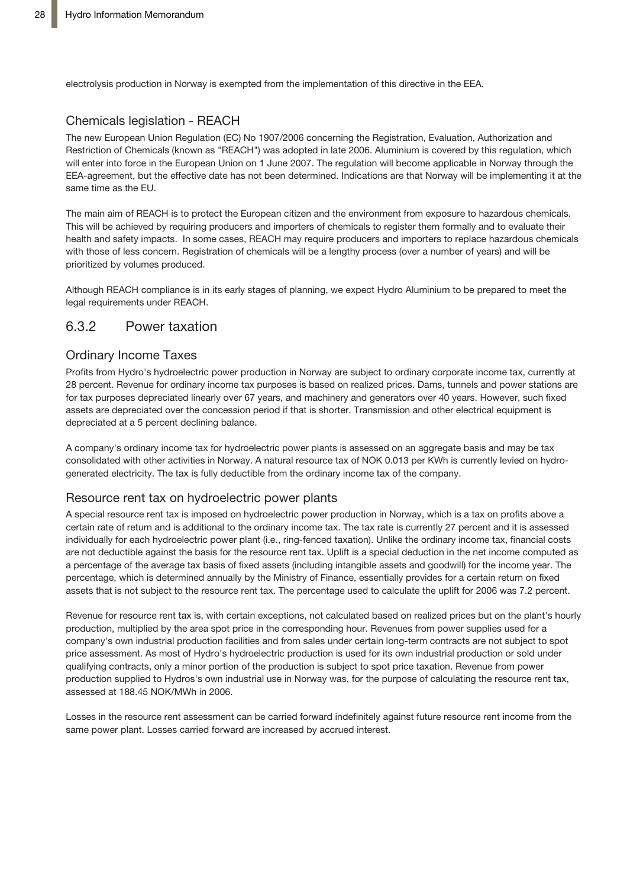electrolysis production in Norway is exempted from the implementation of this directive in the EEA.

### Chemicals legislation - REACH

The new European Union Regulation (EC) No 1907/2006 concerning the Registration, Evaluation, Authorization and Restriction of Chemicals (known as "REACH") was adopted in late 2006. Aluminium is covered by this regulation, which will enter into force in the European Union on 1 June 2007. The regulation will become applicable in Norway through the EEA-agreement, but the effective date has not been determined. Indications are that Norway will be implementing it at the same time as the EU.

The main aim of REACH is to protect the European citizen and the environment from exposure to hazardous chemicals. This will be achieved by requiring producers and importers of chemicals to register them formally and to evaluate their health and safety impacts. In some cases, REACH may require producers and importers to replace hazardous chemicals with those of less concern. Registration of chemicals will be a lengthy process (over a number of years) and will be prioritized by volumes produced.

Although REACH compliance is in its early stages of planning, we expect Hydro Aluminium to be prepared to meet the legal requirements under REACH.

## 6.3.2 Power taxation

### Ordinary Income Taxes

Profits from Hydro's hydroelectric power production in Norway are subject to ordinary corporate income tax, currently at 28 percent. Revenue for ordinary income tax purposes is based on realized prices. Dams, tunnels and power stations are for tax purposes depreciated linearly over 67 years, and machinery and generators over 40 years. However, such fixed assets are depreciated over the concession period if that is shorter. Transmission and other electrical equipment is depreciated at a 5 percent declining balance.

A company's ordinary income tax for hydroelectric power plants is assessed on an aggregate basis and may be tax consolidated with other activities in Norway. A natural resource tax of NOK 0.013 per KWh is currently levied on hydro-generated electricity. The tax is fully deductible from the ordinary income tax of the company.

### Resource rent tax on hydroelectric power plants

A special resource rent tax is imposed on hydroelectric power production in Norway, which is a tax on profits above a certain rate of return and is additional to the ordinary income tax. The tax rate is currently 27 percent and it is assessed individually for each hydroelectric power plant (i.e., ring-fenced taxation). Unlike the ordinary income tax, financial costs are not deductible against the basis for the resource rent tax. Uplift is a special deduction in the net income computed as a percentage of the average tax basis of fixed assets (including intangible assets and goodwill) for the income year. The percentage, which is determined annually by the Ministry of Finance, essentially provides for a certain return on fixed assets that is not subject to the resource rent tax. The percentage used to calculate the uplift for 2006 was 7.2 percent.

Revenue for resource rent tax is, with certain exceptions, not calculated based on realized prices but on the plant's hourly production, multiplied by the area spot price in the corresponding hour. Revenues from power supplies used for a company's own industrial production facilities and from sales under certain long-term contracts are not subject to spot price assessment. As most of Hydro's hydroelectric production is used for its own industrial production or sold under qualifying contracts, only a minor portion of the production is subject to spot price taxation. Revenue from power production supplied to Hydros's own industrial use in Norway was, for the purpose of calculating the resource rent tax, assessed at 188.45 NOK/MWh in 2006.

Losses in the resource rent assessment can be carried forward indefinitely against future resource rent income from the same power plant. Losses carried forward are increased by accrued interest.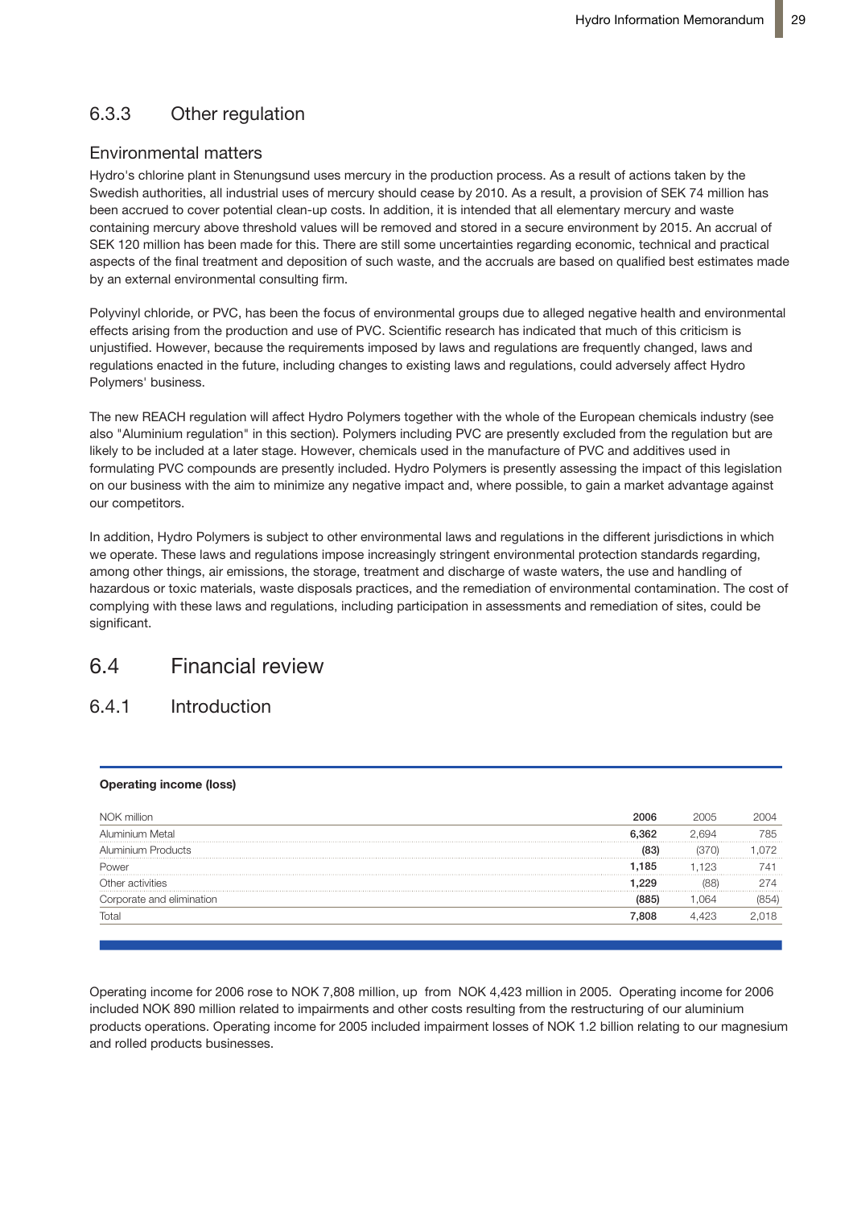### 6.3.3 Other regulation

#### Environmental matters

Hydro's chlorine plant in Stenungsund uses mercury in the production process. As a result of actions taken by the Swedish authorities, all industrial uses of mercury should cease by 2010. As a result, a provision of SEK 74 million has been accrued to cover potential clean-up costs. In addition, it is intended that all elementary mercury and waste containing mercury above threshold values will be removed and stored in a secure environment by 2015. An accrual of SEK 120 million has been made for this. There are still some uncertainties regarding economic, technical and practical aspects of the final treatment and deposition of such waste, and the accruals are based on qualified best estimates made by an external environmental consulting firm.

Polyvinyl chloride, or PVC, has been the focus of environmental groups due to alleged negative health and environmental effects arising from the production and use of PVC. Scientific research has indicated that much of this criticism is unjustified. However, because the requirements imposed by laws and regulations are frequently changed, laws and regulations enacted in the future, including changes to existing laws and regulations, could adversely affect Hydro Polymers' business.

The new REACH regulation will affect Hydro Polymers together with the whole of the European chemicals industry (see also "Aluminium regulation" in this section). Polymers including PVC are presently excluded from the regulation but are likely to be included at a later stage. However, chemicals used in the manufacture of PVC and additives used in formulating PVC compounds are presently included. Hydro Polymers is presently assessing the impact of this legislation on our business with the aim to minimize any negative impact and, where possible, to gain a market advantage against our competitors.

In addition, Hydro Polymers is subject to other environmental laws and regulations in the different jurisdictions in which we operate. These laws and regulations impose increasingly stringent environmental protection standards regarding, among other things, air emissions, the storage, treatment and discharge of waste waters, the use and handling of hazardous or toxic materials, waste disposals practices, and the remediation of environmental contamination. The cost of complying with these laws and regulations, including participation in assessments and remediation of sites, could be significant.

## 6.4 Financial review

### 6.4.1 Introduction

**Operating income (loss)**

| NOK million | **2006** | 2005 | 2004 |
|---|---|---|---|
| Aluminium Metal | **6,362** | 2,694 | 785 |
| Aluminium Products | **(83)** | (370) | 1,072 |
| Power | **1,185** | 1,123 | 741 |
| Other activities | **1,229** | (88) | 274 |
| Corporate and elimination | **(885)** | 1,064 | (854) |
| Total | **7,808** | 4,423 | 2,018 |

Operating income for 2006 rose to NOK 7,808 million, up from NOK 4,423 million in 2005. Operating income for 2006 included NOK 890 million related to impairments and other costs resulting from the restructuring of our aluminium products operations. Operating income for 2005 included impairment losses of NOK 1.2 billion relating to our magnesium and rolled products businesses.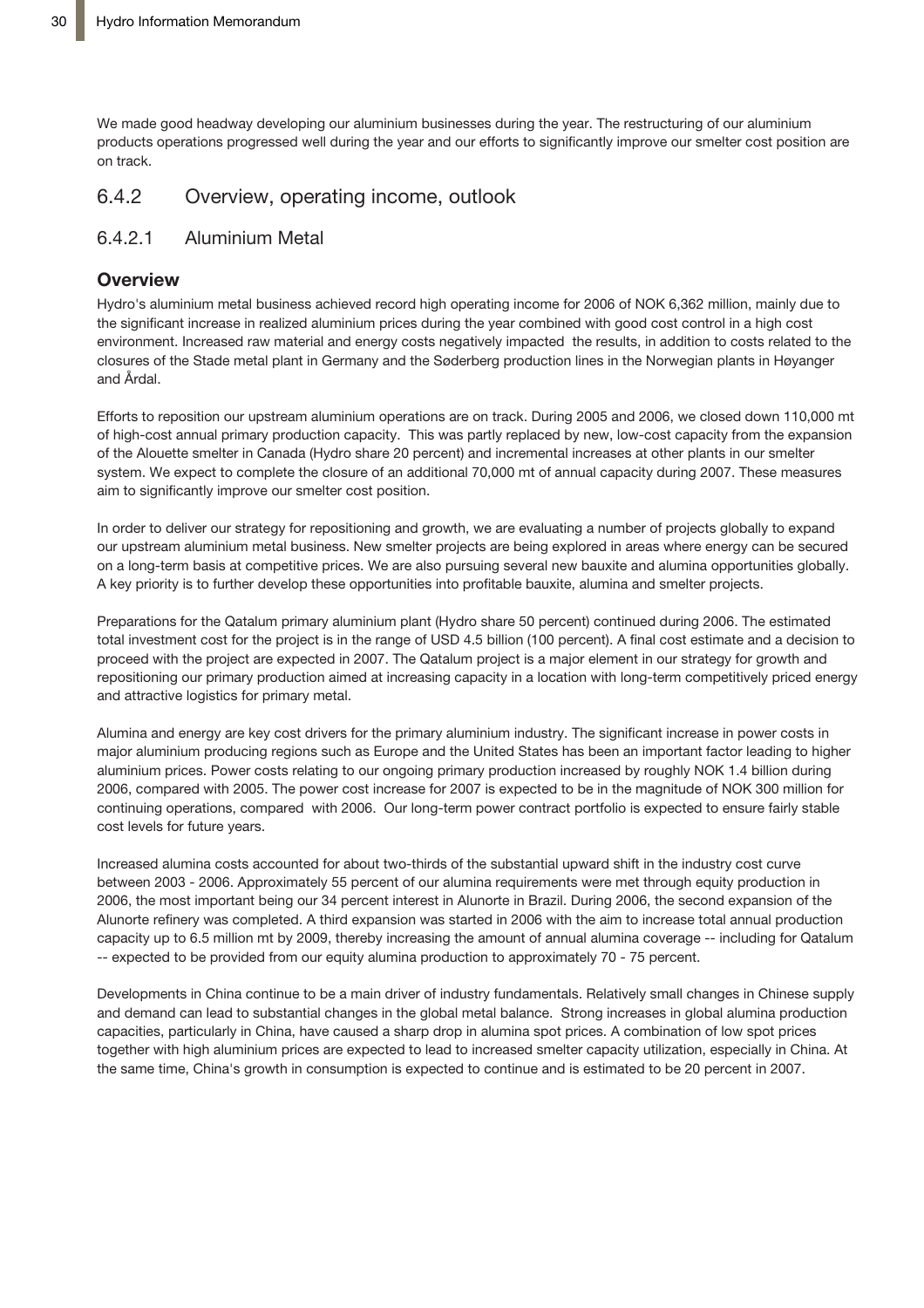We made good headway developing our aluminium businesses during the year. The restructuring of our aluminium products operations progressed well during the year and our efforts to significantly improve our smelter cost position are on track.

## 6.4.2 Overview, operating income, outlook

### 6.4.2.1 Aluminium Metal

#### Overview

Hydro's aluminium metal business achieved record high operating income for 2006 of NOK 6,362 million, mainly due to the significant increase in realized aluminium prices during the year combined with good cost control in a high cost environment. Increased raw material and energy costs negatively impacted the results, in addition to costs related to the closures of the Stade metal plant in Germany and the Søderberg production lines in the Norwegian plants in Høyanger and Årdal.

Efforts to reposition our upstream aluminium operations are on track. During 2005 and 2006, we closed down 110,000 mt of high-cost annual primary production capacity. This was partly replaced by new, low-cost capacity from the expansion of the Alouette smelter in Canada (Hydro share 20 percent) and incremental increases at other plants in our smelter system. We expect to complete the closure of an additional 70,000 mt of annual capacity during 2007. These measures aim to significantly improve our smelter cost position.

In order to deliver our strategy for repositioning and growth, we are evaluating a number of projects globally to expand our upstream aluminium metal business. New smelter projects are being explored in areas where energy can be secured on a long-term basis at competitive prices. We are also pursuing several new bauxite and alumina opportunities globally. A key priority is to further develop these opportunities into profitable bauxite, alumina and smelter projects.

Preparations for the Qatalum primary aluminium plant (Hydro share 50 percent) continued during 2006. The estimated total investment cost for the project is in the range of USD 4.5 billion (100 percent). A final cost estimate and a decision to proceed with the project are expected in 2007. The Qatalum project is a major element in our strategy for growth and repositioning our primary production aimed at increasing capacity in a location with long-term competitively priced energy and attractive logistics for primary metal.

Alumina and energy are key cost drivers for the primary aluminium industry. The significant increase in power costs in major aluminium producing regions such as Europe and the United States has been an important factor leading to higher aluminium prices. Power costs relating to our ongoing primary production increased by roughly NOK 1.4 billion during 2006, compared with 2005. The power cost increase for 2007 is expected to be in the magnitude of NOK 300 million for continuing operations, compared with 2006. Our long-term power contract portfolio is expected to ensure fairly stable cost levels for future years.

Increased alumina costs accounted for about two-thirds of the substantial upward shift in the industry cost curve between 2003 - 2006. Approximately 55 percent of our alumina requirements were met through equity production in 2006, the most important being our 34 percent interest in Alunorte in Brazil. During 2006, the second expansion of the Alunorte refinery was completed. A third expansion was started in 2006 with the aim to increase total annual production capacity up to 6.5 million mt by 2009, thereby increasing the amount of annual alumina coverage -- including for Qatalum -- expected to be provided from our equity alumina production to approximately 70 - 75 percent.

Developments in China continue to be a main driver of industry fundamentals. Relatively small changes in Chinese supply and demand can lead to substantial changes in the global metal balance. Strong increases in global alumina production capacities, particularly in China, have caused a sharp drop in alumina spot prices. A combination of low spot prices together with high aluminium prices are expected to lead to increased smelter capacity utilization, especially in China. At the same time, China's growth in consumption is expected to continue and is estimated to be 20 percent in 2007.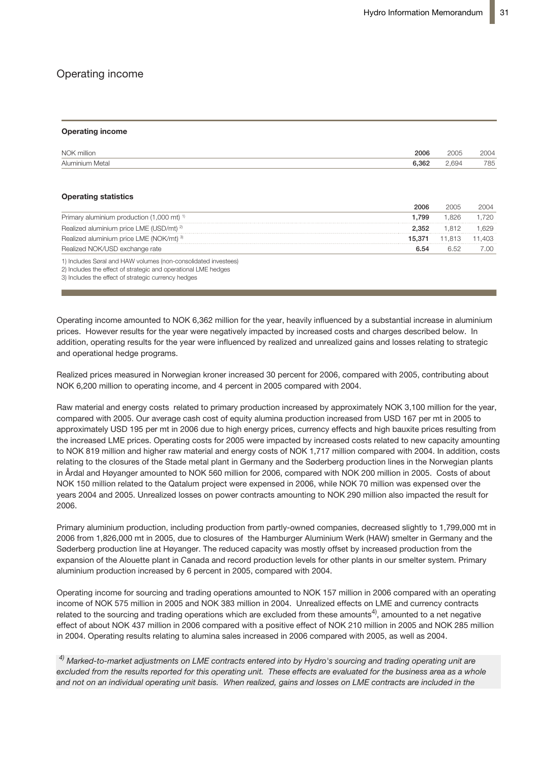## Operating income

**Operating income**

| NOK million | 2006 | 2005 | 2004 |
|---|---|---|---|
| Aluminium Metal | **6,362** | 2,694 | 785 |

**Operating statistics**

| | 2006 | 2005 | 2004 |
|---|---|---|---|
| Primary aluminium production (1,000 mt) [1] | **1,799** | 1,826 | 1,720 |
| Realized aluminium price LME (USD/mt) [2] | **2,352** | 1,812 | 1,629 |
| Realized aluminium price LME (NOK/mt) [3] | **15,371** | 11,813 | 11,403 |
| Realized NOK/USD exchange rate | **6.54** | 6.52 | 7.00 |

1) Includes Søral and HAW volumes (non-consolidated investees)
2) Includes the effect of strategic and operational LME hedges
3) Includes the effect of strategic currency hedges

Operating income amounted to NOK 6,362 million for the year, heavily influenced by a substantial increase in aluminium prices. However results for the year were negatively impacted by increased costs and charges described below. In addition, operating results for the year were influenced by realized and unrealized gains and losses relating to strategic and operational hedge programs.

Realized prices measured in Norwegian kroner increased 30 percent for 2006, compared with 2005, contributing about NOK 6,200 million to operating income, and 4 percent in 2005 compared with 2004.

Raw material and energy costs related to primary production increased by approximately NOK 3,100 million for the year, compared with 2005. Our average cash cost of equity alumina production increased from USD 167 per mt in 2005 to approximately USD 195 per mt in 2006 due to high energy prices, currency effects and high bauxite prices resulting from the increased LME prices. Operating costs for 2005 were impacted by increased costs related to new capacity amounting to NOK 819 million and higher raw material and energy costs of NOK 1,717 million compared with 2004. In addition, costs relating to the closures of the Stade metal plant in Germany and the Søderberg production lines in the Norwegian plants in Årdal and Høyanger amounted to NOK 560 million for 2006, compared with NOK 200 million in 2005. Costs of about NOK 150 million related to the Qatalum project were expensed in 2006, while NOK 70 million was expensed over the years 2004 and 2005. Unrealized losses on power contracts amounting to NOK 290 million also impacted the result for 2006.

Primary aluminium production, including production from partly-owned companies, decreased slightly to 1,799,000 mt in 2006 from 1,826,000 mt in 2005, due to closures of the Hamburger Aluminium Werk (HAW) smelter in Germany and the Søderberg production line at Høyanger. The reduced capacity was mostly offset by increased production from the expansion of the Alouette plant in Canada and record production levels for other plants in our smelter system. Primary aluminium production increased by 6 percent in 2005, compared with 2004.

Operating income for sourcing and trading operations amounted to NOK 157 million in 2006 compared with an operating income of NOK 575 million in 2005 and NOK 383 million in 2004. Unrealized effects on LME and currency contracts related to the sourcing and trading operations which are excluded from these amounts[4], amounted to a net negative effect of about NOK 437 million in 2006 compared with a positive effect of NOK 210 million in 2005 and NOK 285 million in 2004. Operating results relating to alumina sales increased in 2006 compared with 2005, as well as 2004.

*[4] Marked-to-market adjustments on LME contracts entered into by Hydro's sourcing and trading operating unit are excluded from the results reported for this operating unit. These effects are evaluated for the business area as a whole and not on an individual operating unit basis. When realized, gains and losses on LME contracts are included in the*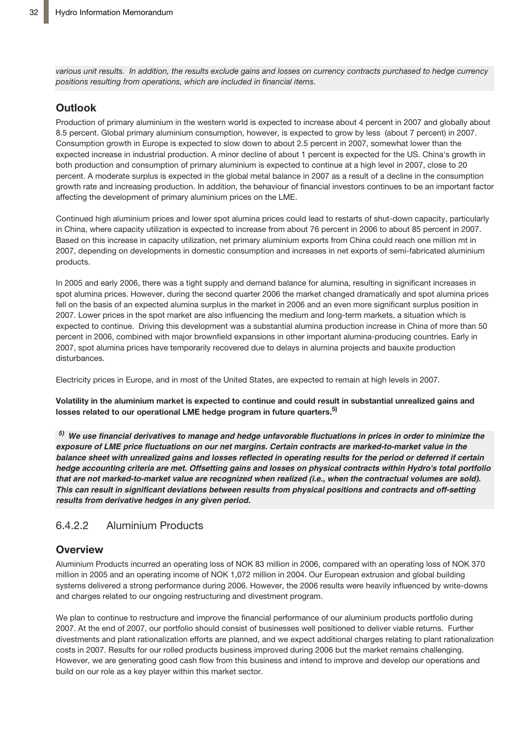*various unit results. In addition, the results exclude gains and losses on currency contracts purchased to hedge currency positions resulting from operations, which are included in financial items.*

### Outlook

Production of primary aluminium in the western world is expected to increase about 4 percent in 2007 and globally about 8.5 percent. Global primary aluminium consumption, however, is expected to grow by less (about 7 percent) in 2007. Consumption growth in Europe is expected to slow down to about 2.5 percent in 2007, somewhat lower than the expected increase in industrial production. A minor decline of about 1 percent is expected for the US. China's growth in both production and consumption of primary aluminium is expected to continue at a high level in 2007, close to 20 percent. A moderate surplus is expected in the global metal balance in 2007 as a result of a decline in the consumption growth rate and increasing production. In addition, the behaviour of financial investors continues to be an important factor affecting the development of primary aluminium prices on the LME.

Continued high aluminium prices and lower spot alumina prices could lead to restarts of shut-down capacity, particularly in China, where capacity utilization is expected to increase from about 76 percent in 2006 to about 85 percent in 2007. Based on this increase in capacity utilization, net primary aluminium exports from China could reach one million mt in 2007, depending on developments in domestic consumption and increases in net exports of semi-fabricated aluminium products.

In 2005 and early 2006, there was a tight supply and demand balance for alumina, resulting in significant increases in spot alumina prices. However, during the second quarter 2006 the market changed dramatically and spot alumina prices fell on the basis of an expected alumina surplus in the market in 2006 and an even more significant surplus position in 2007. Lower prices in the spot market are also influencing the medium and long-term markets, a situation which is expected to continue. Driving this development was a substantial alumina production increase in China of more than 50 percent in 2006, combined with major brownfield expansions in other important alumina-producing countries. Early in 2007, spot alumina prices have temporarily recovered due to delays in alumina projects and bauxite production disturbances.

Electricity prices in Europe, and in most of the United States, are expected to remain at high levels in 2007.

**Volatility in the aluminium market is expected to continue and could result in substantial unrealized gains and losses related to our operational LME hedge program in future quarters.[5)]**

***[5)] We use financial derivatives to manage and hedge unfavorable fluctuations in prices in order to minimize the exposure of LME price fluctuations on our net margins. Certain contracts are marked-to-market value in the balance sheet with unrealized gains and losses reflected in operating results for the period or deferred if certain hedge accounting criteria are met. Offsetting gains and losses on physical contracts within Hydro's total portfolio that are not marked-to-market value are recognized when realized (i.e., when the contractual volumes are sold). This can result in significant deviations between results from physical positions and contracts and off-setting results from derivative hedges in any given period.***

## 6.4.2.2 Aluminium Products

### Overview

Aluminium Products incurred an operating loss of NOK 83 million in 2006, compared with an operating loss of NOK 370 million in 2005 and an operating income of NOK 1,072 million in 2004. Our European extrusion and global building systems delivered a strong performance during 2006. However, the 2006 results were heavily influenced by write-downs and charges related to our ongoing restructuring and divestment program.

We plan to continue to restructure and improve the financial performance of our aluminium products portfolio during 2007. At the end of 2007, our portfolio should consist of businesses well positioned to deliver viable returns. Further divestments and plant rationalization efforts are planned, and we expect additional charges relating to plant rationalization costs in 2007. Results for our rolled products business improved during 2006 but the market remains challenging. However, we are generating good cash flow from this business and intend to improve and develop our operations and build on our role as a key player within this market sector.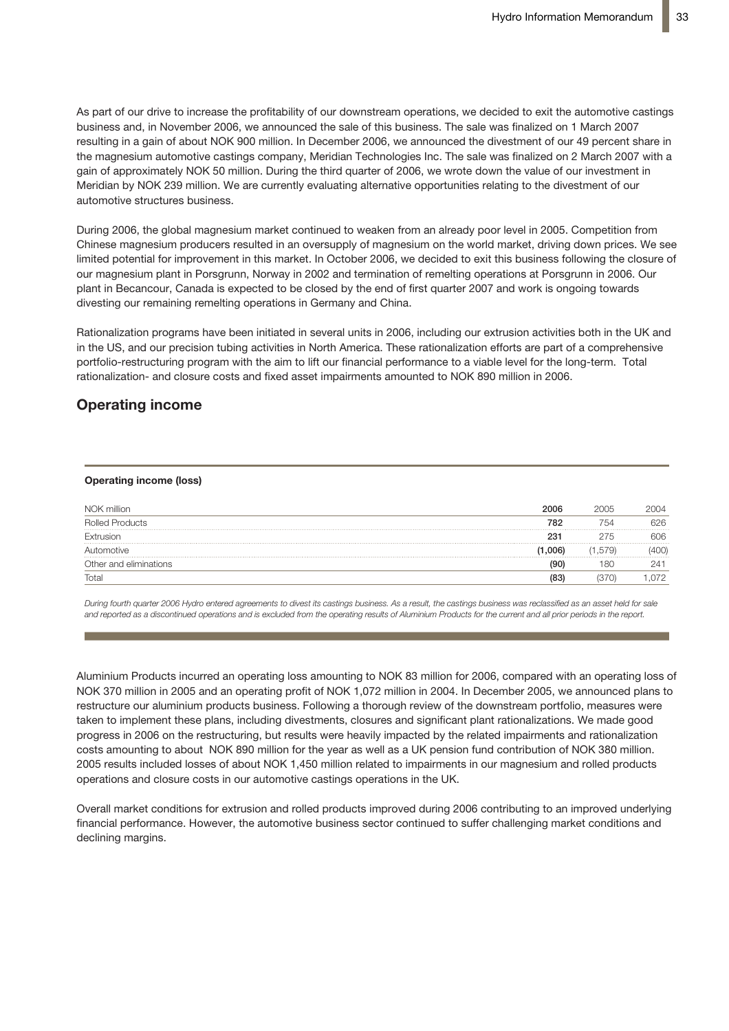As part of our drive to increase the profitability of our downstream operations, we decided to exit the automotive castings business and, in November 2006, we announced the sale of this business. The sale was finalized on 1 March 2007 resulting in a gain of about NOK 900 million. In December 2006, we announced the divestment of our 49 percent share in the magnesium automotive castings company, Meridian Technologies Inc. The sale was finalized on 2 March 2007 with a gain of approximately NOK 50 million. During the third quarter of 2006, we wrote down the value of our investment in Meridian by NOK 239 million. We are currently evaluating alternative opportunities relating to the divestment of our automotive structures business.

During 2006, the global magnesium market continued to weaken from an already poor level in 2005. Competition from Chinese magnesium producers resulted in an oversupply of magnesium on the world market, driving down prices. We see limited potential for improvement in this market. In October 2006, we decided to exit this business following the closure of our magnesium plant in Porsgrunn, Norway in 2002 and termination of remelting operations at Porsgrunn in 2006. Our plant in Becancour, Canada is expected to be closed by the end of first quarter 2007 and work is ongoing towards divesting our remaining remelting operations in Germany and China.

Rationalization programs have been initiated in several units in 2006, including our extrusion activities both in the UK and in the US, and our precision tubing activities in North America. These rationalization efforts are part of a comprehensive portfolio-restructuring program with the aim to lift our financial performance to a viable level for the long-term. Total rationalization- and closure costs and fixed asset impairments amounted to NOK 890 million in 2006.

## Operating income

**Operating income (loss)**

| NOK million | **2006** | 2005 | 2004 |
|---|---|---|---|
| Rolled Products | **782** | 754 | 626 |
| Extrusion | **231** | 275 | 606 |
| Automotive | **(1,006)** | (1,579) | (400) |
| Other and eliminations | **(90)** | 180 | 241 |
| Total | **(83)** | (370) | 1,072 |

*During fourth quarter 2006 Hydro entered agreements to divest its castings business. As a result, the castings business was reclassified as an asset held for sale and reported as a discontinued operations and is excluded from the operating results of Aluminium Products for the current and all prior periods in the report.*

Aluminium Products incurred an operating loss amounting to NOK 83 million for 2006, compared with an operating loss of NOK 370 million in 2005 and an operating profit of NOK 1,072 million in 2004. In December 2005, we announced plans to restructure our aluminium products business. Following a thorough review of the downstream portfolio, measures were taken to implement these plans, including divestments, closures and significant plant rationalizations. We made good progress in 2006 on the restructuring, but results were heavily impacted by the related impairments and rationalization costs amounting to about NOK 890 million for the year as well as a UK pension fund contribution of NOK 380 million. 2005 results included losses of about NOK 1,450 million related to impairments in our magnesium and rolled products operations and closure costs in our automotive castings operations in the UK.

Overall market conditions for extrusion and rolled products improved during 2006 contributing to an improved underlying financial performance. However, the automotive business sector continued to suffer challenging market conditions and declining margins.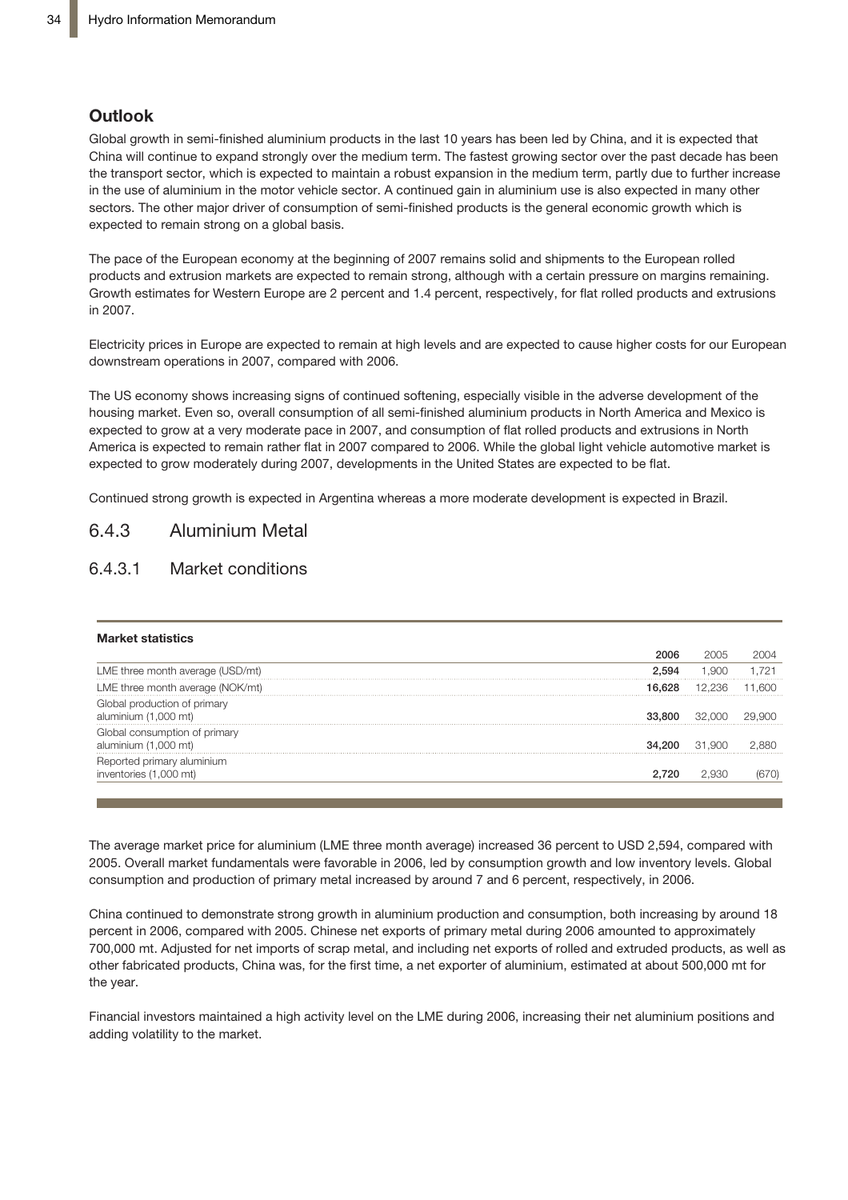## Outlook

Global growth in semi-finished aluminium products in the last 10 years has been led by China, and it is expected that China will continue to expand strongly over the medium term. The fastest growing sector over the past decade has been the transport sector, which is expected to maintain a robust expansion in the medium term, partly due to further increase in the use of aluminium in the motor vehicle sector. A continued gain in aluminium use is also expected in many other sectors. The other major driver of consumption of semi-finished products is the general economic growth which is expected to remain strong on a global basis.

The pace of the European economy at the beginning of 2007 remains solid and shipments to the European rolled products and extrusion markets are expected to remain strong, although with a certain pressure on margins remaining. Growth estimates for Western Europe are 2 percent and 1.4 percent, respectively, for flat rolled products and extrusions in 2007.

Electricity prices in Europe are expected to remain at high levels and are expected to cause higher costs for our European downstream operations in 2007, compared with 2006.

The US economy shows increasing signs of continued softening, especially visible in the adverse development of the housing market. Even so, overall consumption of all semi-finished aluminium products in North America and Mexico is expected to grow at a very moderate pace in 2007, and consumption of flat rolled products and extrusions in North America is expected to remain rather flat in 2007 compared to 2006. While the global light vehicle automotive market is expected to grow moderately during 2007, developments in the United States are expected to be flat.

Continued strong growth is expected in Argentina whereas a more moderate development is expected in Brazil.

## 6.4.3 Aluminium Metal

### 6.4.3.1 Market conditions

**Market statistics**

| | **2006** | 2005 | 2004 |
|---|---|---|---|
| LME three month average (USD/mt) | **2,594** | 1,900 | 1,721 |
| LME three month average (NOK/mt) | **16,628** | 12,236 | 11,600 |
| Global production of primary aluminium (1,000 mt) | **33,800** | 32,000 | 29,900 |
| Global consumption of primary aluminium (1,000 mt) | **34,200** | 31,900 | 2,880 |
| Reported primary aluminium inventories (1,000 mt) | **2,720** | 2,930 | (670) |

The average market price for aluminium (LME three month average) increased 36 percent to USD 2,594, compared with 2005. Overall market fundamentals were favorable in 2006, led by consumption growth and low inventory levels. Global consumption and production of primary metal increased by around 7 and 6 percent, respectively, in 2006.

China continued to demonstrate strong growth in aluminium production and consumption, both increasing by around 18 percent in 2006, compared with 2005. Chinese net exports of primary metal during 2006 amounted to approximately 700,000 mt. Adjusted for net imports of scrap metal, and including net exports of rolled and extruded products, as well as other fabricated products, China was, for the first time, a net exporter of aluminium, estimated at about 500,000 mt for the year.

Financial investors maintained a high activity level on the LME during 2006, increasing their net aluminium positions and adding volatility to the market.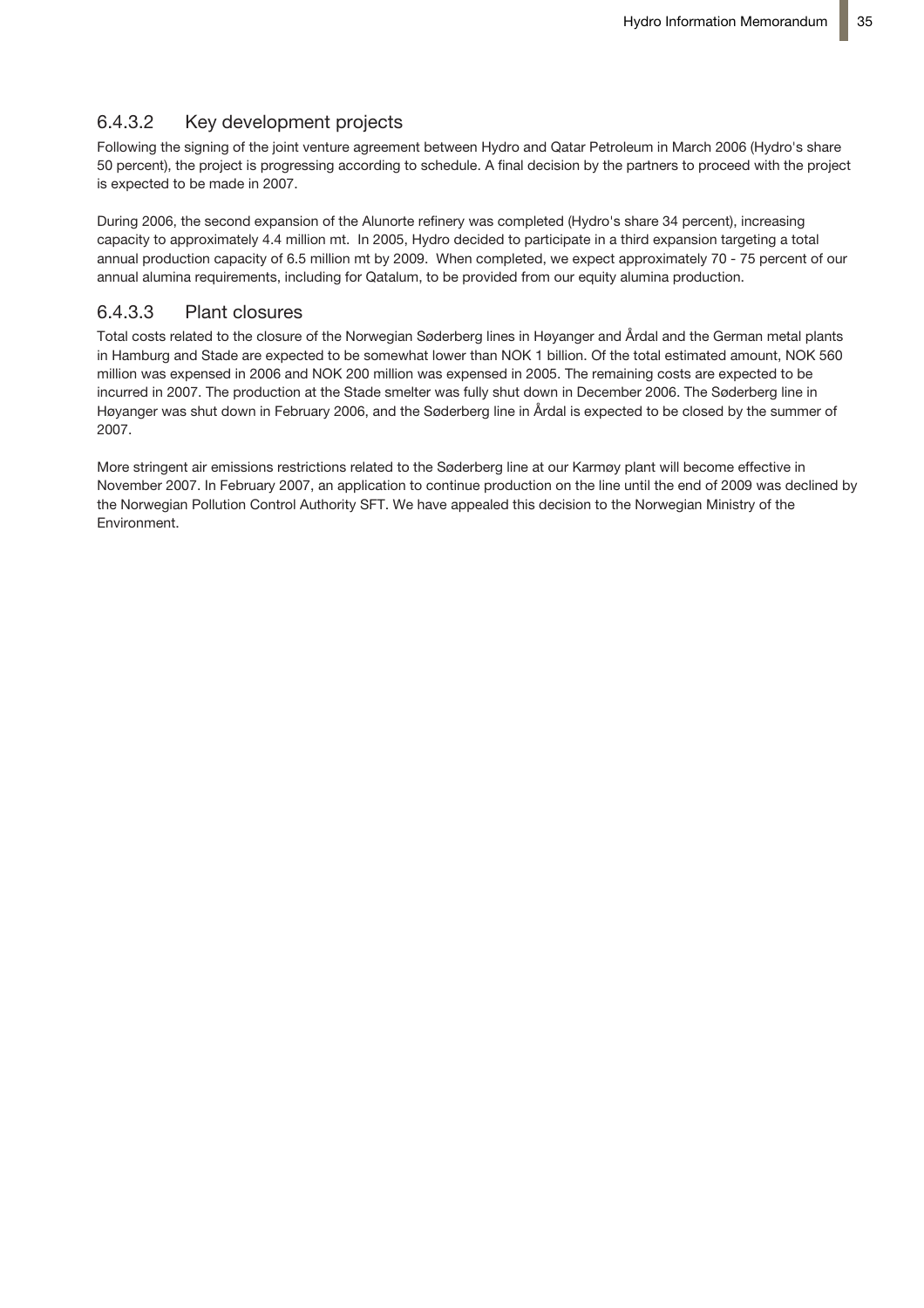### 6.4.3.2 Key development projects

Following the signing of the joint venture agreement between Hydro and Qatar Petroleum in March 2006 (Hydro's share 50 percent), the project is progressing according to schedule. A final decision by the partners to proceed with the project is expected to be made in 2007.

During 2006, the second expansion of the Alunorte refinery was completed (Hydro's share 34 percent), increasing capacity to approximately 4.4 million mt. In 2005, Hydro decided to participate in a third expansion targeting a total annual production capacity of 6.5 million mt by 2009. When completed, we expect approximately 70 - 75 percent of our annual alumina requirements, including for Qatalum, to be provided from our equity alumina production.

### 6.4.3.3 Plant closures

Total costs related to the closure of the Norwegian Søderberg lines in Høyanger and Årdal and the German metal plants in Hamburg and Stade are expected to be somewhat lower than NOK 1 billion. Of the total estimated amount, NOK 560 million was expensed in 2006 and NOK 200 million was expensed in 2005. The remaining costs are expected to be incurred in 2007. The production at the Stade smelter was fully shut down in December 2006. The Søderberg line in Høyanger was shut down in February 2006, and the Søderberg line in Årdal is expected to be closed by the summer of 2007.

More stringent air emissions restrictions related to the Søderberg line at our Karmøy plant will become effective in November 2007. In February 2007, an application to continue production on the line until the end of 2009 was declined by the Norwegian Pollution Control Authority SFT. We have appealed this decision to the Norwegian Ministry of the Environment.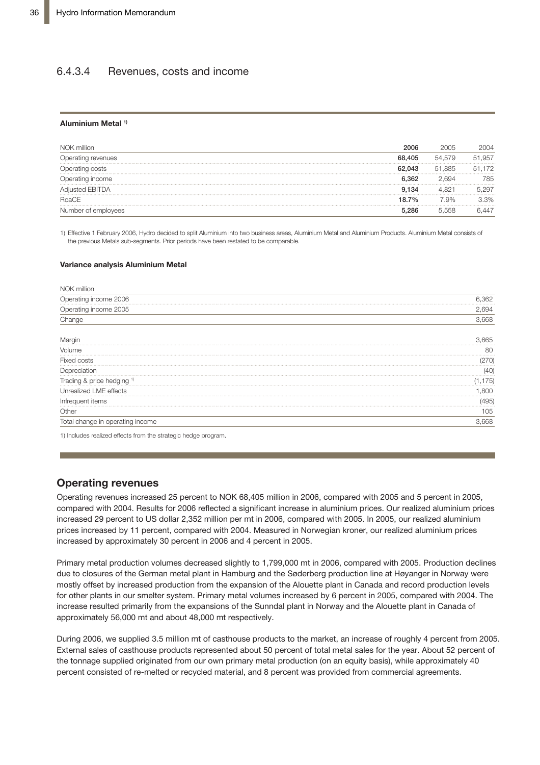### 6.4.3.4 Revenues, costs and income

**Aluminium Metal [1]**

| NOK million | **2006** | 2005 | 2004 |
|---|---|---|---|
| Operating revenues | **68,405** | 54,579 | 51,957 |
| Operating costs | **62,043** | 51,885 | 51,172 |
| Operating income | **6,362** | 2,694 | 785 |
| Adjusted EBITDA | **9,134** | 4,821 | 5,297 |
| RoaCE | **18.7%** | 7.9% | 3.3% |
| Number of employees | **5,286** | 5,558 | 6,447 |

1) Effective 1 February 2006, Hydro decided to split Aluminium into two business areas, Aluminium Metal and Aluminium Products. Aluminium Metal consists of the previous Metals sub-segments. Prior periods have been restated to be comparable.

**Variance analysis Aluminium Metal**

| NOK million | |
|---|---|
| Operating income 2006 | 6,362 |
| Operating income 2005 | 2,694 |
| Change | 3,668 |
| | |
| Margin | 3,665 |
| Volume | 80 |
| Fixed costs | (270) |
| Depreciation | (40) |
| Trading & price hedging [1] | (1,175) |
| Unrealized LME effects | 1,800 |
| Infrequent items | (495) |
| Other | 105 |
| Total change in operating income | 3,668 |

1) Includes realized effects from the strategic hedge program.

## Operating revenues

Operating revenues increased 25 percent to NOK 68,405 million in 2006, compared with 2005 and 5 percent in 2005, compared with 2004. Results for 2006 reflected a significant increase in aluminium prices. Our realized aluminium prices increased 29 percent to US dollar 2,352 million per mt in 2006, compared with 2005. In 2005, our realized aluminium prices increased by 11 percent, compared with 2004. Measured in Norwegian kroner, our realized aluminium prices increased by approximately 30 percent in 2006 and 4 percent in 2005.

Primary metal production volumes decreased slightly to 1,799,000 mt in 2006, compared with 2005. Production declines due to closures of the German metal plant in Hamburg and the Søderberg production line at Høyanger in Norway were mostly offset by increased production from the expansion of the Alouette plant in Canada and record production levels for other plants in our smelter system. Primary metal volumes increased by 6 percent in 2005, compared with 2004. The increase resulted primarily from the expansions of the Sunndal plant in Norway and the Alouette plant in Canada of approximately 56,000 mt and about 48,000 mt respectively.

During 2006, we supplied 3.5 million mt of casthouse products to the market, an increase of roughly 4 percent from 2005. External sales of casthouse products represented about 50 percent of total metal sales for the year. About 52 percent of the tonnage supplied originated from our own primary metal production (on an equity basis), while approximately 40 percent consisted of re-melted or recycled material, and 8 percent was provided from commercial agreements.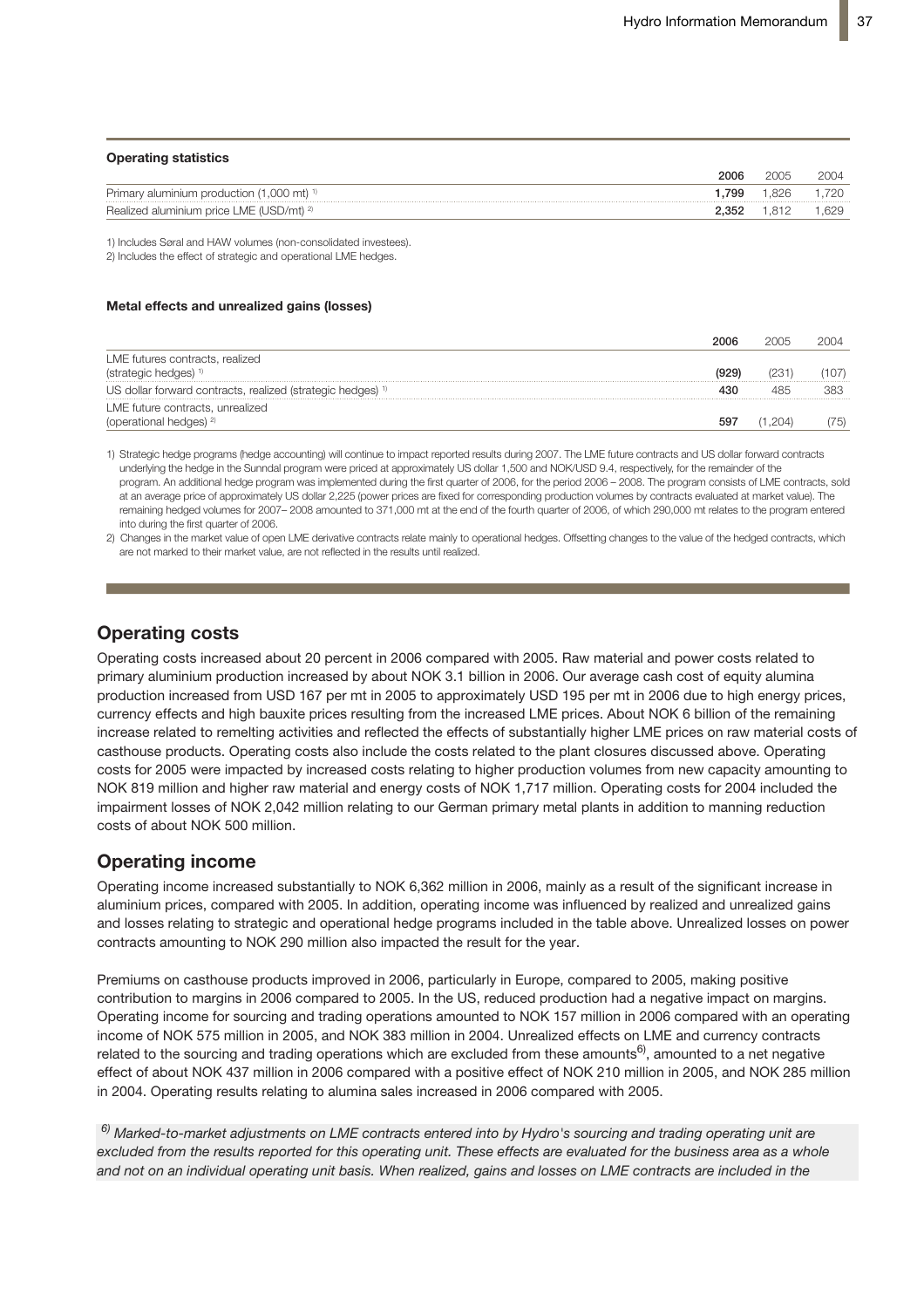**Operating statistics**

| | 2006 | 2005 | 2004 |
|---|---|---|---|
| Primary aluminium production (1,000 mt) [1] | **1,799** | 1,826 | 1,720 |
| Realized aluminium price LME (USD/mt) [2] | **2,352** | 1,812 | 1,629 |

1) Includes Søral and HAW volumes (non-consolidated investees).

2) Includes the effect of strategic and operational LME hedges.

**Metal effects and unrealized gains (losses)**

| | 2006 | 2005 | 2004 |
|---|---|---|---|
| LME futures contracts, realized (strategic hedges) [1] | **(929)** | (231) | (107) |
| US dollar forward contracts, realized (strategic hedges) [1] | **430** | 485 | 383 |
| LME future contracts, unrealized (operational hedges) [2] | **597** | (1,204) | (75) |

1) Strategic hedge programs (hedge accounting) will continue to impact reported results during 2007. The LME future contracts and US dollar forward contracts underlying the hedge in the Sunndal program were priced at approximately US dollar 1,500 and NOK/USD 9.4, respectively, for the remainder of the program. An additional hedge program was implemented during the first quarter of 2006, for the period 2006 – 2008. The program consists of LME contracts, sold at an average price of approximately US dollar 2,225 (power prices are fixed for corresponding production volumes by contracts evaluated at market value). The remaining hedged volumes for 2007– 2008 amounted to 371,000 mt at the end of the fourth quarter of 2006, of which 290,000 mt relates to the program entered into during the first quarter of 2006.

2) Changes in the market value of open LME derivative contracts relate mainly to operational hedges. Offsetting changes to the value of the hedged contracts, which are not marked to their market value, are not reflected in the results until realized.

## Operating costs

Operating costs increased about 20 percent in 2006 compared with 2005. Raw material and power costs related to primary aluminium production increased by about NOK 3.1 billion in 2006. Our average cash cost of equity alumina production increased from USD 167 per mt in 2005 to approximately USD 195 per mt in 2006 due to high energy prices, currency effects and high bauxite prices resulting from the increased LME prices. About NOK 6 billion of the remaining increase related to remelting activities and reflected the effects of substantially higher LME prices on raw material costs of casthouse products. Operating costs also include the costs related to the plant closures discussed above. Operating costs for 2005 were impacted by increased costs relating to higher production volumes from new capacity amounting to NOK 819 million and higher raw material and energy costs of NOK 1,717 million. Operating costs for 2004 included the impairment losses of NOK 2,042 million relating to our German primary metal plants in addition to manning reduction costs of about NOK 500 million.

## Operating income

Operating income increased substantially to NOK 6,362 million in 2006, mainly as a result of the significant increase in aluminium prices, compared with 2005. In addition, operating income was influenced by realized and unrealized gains and losses relating to strategic and operational hedge programs included in the table above. Unrealized losses on power contracts amounting to NOK 290 million also impacted the result for the year.

Premiums on casthouse products improved in 2006, particularly in Europe, compared to 2005, making positive contribution to margins in 2006 compared to 2005. In the US, reduced production had a negative impact on margins. Operating income for sourcing and trading operations amounted to NOK 157 million in 2006 compared with an operating income of NOK 575 million in 2005, and NOK 383 million in 2004. Unrealized effects on LME and currency contracts related to the sourcing and trading operations which are excluded from these amounts[6], amounted to a net negative effect of about NOK 437 million in 2006 compared with a positive effect of NOK 210 million in 2005, and NOK 285 million in 2004. Operating results relating to alumina sales increased in 2006 compared with 2005.

*[6] Marked-to-market adjustments on LME contracts entered into by Hydro's sourcing and trading operating unit are excluded from the results reported for this operating unit. These effects are evaluated for the business area as a whole and not on an individual operating unit basis. When realized, gains and losses on LME contracts are included in the*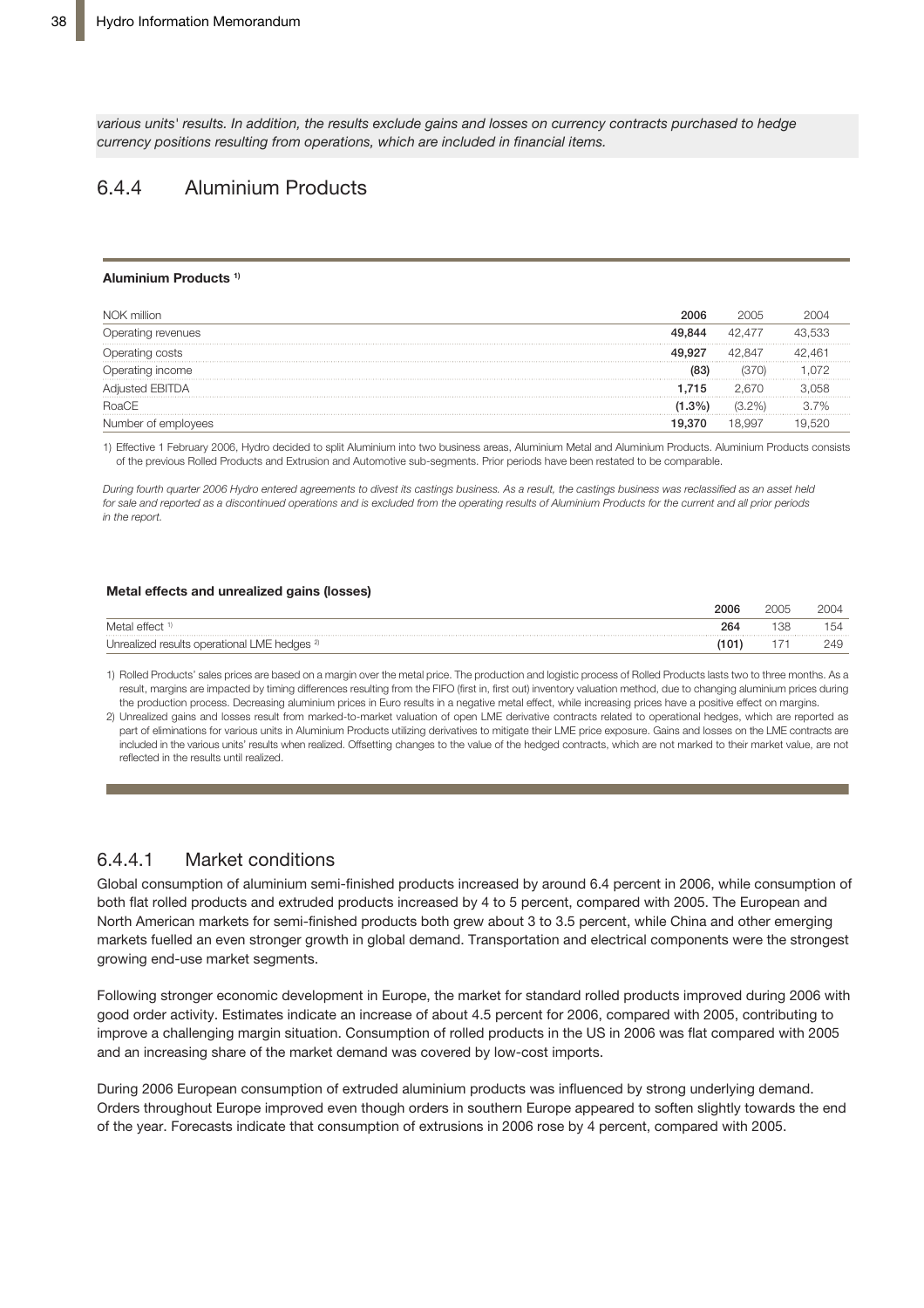*various units' results. In addition, the results exclude gains and losses on currency contracts purchased to hedge currency positions resulting from operations, which are included in financial items.*

## 6.4.4 Aluminium Products

**Aluminium Products [1)]**

| NOK million | 2006 | 2005 | 2004 |
|---|---|---|---|
| Operating revenues | **49,844** | 42,477 | 43,533 |
| Operating costs | **49,927** | 42,847 | 42,461 |
| Operating income | **(83)** | (370) | 1,072 |
| Adjusted EBITDA | **1,715** | 2,670 | 3,058 |
| RoaCE | **(1.3%)** | (3.2%) | 3.7% |
| Number of employees | **19,370** | 18,997 | 19,520 |

1) Effective 1 February 2006, Hydro decided to split Aluminium into two business areas, Aluminium Metal and Aluminium Products. Aluminium Products consists of the previous Rolled Products and Extrusion and Automotive sub-segments. Prior periods have been restated to be comparable.

*During fourth quarter 2006 Hydro entered agreements to divest its castings business. As a result, the castings business was reclassified as an asset held for sale and reported as a discontinued operations and is excluded from the operating results of Aluminium Products for the current and all prior periods in the report.*

**Metal effects and unrealized gains (losses)**

| | 2006 | 2005 | 2004 |
|---|---|---|---|
| Metal effect [1)] | **264** | 138 | 154 |
| Unrealized results operational LME hedges [2)] | **(101)** | 171 | 249 |

1) Rolled Products' sales prices are based on a margin over the metal price. The production and logistic process of Rolled Products lasts two to three months. As a result, margins are impacted by timing differences resulting from the FIFO (first in, first out) inventory valuation method, due to changing aluminium prices during the production process. Decreasing aluminium prices in Euro results in a negative metal effect, while increasing prices have a positive effect on margins.

2) Unrealized gains and losses result from marked-to-market valuation of open LME derivative contracts related to operational hedges, which are reported as part of eliminations for various units in Aluminium Products utilizing derivatives to mitigate their LME price exposure. Gains and losses on the LME contracts are included in the various units' results when realized. Offsetting changes to the value of the hedged contracts, which are not marked to their market value, are not reflected in the results until realized.

### 6.4.4.1 Market conditions

Global consumption of aluminium semi-finished products increased by around 6.4 percent in 2006, while consumption of both flat rolled products and extruded products increased by 4 to 5 percent, compared with 2005. The European and North American markets for semi-finished products both grew about 3 to 3.5 percent, while China and other emerging markets fuelled an even stronger growth in global demand. Transportation and electrical components were the strongest growing end-use market segments.

Following stronger economic development in Europe, the market for standard rolled products improved during 2006 with good order activity. Estimates indicate an increase of about 4.5 percent for 2006, compared with 2005, contributing to improve a challenging margin situation. Consumption of rolled products in the US in 2006 was flat compared with 2005 and an increasing share of the market demand was covered by low-cost imports.

During 2006 European consumption of extruded aluminium products was influenced by strong underlying demand. Orders throughout Europe improved even though orders in southern Europe appeared to soften slightly towards the end of the year. Forecasts indicate that consumption of extrusions in 2006 rose by 4 percent, compared with 2005.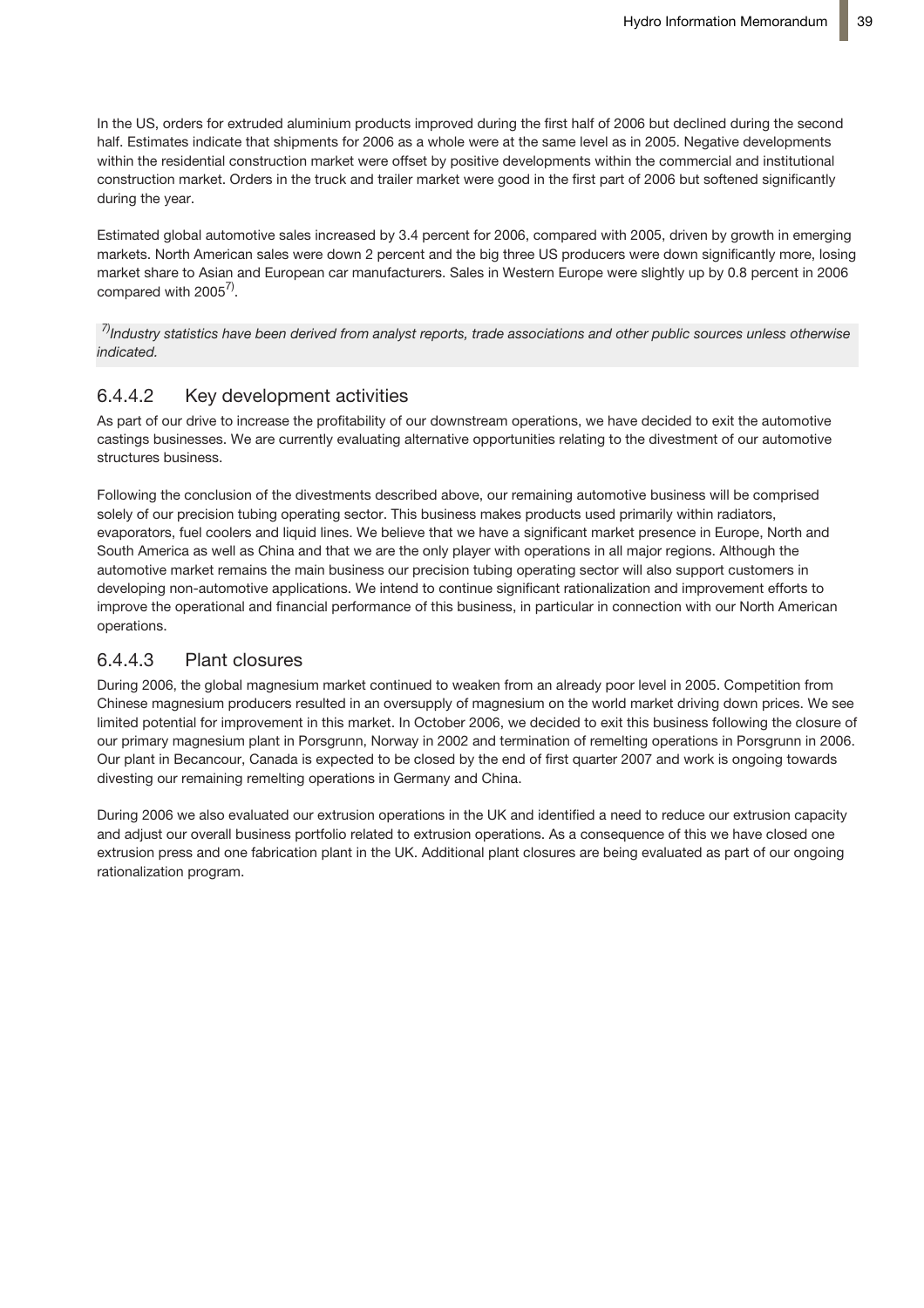In the US, orders for extruded aluminium products improved during the first half of 2006 but declined during the second half. Estimates indicate that shipments for 2006 as a whole were at the same level as in 2005. Negative developments within the residential construction market were offset by positive developments within the commercial and institutional construction market. Orders in the truck and trailer market were good in the first part of 2006 but softened significantly during the year.

Estimated global automotive sales increased by 3.4 percent for 2006, compared with 2005, driven by growth in emerging markets. North American sales were down 2 percent and the big three US producers were down significantly more, losing market share to Asian and European car manufacturers. Sales in Western Europe were slightly up by 0.8 percent in 2006 compared with 2005[7)].

*[7)]Industry statistics have been derived from analyst reports, trade associations and other public sources unless otherwise indicated.*

### 6.4.4.2 Key development activities

As part of our drive to increase the profitability of our downstream operations, we have decided to exit the automotive castings businesses. We are currently evaluating alternative opportunities relating to the divestment of our automotive structures business.

Following the conclusion of the divestments described above, our remaining automotive business will be comprised solely of our precision tubing operating sector. This business makes products used primarily within radiators, evaporators, fuel coolers and liquid lines. We believe that we have a significant market presence in Europe, North and South America as well as China and that we are the only player with operations in all major regions. Although the automotive market remains the main business our precision tubing operating sector will also support customers in developing non-automotive applications. We intend to continue significant rationalization and improvement efforts to improve the operational and financial performance of this business, in particular in connection with our North American operations.

### 6.4.4.3 Plant closures

During 2006, the global magnesium market continued to weaken from an already poor level in 2005. Competition from Chinese magnesium producers resulted in an oversupply of magnesium on the world market driving down prices. We see limited potential for improvement in this market. In October 2006, we decided to exit this business following the closure of our primary magnesium plant in Porsgrunn, Norway in 2002 and termination of remelting operations in Porsgrunn in 2006. Our plant in Becancour, Canada is expected to be closed by the end of first quarter 2007 and work is ongoing towards divesting our remaining remelting operations in Germany and China.

During 2006 we also evaluated our extrusion operations in the UK and identified a need to reduce our extrusion capacity and adjust our overall business portfolio related to extrusion operations. As a consequence of this we have closed one extrusion press and one fabrication plant in the UK. Additional plant closures are being evaluated as part of our ongoing rationalization program.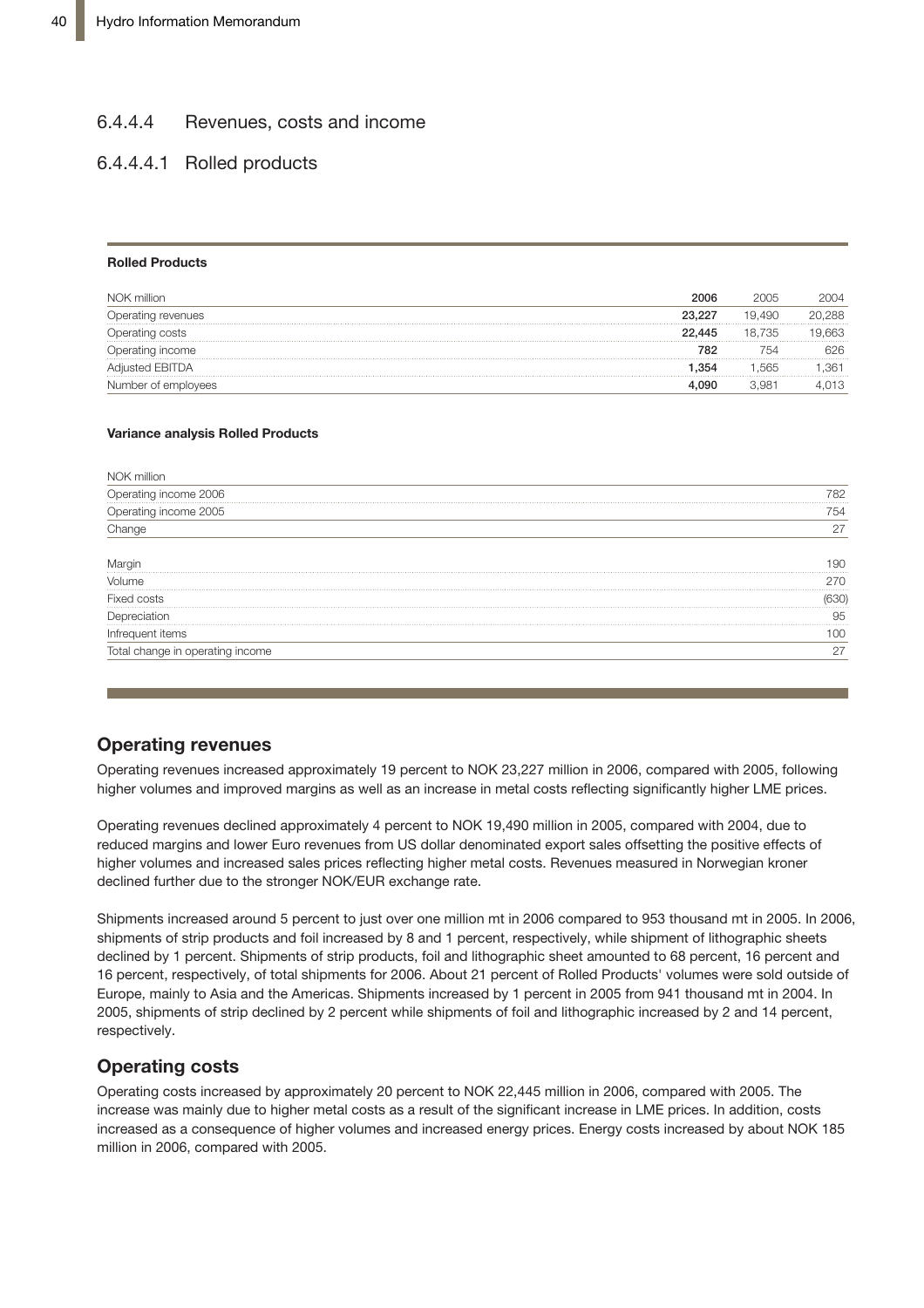## 6.4.4.4 Revenues, costs and income

### 6.4.4.4.1 Rolled products

**Rolled Products**

| NOK million | 2006 | 2005 | 2004 |
|---|---|---|---|
| Operating revenues | **23,227** | 19,490 | 20,288 |
| Operating costs | **22,445** | 18,735 | 19,663 |
| Operating income | **782** | 754 | 626 |
| Adjusted EBITDA | **1,354** | 1,565 | 1,361 |
| Number of employees | **4,090** | 3,981 | 4,013 |

**Variance analysis Rolled Products**

| NOK million | |
|---|---|
| Operating income 2006 | 782 |
| Operating income 2005 | 754 |
| Change | 27 |
| | |
| Margin | 190 |
| Volume | 270 |
| Fixed costs | (630) |
| Depreciation | 95 |
| Infrequent items | 100 |
| Total change in operating income | 27 |

### Operating revenues

Operating revenues increased approximately 19 percent to NOK 23,227 million in 2006, compared with 2005, following higher volumes and improved margins as well as an increase in metal costs reflecting significantly higher LME prices.

Operating revenues declined approximately 4 percent to NOK 19,490 million in 2005, compared with 2004, due to reduced margins and lower Euro revenues from US dollar denominated export sales offsetting the positive effects of higher volumes and increased sales prices reflecting higher metal costs. Revenues measured in Norwegian kroner declined further due to the stronger NOK/EUR exchange rate.

Shipments increased around 5 percent to just over one million mt in 2006 compared to 953 thousand mt in 2005. In 2006, shipments of strip products and foil increased by 8 and 1 percent, respectively, while shipment of lithographic sheets declined by 1 percent. Shipments of strip products, foil and lithographic sheet amounted to 68 percent, 16 percent and 16 percent, respectively, of total shipments for 2006. About 21 percent of Rolled Products' volumes were sold outside of Europe, mainly to Asia and the Americas. Shipments increased by 1 percent in 2005 from 941 thousand mt in 2004. In 2005, shipments of strip declined by 2 percent while shipments of foil and lithographic increased by 2 and 14 percent, respectively.

### Operating costs

Operating costs increased by approximately 20 percent to NOK 22,445 million in 2006, compared with 2005. The increase was mainly due to higher metal costs as a result of the significant increase in LME prices. In addition, costs increased as a consequence of higher volumes and increased energy prices. Energy costs increased by about NOK 185 million in 2006, compared with 2005.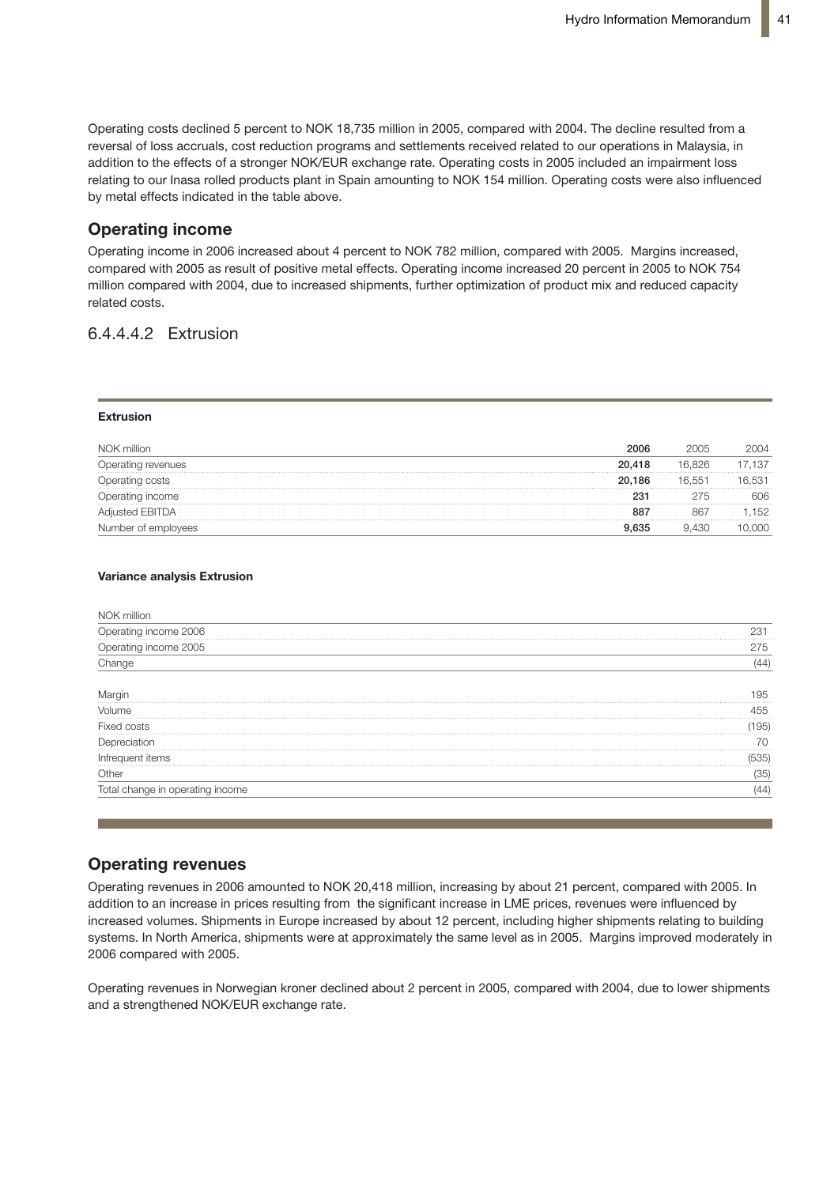Operating costs declined 5 percent to NOK 18,735 million in 2005, compared with 2004. The decline resulted from a reversal of loss accruals, cost reduction programs and settlements received related to our operations in Malaysia, in addition to the effects of a stronger NOK/EUR exchange rate. Operating costs in 2005 included an impairment loss relating to our Inasa rolled products plant in Spain amounting to NOK 154 million. Operating costs were also influenced by metal effects indicated in the table above.

## Operating income

Operating income in 2006 increased about 4 percent to NOK 782 million, compared with 2005. Margins increased, compared with 2005 as result of positive metal effects. Operating income increased 20 percent in 2005 to NOK 754 million compared with 2004, due to increased shipments, further optimization of product mix and reduced capacity related costs.

### 6.4.4.4.2 Extrusion

**Extrusion**

| NOK million | **2006** | 2005 | 2004 |
|---|---|---|---|
| Operating revenues | **20,418** | 16,826 | 17,137 |
| Operating costs | **20,186** | 16,551 | 16,531 |
| Operating income | **231** | 275 | 606 |
| Adjusted EBITDA | **887** | 867 | 1,152 |
| Number of employees | **9,635** | 9,430 | 10,000 |

**Variance analysis Extrusion**

| NOK million | |
|---|---|
| Operating income 2006 | 231 |
| Operating income 2005 | 275 |
| Change | (44) |
| | |
| Margin | 195 |
| Volume | 455 |
| Fixed costs | (195) |
| Depreciation | 70 |
| Infrequent items | (535) |
| Other | (35) |
| Total change in operating income | (44) |

## Operating revenues

Operating revenues in 2006 amounted to NOK 20,418 million, increasing by about 21 percent, compared with 2005. In addition to an increase in prices resulting from the significant increase in LME prices, revenues were influenced by increased volumes. Shipments in Europe increased by about 12 percent, including higher shipments relating to building systems. In North America, shipments were at approximately the same level as in 2005. Margins improved moderately in 2006 compared with 2005.

Operating revenues in Norwegian kroner declined about 2 percent in 2005, compared with 2004, due to lower shipments and a strengthened NOK/EUR exchange rate.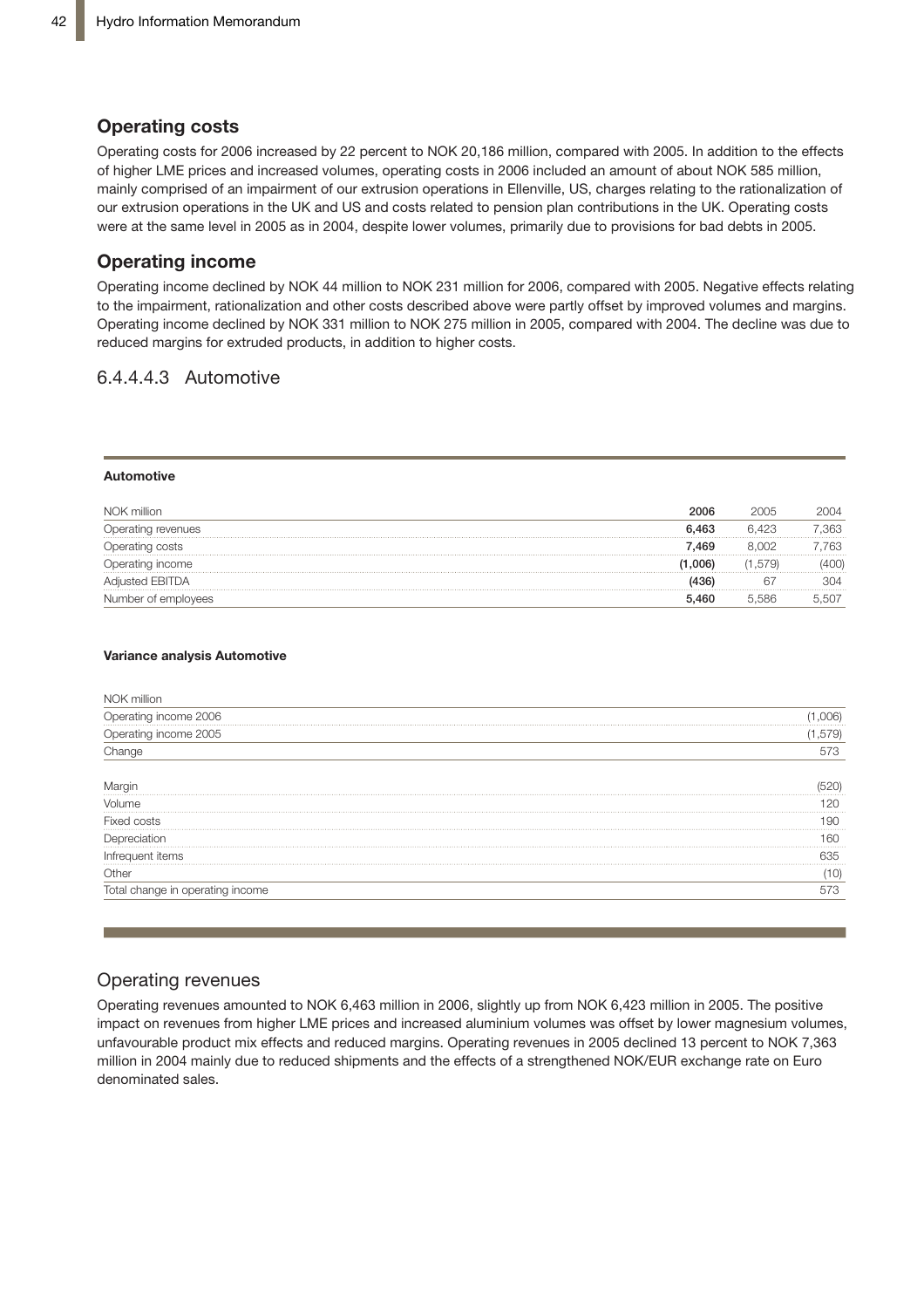### Operating costs

Operating costs for 2006 increased by 22 percent to NOK 20,186 million, compared with 2005. In addition to the effects of higher LME prices and increased volumes, operating costs in 2006 included an amount of about NOK 585 million, mainly comprised of an impairment of our extrusion operations in Ellenville, US, charges relating to the rationalization of our extrusion operations in the UK and US and costs related to pension plan contributions in the UK. Operating costs were at the same level in 2005 as in 2004, despite lower volumes, primarily due to provisions for bad debts in 2005.

### Operating income

Operating income declined by NOK 44 million to NOK 231 million for 2006, compared with 2005. Negative effects relating to the impairment, rationalization and other costs described above were partly offset by improved volumes and margins. Operating income declined by NOK 331 million to NOK 275 million in 2005, compared with 2004. The decline was due to reduced margins for extruded products, in addition to higher costs.

## 6.4.4.4.3 Automotive

**Automotive**

| NOK million | **2006** | 2005 | 2004 |
|---|---|---|---|
| Operating revenues | **6,463** | 6,423 | 7,363 |
| Operating costs | **7,469** | 8,002 | 7,763 |
| Operating income | **(1,006)** | (1,579) | (400) |
| Adjusted EBITDA | **(436)** | 67 | 304 |
| Number of employees | **5,460** | 5,586 | 5,507 |

**Variance analysis Automotive**

| NOK million | |
|---|---|
| Operating income 2006 | (1,006) |
| Operating income 2005 | (1,579) |
| Change | 573 |
| | |
| Margin | (520) |
| Volume | 120 |
| Fixed costs | 190 |
| Depreciation | 160 |
| Infrequent items | 635 |
| Other | (10) |
| Total change in operating income | 573 |

### Operating revenues

Operating revenues amounted to NOK 6,463 million in 2006, slightly up from NOK 6,423 million in 2005. The positive impact on revenues from higher LME prices and increased aluminium volumes was offset by lower magnesium volumes, unfavourable product mix effects and reduced margins. Operating revenues in 2005 declined 13 percent to NOK 7,363 million in 2004 mainly due to reduced shipments and the effects of a strengthened NOK/EUR exchange rate on Euro denominated sales.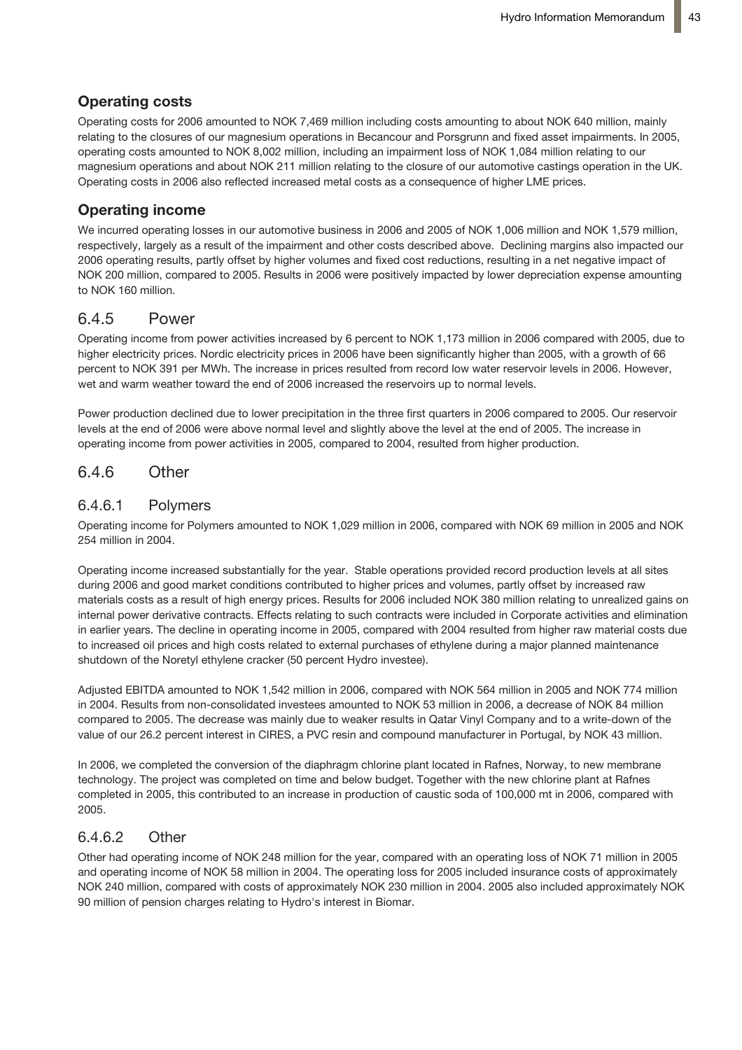### Operating costs

Operating costs for 2006 amounted to NOK 7,469 million including costs amounting to about NOK 640 million, mainly relating to the closures of our magnesium operations in Becancour and Porsgrunn and fixed asset impairments. In 2005, operating costs amounted to NOK 8,002 million, including an impairment loss of NOK 1,084 million relating to our magnesium operations and about NOK 211 million relating to the closure of our automotive castings operation in the UK. Operating costs in 2006 also reflected increased metal costs as a consequence of higher LME prices.

### Operating income

We incurred operating losses in our automotive business in 2006 and 2005 of NOK 1,006 million and NOK 1,579 million, respectively, largely as a result of the impairment and other costs described above. Declining margins also impacted our 2006 operating results, partly offset by higher volumes and fixed cost reductions, resulting in a net negative impact of NOK 200 million, compared to 2005. Results in 2006 were positively impacted by lower depreciation expense amounting to NOK 160 million.

## 6.4.5 Power

Operating income from power activities increased by 6 percent to NOK 1,173 million in 2006 compared with 2005, due to higher electricity prices. Nordic electricity prices in 2006 have been significantly higher than 2005, with a growth of 66 percent to NOK 391 per MWh. The increase in prices resulted from record low water reservoir levels in 2006. However, wet and warm weather toward the end of 2006 increased the reservoirs up to normal levels.

Power production declined due to lower precipitation in the three first quarters in 2006 compared to 2005. Our reservoir levels at the end of 2006 were above normal level and slightly above the level at the end of 2005. The increase in operating income from power activities in 2005, compared to 2004, resulted from higher production.

## 6.4.6 Other

### 6.4.6.1 Polymers

Operating income for Polymers amounted to NOK 1,029 million in 2006, compared with NOK 69 million in 2005 and NOK 254 million in 2004.

Operating income increased substantially for the year. Stable operations provided record production levels at all sites during 2006 and good market conditions contributed to higher prices and volumes, partly offset by increased raw materials costs as a result of high energy prices. Results for 2006 included NOK 380 million relating to unrealized gains on internal power derivative contracts. Effects relating to such contracts were included in Corporate activities and elimination in earlier years. The decline in operating income in 2005, compared with 2004 resulted from higher raw material costs due to increased oil prices and high costs related to external purchases of ethylene during a major planned maintenance shutdown of the Noretyl ethylene cracker (50 percent Hydro investee).

Adjusted EBITDA amounted to NOK 1,542 million in 2006, compared with NOK 564 million in 2005 and NOK 774 million in 2004. Results from non-consolidated investees amounted to NOK 53 million in 2006, a decrease of NOK 84 million compared to 2005. The decrease was mainly due to weaker results in Qatar Vinyl Company and to a write-down of the value of our 26.2 percent interest in CIRES, a PVC resin and compound manufacturer in Portugal, by NOK 43 million.

In 2006, we completed the conversion of the diaphragm chlorine plant located in Rafnes, Norway, to new membrane technology. The project was completed on time and below budget. Together with the new chlorine plant at Rafnes completed in 2005, this contributed to an increase in production of caustic soda of 100,000 mt in 2006, compared with 2005.

### 6.4.6.2 Other

Other had operating income of NOK 248 million for the year, compared with an operating loss of NOK 71 million in 2005 and operating income of NOK 58 million in 2004. The operating loss for 2005 included insurance costs of approximately NOK 240 million, compared with costs of approximately NOK 230 million in 2004. 2005 also included approximately NOK 90 million of pension charges relating to Hydro's interest in Biomar.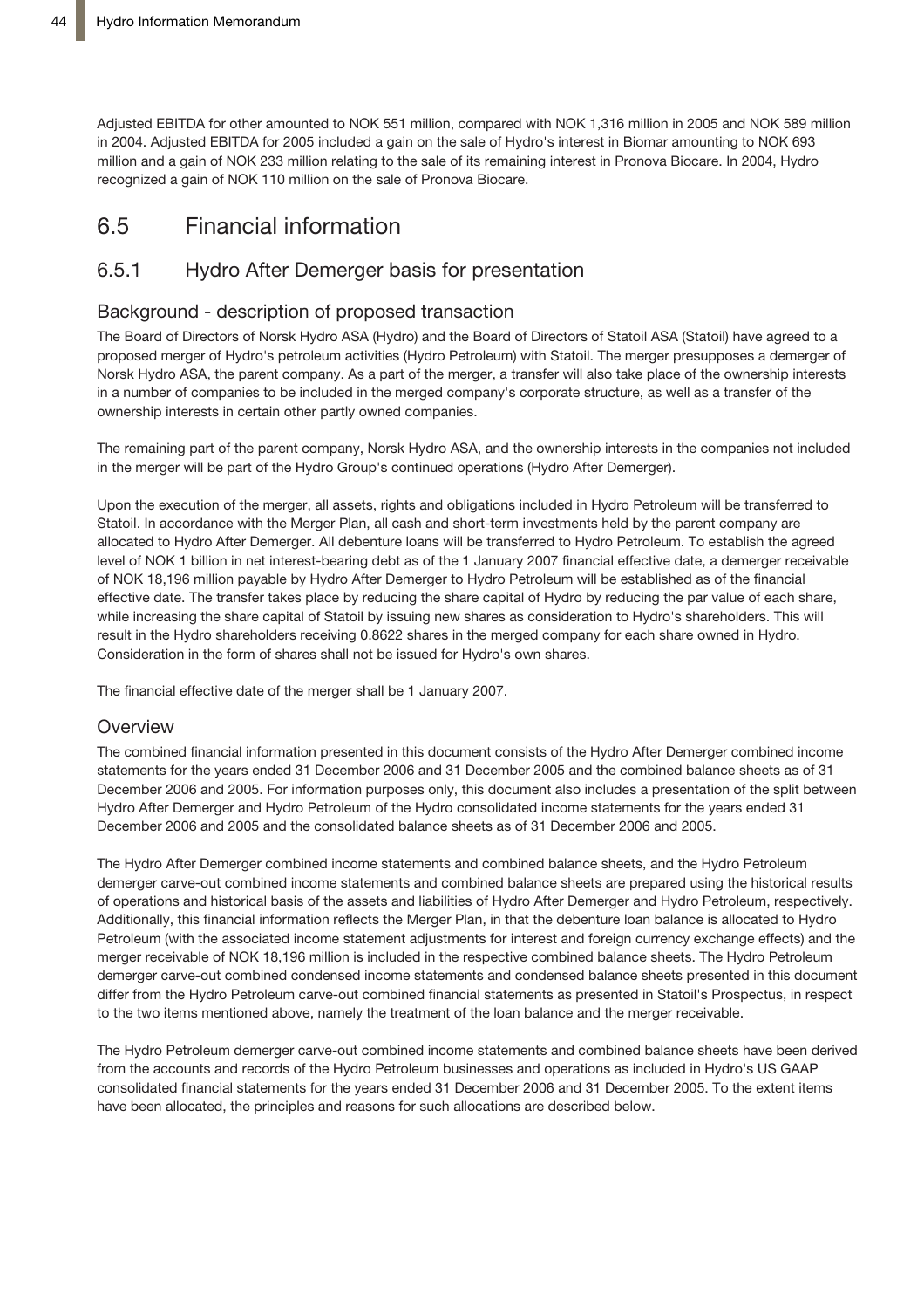Adjusted EBITDA for other amounted to NOK 551 million, compared with NOK 1,316 million in 2005 and NOK 589 million in 2004. Adjusted EBITDA for 2005 included a gain on the sale of Hydro's interest in Biomar amounting to NOK 693 million and a gain of NOK 233 million relating to the sale of its remaining interest in Pronova Biocare. In 2004, Hydro recognized a gain of NOK 110 million on the sale of Pronova Biocare.

# 6.5 Financial information

## 6.5.1 Hydro After Demerger basis for presentation

### Background - description of proposed transaction

The Board of Directors of Norsk Hydro ASA (Hydro) and the Board of Directors of Statoil ASA (Statoil) have agreed to a proposed merger of Hydro's petroleum activities (Hydro Petroleum) with Statoil. The merger presupposes a demerger of Norsk Hydro ASA, the parent company. As a part of the merger, a transfer will also take place of the ownership interests in a number of companies to be included in the merged company's corporate structure, as well as a transfer of the ownership interests in certain other partly owned companies.

The remaining part of the parent company, Norsk Hydro ASA, and the ownership interests in the companies not included in the merger will be part of the Hydro Group's continued operations (Hydro After Demerger).

Upon the execution of the merger, all assets, rights and obligations included in Hydro Petroleum will be transferred to Statoil. In accordance with the Merger Plan, all cash and short-term investments held by the parent company are allocated to Hydro After Demerger. All debenture loans will be transferred to Hydro Petroleum. To establish the agreed level of NOK 1 billion in net interest-bearing debt as of the 1 January 2007 financial effective date, a demerger receivable of NOK 18,196 million payable by Hydro After Demerger to Hydro Petroleum will be established as of the financial effective date. The transfer takes place by reducing the share capital of Hydro by reducing the par value of each share, while increasing the share capital of Statoil by issuing new shares as consideration to Hydro's shareholders. This will result in the Hydro shareholders receiving 0.8622 shares in the merged company for each share owned in Hydro. Consideration in the form of shares shall not be issued for Hydro's own shares.

The financial effective date of the merger shall be 1 January 2007.

### Overview

The combined financial information presented in this document consists of the Hydro After Demerger combined income statements for the years ended 31 December 2006 and 31 December 2005 and the combined balance sheets as of 31 December 2006 and 2005. For information purposes only, this document also includes a presentation of the split between Hydro After Demerger and Hydro Petroleum of the Hydro consolidated income statements for the years ended 31 December 2006 and 2005 and the consolidated balance sheets as of 31 December 2006 and 2005.

The Hydro After Demerger combined income statements and combined balance sheets, and the Hydro Petroleum demerger carve-out combined income statements and combined balance sheets are prepared using the historical results of operations and historical basis of the assets and liabilities of Hydro After Demerger and Hydro Petroleum, respectively. Additionally, this financial information reflects the Merger Plan, in that the debenture loan balance is allocated to Hydro Petroleum (with the associated income statement adjustments for interest and foreign currency exchange effects) and the merger receivable of NOK 18,196 million is included in the respective combined balance sheets. The Hydro Petroleum demerger carve-out combined condensed income statements and condensed balance sheets presented in this document differ from the Hydro Petroleum carve-out combined financial statements as presented in Statoil's Prospectus, in respect to the two items mentioned above, namely the treatment of the loan balance and the merger receivable.

The Hydro Petroleum demerger carve-out combined income statements and combined balance sheets have been derived from the accounts and records of the Hydro Petroleum businesses and operations as included in Hydro's US GAAP consolidated financial statements for the years ended 31 December 2006 and 31 December 2005. To the extent items have been allocated, the principles and reasons for such allocations are described below.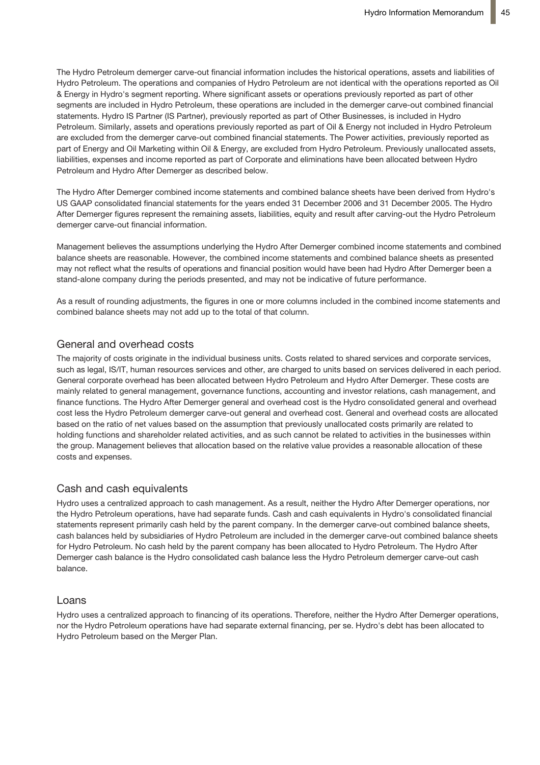The Hydro Petroleum demerger carve-out financial information includes the historical operations, assets and liabilities of Hydro Petroleum. The operations and companies of Hydro Petroleum are not identical with the operations reported as Oil & Energy in Hydro's segment reporting. Where significant assets or operations previously reported as part of other segments are included in Hydro Petroleum, these operations are included in the demerger carve-out combined financial statements. Hydro IS Partner (IS Partner), previously reported as part of Other Businesses, is included in Hydro Petroleum. Similarly, assets and operations previously reported as part of Oil & Energy not included in Hydro Petroleum are excluded from the demerger carve-out combined financial statements. The Power activities, previously reported as part of Energy and Oil Marketing within Oil & Energy, are excluded from Hydro Petroleum. Previously unallocated assets, liabilities, expenses and income reported as part of Corporate and eliminations have been allocated between Hydro Petroleum and Hydro After Demerger as described below.

The Hydro After Demerger combined income statements and combined balance sheets have been derived from Hydro's US GAAP consolidated financial statements for the years ended 31 December 2006 and 31 December 2005. The Hydro After Demerger figures represent the remaining assets, liabilities, equity and result after carving-out the Hydro Petroleum demerger carve-out financial information.

Management believes the assumptions underlying the Hydro After Demerger combined income statements and combined balance sheets are reasonable. However, the combined income statements and combined balance sheets as presented may not reflect what the results of operations and financial position would have been had Hydro After Demerger been a stand-alone company during the periods presented, and may not be indicative of future performance.

As a result of rounding adjustments, the figures in one or more columns included in the combined income statements and combined balance sheets may not add up to the total of that column.

## General and overhead costs

The majority of costs originate in the individual business units. Costs related to shared services and corporate services, such as legal, IS/IT, human resources services and other, are charged to units based on services delivered in each period. General corporate overhead has been allocated between Hydro Petroleum and Hydro After Demerger. These costs are mainly related to general management, governance functions, accounting and investor relations, cash management, and finance functions. The Hydro After Demerger general and overhead cost is the Hydro consolidated general and overhead cost less the Hydro Petroleum demerger carve-out general and overhead cost. General and overhead costs are allocated based on the ratio of net values based on the assumption that previously unallocated costs primarily are related to holding functions and shareholder related activities, and as such cannot be related to activities in the businesses within the group. Management believes that allocation based on the relative value provides a reasonable allocation of these costs and expenses.

## Cash and cash equivalents

Hydro uses a centralized approach to cash management. As a result, neither the Hydro After Demerger operations, nor the Hydro Petroleum operations, have had separate funds. Cash and cash equivalents in Hydro's consolidated financial statements represent primarily cash held by the parent company. In the demerger carve-out combined balance sheets, cash balances held by subsidiaries of Hydro Petroleum are included in the demerger carve-out combined balance sheets for Hydro Petroleum. No cash held by the parent company has been allocated to Hydro Petroleum. The Hydro After Demerger cash balance is the Hydro consolidated cash balance less the Hydro Petroleum demerger carve-out cash balance.

## Loans

Hydro uses a centralized approach to financing of its operations. Therefore, neither the Hydro After Demerger operations, nor the Hydro Petroleum operations have had separate external financing, per se. Hydro's debt has been allocated to Hydro Petroleum based on the Merger Plan.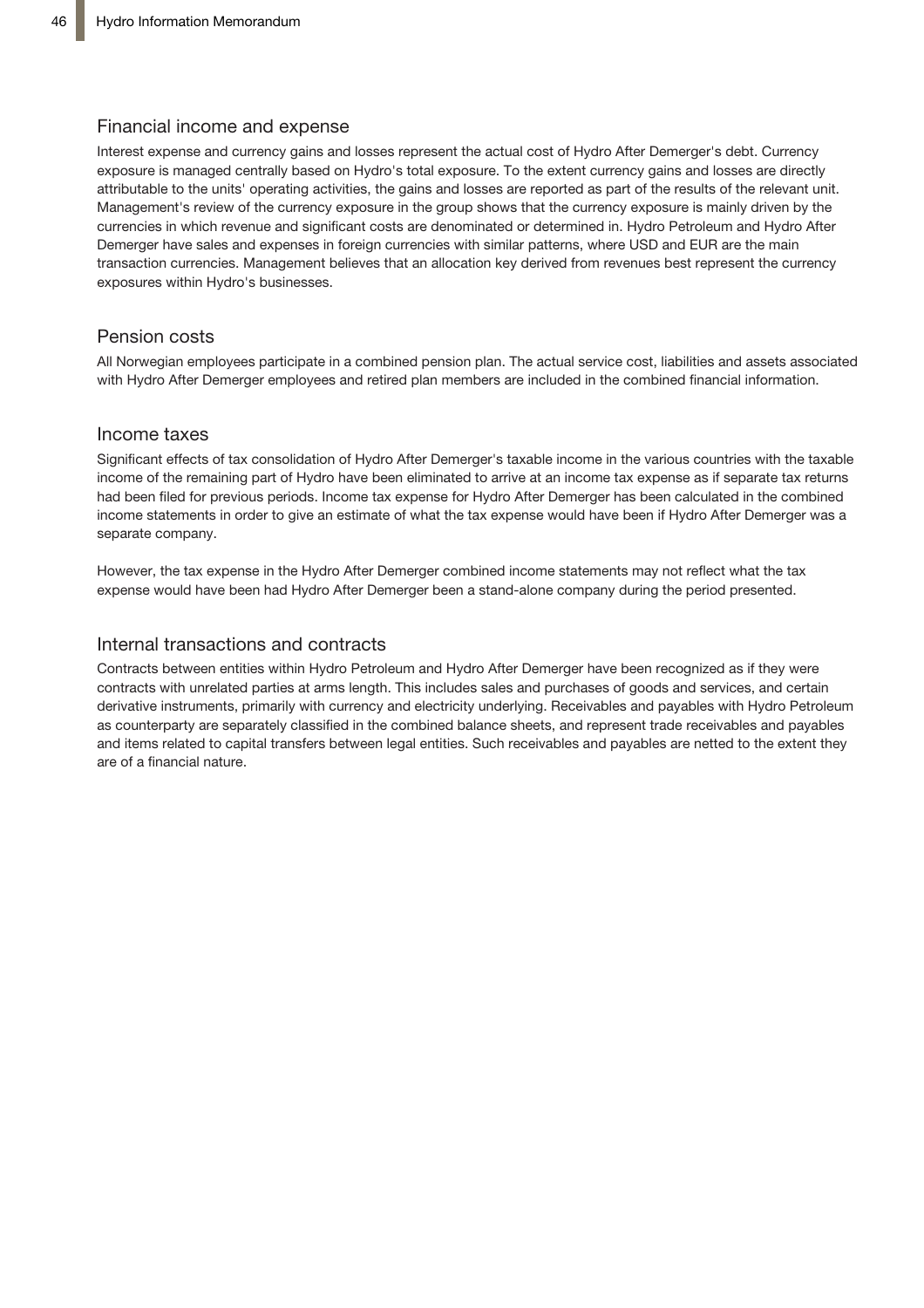## Financial income and expense

Interest expense and currency gains and losses represent the actual cost of Hydro After Demerger's debt. Currency exposure is managed centrally based on Hydro's total exposure. To the extent currency gains and losses are directly attributable to the units' operating activities, the gains and losses are reported as part of the results of the relevant unit. Management's review of the currency exposure in the group shows that the currency exposure is mainly driven by the currencies in which revenue and significant costs are denominated or determined in. Hydro Petroleum and Hydro After Demerger have sales and expenses in foreign currencies with similar patterns, where USD and EUR are the main transaction currencies. Management believes that an allocation key derived from revenues best represent the currency exposures within Hydro's businesses.

## Pension costs

All Norwegian employees participate in a combined pension plan. The actual service cost, liabilities and assets associated with Hydro After Demerger employees and retired plan members are included in the combined financial information.

## Income taxes

Significant effects of tax consolidation of Hydro After Demerger's taxable income in the various countries with the taxable income of the remaining part of Hydro have been eliminated to arrive at an income tax expense as if separate tax returns had been filed for previous periods. Income tax expense for Hydro After Demerger has been calculated in the combined income statements in order to give an estimate of what the tax expense would have been if Hydro After Demerger was a separate company.

However, the tax expense in the Hydro After Demerger combined income statements may not reflect what the tax expense would have been had Hydro After Demerger been a stand-alone company during the period presented.

## Internal transactions and contracts

Contracts between entities within Hydro Petroleum and Hydro After Demerger have been recognized as if they were contracts with unrelated parties at arms length. This includes sales and purchases of goods and services, and certain derivative instruments, primarily with currency and electricity underlying. Receivables and payables with Hydro Petroleum as counterparty are separately classified in the combined balance sheets, and represent trade receivables and payables and items related to capital transfers between legal entities. Such receivables and payables are netted to the extent they are of a financial nature.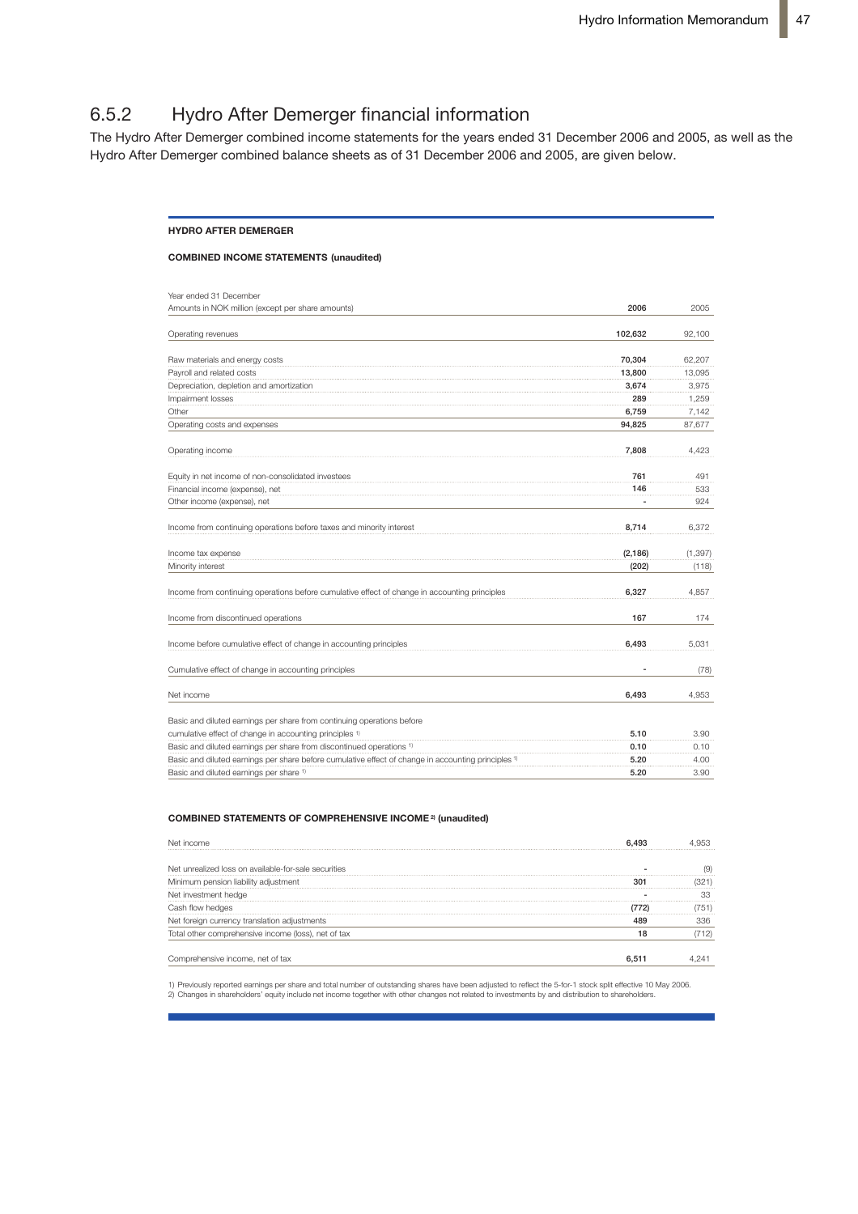## 6.5.2 Hydro After Demerger financial information

The Hydro After Demerger combined income statements for the years ended 31 December 2006 and 2005, as well as the Hydro After Demerger combined balance sheets as of 31 December 2006 and 2005, are given below.

**HYDRO AFTER DEMERGER**

**COMBINED INCOME STATEMENTS (unaudited)**

| Year ended 31 December<br>Amounts in NOK million (except per share amounts) | 2006 | 2005 |
|---|---|---|
| Operating revenues | 102,632 | 92,100 |
| Raw materials and energy costs | 70,304 | 62,207 |
| Payroll and related costs | 13,800 | 13,095 |
| Depreciation, depletion and amortization | 3,674 | 3,975 |
| Impairment losses | 289 | 1,259 |
| Other | 6,759 | 7,142 |
| Operating costs and expenses | 94,825 | 87,677 |
| Operating income | 7,808 | 4,423 |
| Equity in net income of non-consolidated investees | 761 | 491 |
| Financial income (expense), net | 146 | 533 |
| Other income (expense), net | - | 924 |
| Income from continuing operations before taxes and minority interest | 8,714 | 6,372 |
| Income tax expense | (2,186) | (1,397) |
| Minority interest | (202) | (118) |
| Income from continuing operations before cumulative effect of change in accounting principles | 6,327 | 4,857 |
| Income from discontinued operations | 167 | 174 |
| Income before cumulative effect of change in accounting principles | 6,493 | 5,031 |
| Cumulative effect of change in accounting principles | - | (78) |
| Net income | 6,493 | 4,953 |
| Basic and diluted earnings per share from continuing operations before cumulative effect of change in accounting principles [1] | 5.10 | 3.90 |
| Basic and diluted earnings per share from discontinued operations [1] | 0.10 | 0.10 |
| Basic and diluted earnings per share before cumulative effect of change in accounting principles [1] | 5.20 | 4.00 |
| Basic and diluted earnings per share [1] | 5.20 | 3.90 |

**COMBINED STATEMENTS OF COMPREHENSIVE INCOME [2] (unaudited)**

| | 2006 | 2005 |
|---|---|---|
| Net income | 6,493 | 4,953 |
| Net unrealized loss on available-for-sale securities | - | (9) |
| Minimum pension liability adjustment | 301 | (321) |
| Net investment hedge | - | 33 |
| Cash flow hedges | (772) | (751) |
| Net foreign currency translation adjustments | 489 | 336 |
| Total other comprehensive income (loss), net of tax | 18 | (712) |
| Comprehensive income, net of tax | 6,511 | 4,241 |

1) Previously reported earnings per share and total number of outstanding shares have been adjusted to reflect the 5-for-1 stock split effective 10 May 2006.
2) Changes in shareholders' equity include net income together with other changes not related to investments by and distribution to shareholders.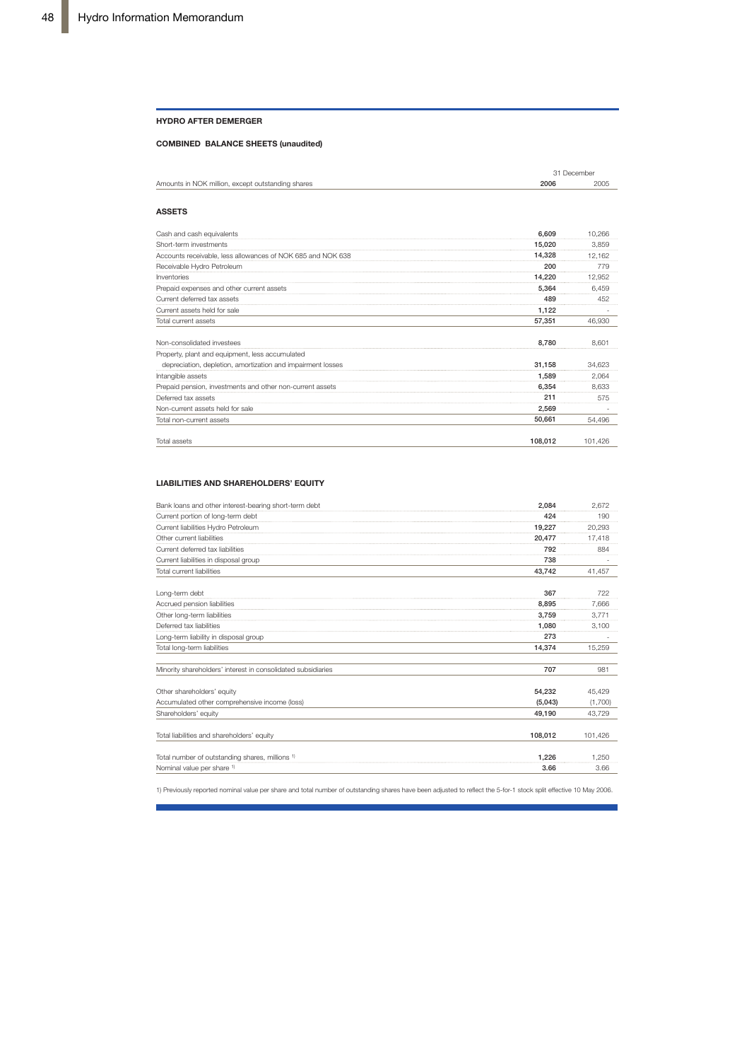## HYDRO AFTER DEMERGER

### COMBINED BALANCE SHEETS (unaudited)

| Amounts in NOK million, except outstanding shares | 31 December 2006 | 31 December 2005 |
|---|---|---|
| **ASSETS** | | |
| Cash and cash equivalents | **6,609** | 10,266 |
| Short-term investments | **15,020** | 3,859 |
| Accounts receivable, less allowances of NOK 685 and NOK 638 | **14,328** | 12,162 |
| Receivable Hydro Petroleum | **200** | 779 |
| Inventories | **14,220** | 12,952 |
| Prepaid expenses and other current assets | **5,364** | 6,459 |
| Current deferred tax assets | **489** | 452 |
| Current assets held for sale | **1,122** | - |
| Total current assets | **57,351** | 46,930 |
| Non-consolidated investees | **8,780** | 8,601 |
| Property, plant and equipment, less accumulated depreciation, depletion, amortization and impairment losses | **31,158** | 34,623 |
| Intangible assets | **1,589** | 2,064 |
| Prepaid pension, investments and other non-current assets | **6,354** | 8,633 |
| Deferred tax assets | **211** | 575 |
| Non-current assets held for sale | **2,569** | - |
| Total non-current assets | **50,661** | 54,496 |
| Total assets | **108,012** | 101,426 |

### LIABILITIES AND SHAREHOLDERS' EQUITY

| Amounts in NOK million, except outstanding shares | 31 December 2006 | 31 December 2005 |
|---|---|---|
| Bank loans and other interest-bearing short-term debt | **2,084** | 2,672 |
| Current portion of long-term debt | **424** | 190 |
| Current liabilities Hydro Petroleum | **19,227** | 20,293 |
| Other current liabilities | **20,477** | 17,418 |
| Current deferred tax liabilities | **792** | 884 |
| Current liabilities in disposal group | **738** | - |
| Total current liabilities | **43,742** | 41,457 |
| Long-term debt | **367** | 722 |
| Accrued pension liabilities | **8,895** | 7,666 |
| Other long-term liabilities | **3,759** | 3,771 |
| Deferred tax liabilities | **1,080** | 3,100 |
| Long-term liability in disposal group | **273** | - |
| Total long-term liabilities | **14,374** | 15,259 |
| Minority shareholders' interest in consolidated subsidiaries | **707** | 981 |
| Other shareholders' equity | **54,232** | 45,429 |
| Accumulated other comprehensive income (loss) | **(5,043)** | (1,700) |
| Shareholders' equity | **49,190** | 43,729 |
| Total liabilities and shareholders' equity | **108,012** | 101,426 |
| Total number of outstanding shares, millions [1] | **1,226** | 1,250 |
| Nominal value per share [1] | **3.66** | 3.66 |

1) Previously reported nominal value per share and total number of outstanding shares have been adjusted to reflect the 5-for-1 stock split effective 10 May 2006.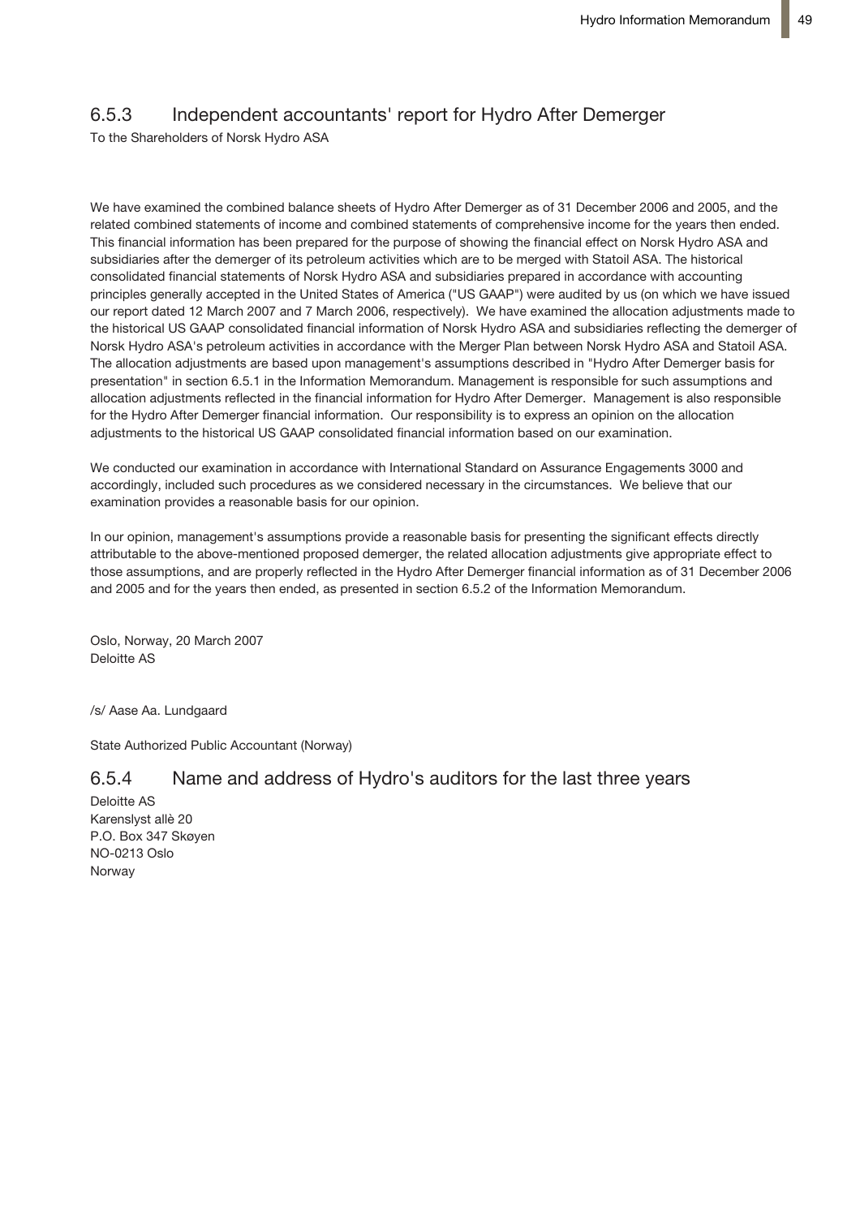### 6.5.3 Independent accountants' report for Hydro After Demerger

To the Shareholders of Norsk Hydro ASA

We have examined the combined balance sheets of Hydro After Demerger as of 31 December 2006 and 2005, and the related combined statements of income and combined statements of comprehensive income for the years then ended. This financial information has been prepared for the purpose of showing the financial effect on Norsk Hydro ASA and subsidiaries after the demerger of its petroleum activities which are to be merged with Statoil ASA. The historical consolidated financial statements of Norsk Hydro ASA and subsidiaries prepared in accordance with accounting principles generally accepted in the United States of America ("US GAAP") were audited by us (on which we have issued our report dated 12 March 2007 and 7 March 2006, respectively). We have examined the allocation adjustments made to the historical US GAAP consolidated financial information of Norsk Hydro ASA and subsidiaries reflecting the demerger of Norsk Hydro ASA's petroleum activities in accordance with the Merger Plan between Norsk Hydro ASA and Statoil ASA. The allocation adjustments are based upon management's assumptions described in "Hydro After Demerger basis for presentation" in section 6.5.1 in the Information Memorandum. Management is responsible for such assumptions and allocation adjustments reflected in the financial information for Hydro After Demerger. Management is also responsible for the Hydro After Demerger financial information. Our responsibility is to express an opinion on the allocation adjustments to the historical US GAAP consolidated financial information based on our examination.

We conducted our examination in accordance with International Standard on Assurance Engagements 3000 and accordingly, included such procedures as we considered necessary in the circumstances. We believe that our examination provides a reasonable basis for our opinion.

In our opinion, management's assumptions provide a reasonable basis for presenting the significant effects directly attributable to the above-mentioned proposed demerger, the related allocation adjustments give appropriate effect to those assumptions, and are properly reflected in the Hydro After Demerger financial information as of 31 December 2006 and 2005 and for the years then ended, as presented in section 6.5.2 of the Information Memorandum.

Oslo, Norway, 20 March 2007
Deloitte AS

/s/ Aase Aa. Lundgaard

State Authorized Public Accountant (Norway)

### 6.5.4 Name and address of Hydro's auditors for the last three years

Deloitte AS
Karenslyst allè 20
P.O. Box 347 Skøyen
NO-0213 Oslo
Norway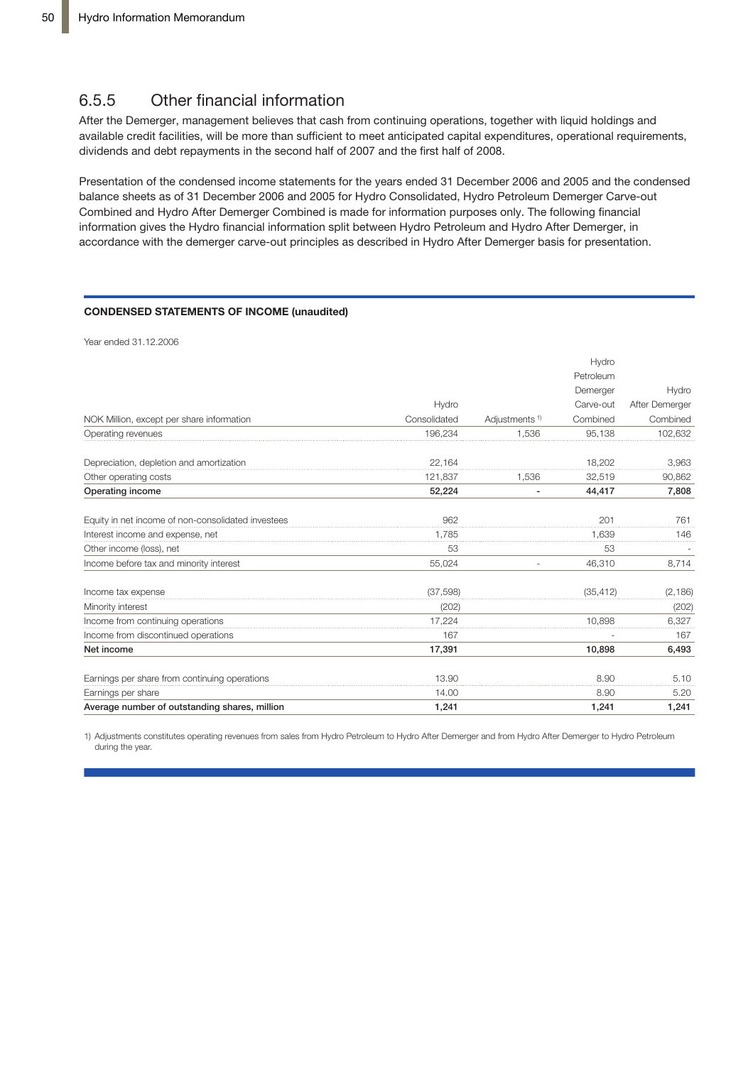## 6.5.5 Other financial information

After the Demerger, management believes that cash from continuing operations, together with liquid holdings and available credit facilities, will be more than sufficient to meet anticipated capital expenditures, operational requirements, dividends and debt repayments in the second half of 2007 and the first half of 2008.

Presentation of the condensed income statements for the years ended 31 December 2006 and 2005 and the condensed balance sheets as of 31 December 2006 and 2005 for Hydro Consolidated, Hydro Petroleum Demerger Carve-out Combined and Hydro After Demerger Combined is made for information purposes only. The following financial information gives the Hydro financial information split between Hydro Petroleum and Hydro After Demerger, in accordance with the demerger carve-out principles as described in Hydro After Demerger basis for presentation.

**CONDENSED STATEMENTS OF INCOME (unaudited)**

Year ended 31.12.2006

| NOK Million, except per share information | Hydro Consolidated | Adjustments [1] | Hydro Petroleum Demerger Carve-out Combined | Hydro After Demerger Combined |
|---|---|---|---|---|
| Operating revenues | 196,234 | 1,536 | 95,138 | 102,632 |
| Depreciation, depletion and amortization | 22,164 | | 18,202 | 3,963 |
| Other operating costs | 121,837 | 1,536 | 32,519 | 90,862 |
| **Operating income** | **52,224** | **-** | **44,417** | **7,808** |
| Equity in net income of non-consolidated investees | 962 | | 201 | 761 |
| Interest income and expense, net | 1,785 | | 1,639 | 146 |
| Other income (loss), net | 53 | | 53 | - |
| Income before tax and minority interest | 55,024 | - | 46,310 | 8,714 |
| Income tax expense | (37,598) | | (35,412) | (2,186) |
| Minority interest | (202) | | | (202) |
| Income from continuing operations | 17,224 | | 10,898 | 6,327 |
| Income from discontinued operations | 167 | | - | 167 |
| **Net income** | **17,391** | | **10,898** | **6,493** |
| Earnings per share from continuing operations | 13.90 | | 8.90 | 5.10 |
| Earnings per share | 14.00 | | 8.90 | 5.20 |
| **Average number of outstanding shares, million** | **1,241** | | **1,241** | **1,241** |

1) Adjustments constitutes operating revenues from sales from Hydro Petroleum to Hydro After Demerger and from Hydro After Demerger to Hydro Petroleum during the year.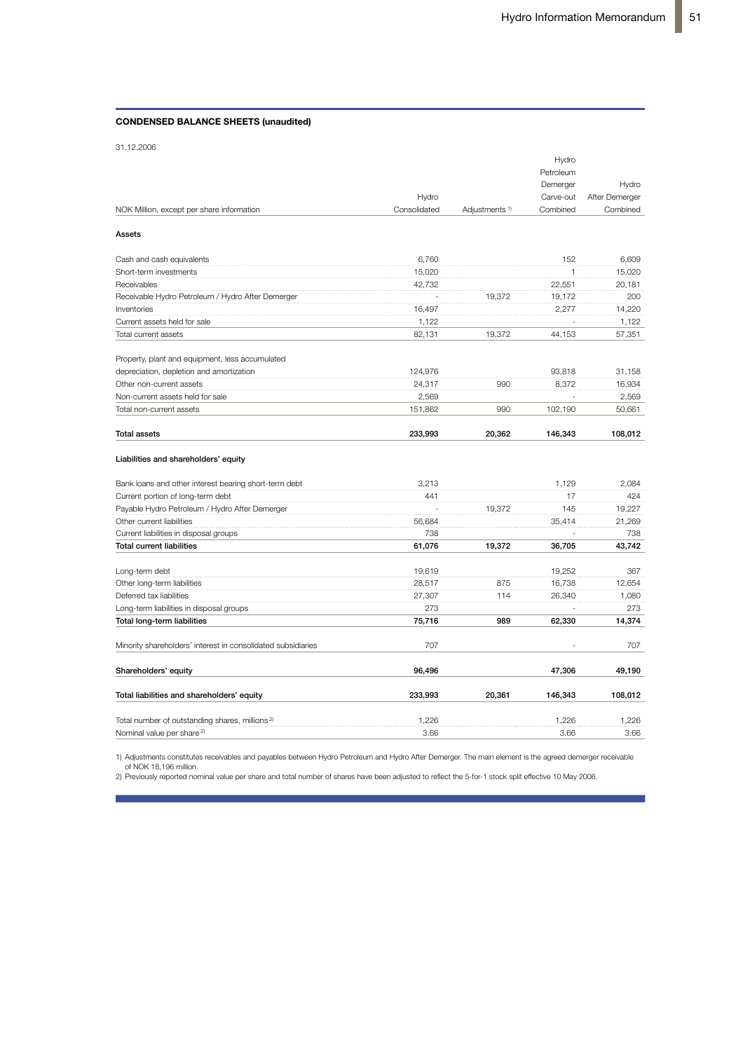**CONDENSED BALANCE SHEETS (unaudited)**

31.12.2006

| NOK Million, except per share information | Hydro Consolidated | Adjustments [1] | Hydro Petroleum Demerger Carve-out Combined | Hydro After Demerger Combined |
|---|---|---|---|---|
| **Assets** | | | | |
| Cash and cash equivalents | 6,760 | | 152 | 6,609 |
| Short-term investments | 15,020 | | 1 | 15,020 |
| Receivables | 42,732 | | 22,551 | 20,181 |
| Receivable Hydro Petroleum / Hydro After Demerger | - | 19,372 | 19,172 | 200 |
| Inventories | 16,497 | | 2,277 | 14,220 |
| Current assets held for sale | 1,122 | | - | 1,122 |
| Total current assets | 82,131 | 19,372 | 44,153 | 57,351 |
| Property, plant and equipment, less accumulated depreciation, depletion and amortization | 124,976 | | 93,818 | 31,158 |
| Other non-current assets | 24,317 | 990 | 8,372 | 16,934 |
| Non-current assets held for sale | 2,569 | | - | 2,569 |
| Total non-current assets | 151,862 | 990 | 102,190 | 50,661 |
| **Total assets** | **233,993** | **20,362** | **146,343** | **108,012** |
| **Liabilities and shareholders' equity** | | | | |
| Bank loans and other interest bearing short-term debt | 3,213 | | 1,129 | 2,084 |
| Current portion of long-term debt | 441 | | 17 | 424 |
| Payable Hydro Petroleum / Hydro After Demerger | - | 19,372 | 145 | 19,227 |
| Other current liabilities | 56,684 | | 35,414 | 21,269 |
| Current liabilities in disposal groups | 738 | | - | 738 |
| **Total current liabilities** | **61,076** | **19,372** | **36,705** | **43,742** |
| Long-term debt | 19,619 | | 19,252 | 367 |
| Other long-term liabilities | 28,517 | 875 | 16,738 | 12,654 |
| Deferred tax liabilities | 27,307 | 114 | 26,340 | 1,080 |
| Long-term liabilities in disposal groups | 273 | | - | 273 |
| **Total long-term liabilities** | **75,716** | **989** | **62,330** | **14,374** |
| Minority shareholders' interest in consolidated subsidiaries | 707 | | - | 707 |
| **Shareholders' equity** | **96,496** | | **47,306** | **49,190** |
| **Total liabilities and shareholders' equity** | **233,993** | **20,361** | **146,343** | **108,012** |
| Total number of outstanding shares, millions [2] | 1,226 | | 1,226 | 1,226 |
| Nominal value per share [2] | 3.66 | | 3.66 | 3.66 |

1) Adjustments constitutes receivables and payables between Hydro Petroleum and Hydro After Demerger. The main element is the agreed demerger receivable of NOK 18,196 million.

2) Previously reported nominal value per share and total number of shares have been adjusted to reflect the 5-for-1 stock split effective 10 May 2006.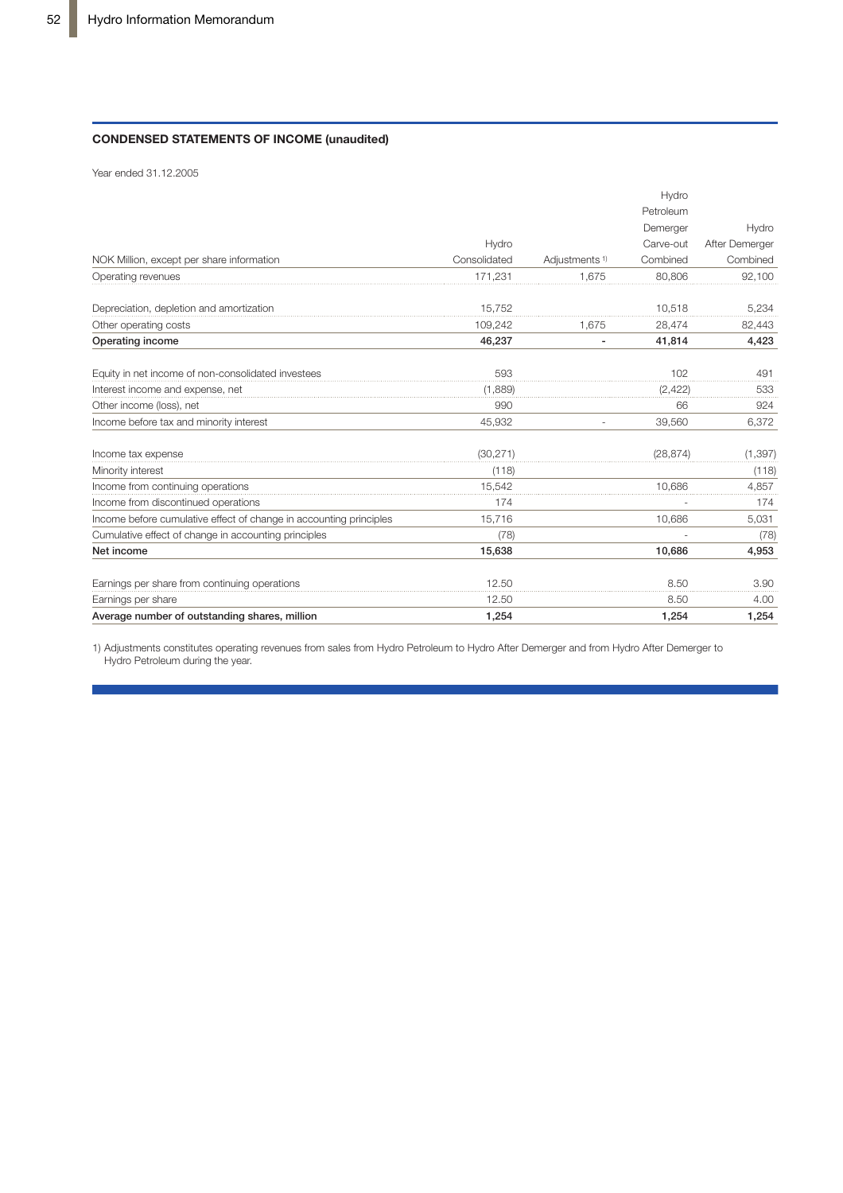## CONDENSED STATEMENTS OF INCOME (unaudited)

Year ended 31.12.2005

| NOK Million, except per share information | Hydro Consolidated | Adjustments [1] | Hydro Petroleum Demerger Carve-out Combined | Hydro After Demerger Combined |
|---|---|---|---|---|
| Operating revenues | 171,231 | 1,675 | 80,806 | 92,100 |
| | | | | |
| Depreciation, depletion and amortization | 15,752 | | 10,518 | 5,234 |
| Other operating costs | 109,242 | 1,675 | 28,474 | 82,443 |
| **Operating income** | **46,237** | **-** | **41,814** | **4,423** |
| | | | | |
| Equity in net income of non-consolidated investees | 593 | | 102 | 491 |
| Interest income and expense, net | (1,889) | | (2,422) | 533 |
| Other income (loss), net | 990 | | 66 | 924 |
| Income before tax and minority interest | 45,932 | - | 39,560 | 6,372 |
| | | | | |
| Income tax expense | (30,271) | | (28,874) | (1,397) |
| Minority interest | (118) | | | (118) |
| Income from continuing operations | 15,542 | | 10,686 | 4,857 |
| Income from discontinued operations | 174 | | - | 174 |
| Income before cumulative effect of change in accounting principles | 15,716 | | 10,686 | 5,031 |
| Cumulative effect of change in accounting principles | (78) | | - | (78) |
| **Net income** | **15,638** | | **10,686** | **4,953** |
| | | | | |
| Earnings per share from continuing operations | 12.50 | | 8.50 | 3.90 |
| Earnings per share | 12.50 | | 8.50 | 4.00 |
| **Average number of outstanding shares, million** | **1,254** | | **1,254** | **1,254** |

1) Adjustments constitutes operating revenues from sales from Hydro Petroleum to Hydro After Demerger and from Hydro After Demerger to Hydro Petroleum during the year.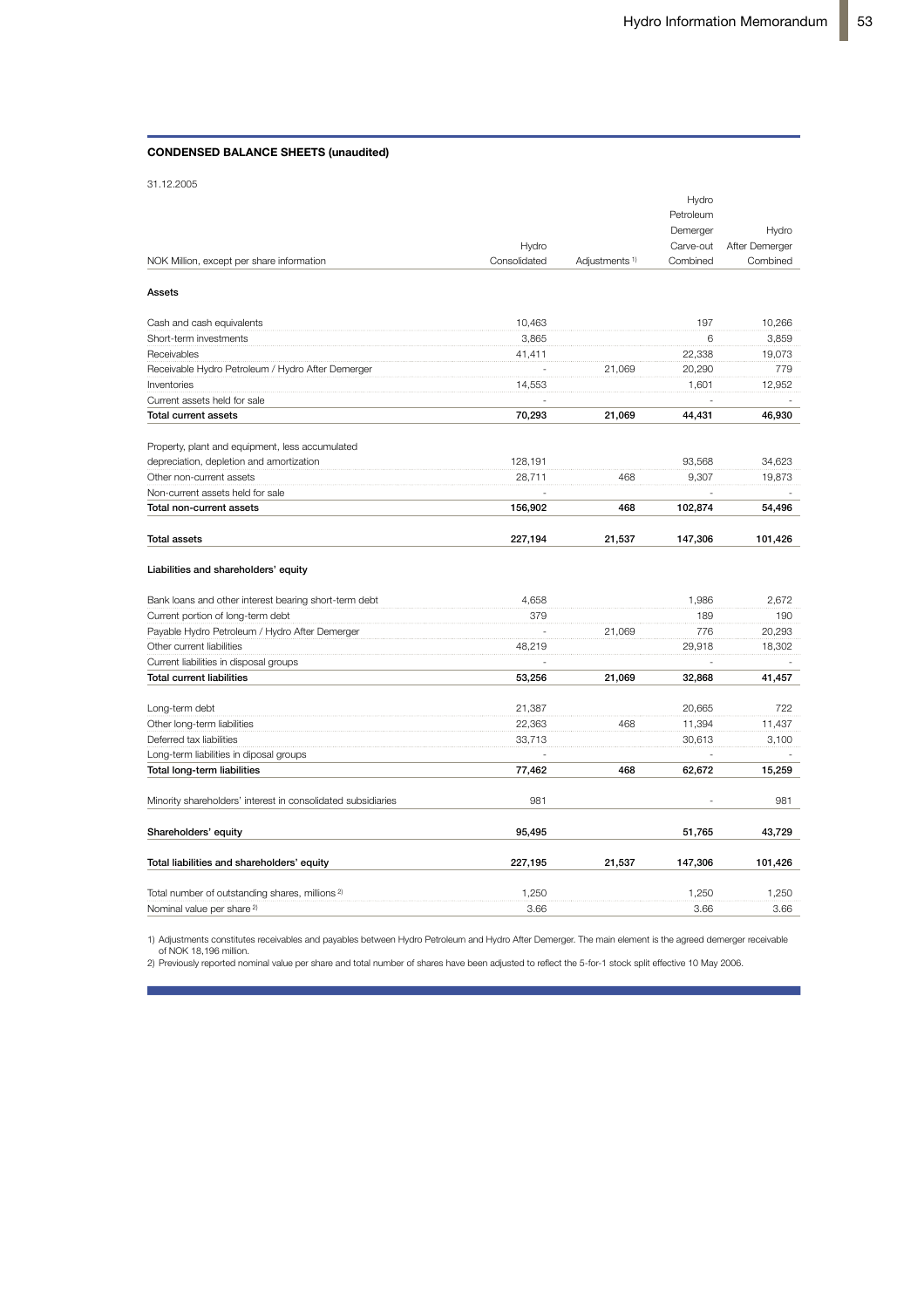**CONDENSED BALANCE SHEETS (unaudited)**

31.12.2005

| NOK Million, except per share information | Hydro Consolidated | Adjustments [1] | Hydro Petroleum Demerger Carve-out Combined | Hydro After Demerger Combined |
|---|---|---|---|---|
| **Assets** | | | | |
| Cash and cash equivalents | 10,463 | | 197 | 10,266 |
| Short-term investments | 3,865 | | 6 | 3,859 |
| Receivables | 41,411 | | 22,338 | 19,073 |
| Receivable Hydro Petroleum / Hydro After Demerger | - | 21,069 | 20,290 | 779 |
| Inventories | 14,553 | | 1,601 | 12,952 |
| Current assets held for sale | - | | - | - |
| **Total current assets** | **70,293** | **21,069** | **44,431** | **46,930** |
| Property, plant and equipment, less accumulated depreciation, depletion and amortization | 128,191 | | 93,568 | 34,623 |
| Other non-current assets | 28,711 | 468 | 9,307 | 19,873 |
| Non-current assets held for sale | - | | - | - |
| **Total non-current assets** | **156,902** | **468** | **102,874** | **54,496** |
| **Total assets** | **227,194** | **21,537** | **147,306** | **101,426** |
| **Liabilities and shareholders' equity** | | | | |
| Bank loans and other interest bearing short-term debt | 4,658 | | 1,986 | 2,672 |
| Current portion of long-term debt | 379 | | 189 | 190 |
| Payable Hydro Petroleum / Hydro After Demerger | - | 21,069 | 776 | 20,293 |
| Other current liabilities | 48,219 | | 29,918 | 18,302 |
| Current liabilities in disposal groups | - | | - | - |
| **Total current liabilities** | **53,256** | **21,069** | **32,868** | **41,457** |
| Long-term debt | 21,387 | | 20,665 | 722 |
| Other long-term liabilities | 22,363 | 468 | 11,394 | 11,437 |
| Deferred tax liabilities | 33,713 | | 30,613 | 3,100 |
| Long-term liabilities in diposal groups | - | | - | - |
| **Total long-term liabilities** | **77,462** | **468** | **62,672** | **15,259** |
| Minority shareholders' interest in consolidated subsidiaries | 981 | | - | 981 |
| **Shareholders' equity** | **95,495** | | **51,765** | **43,729** |
| **Total liabilities and shareholders' equity** | **227,195** | **21,537** | **147,306** | **101,426** |
| Total number of outstanding shares, millions [2] | 1,250 | | 1,250 | 1,250 |
| Nominal value per share [2] | 3.66 | | 3.66 | 3.66 |

1) Adjustments constitutes receivables and payables between Hydro Petroleum and Hydro After Demerger. The main element is the agreed demerger receivable of NOK 18,196 million.

2) Previously reported nominal value per share and total number of shares have been adjusted to reflect the 5-for-1 stock split effective 10 May 2006.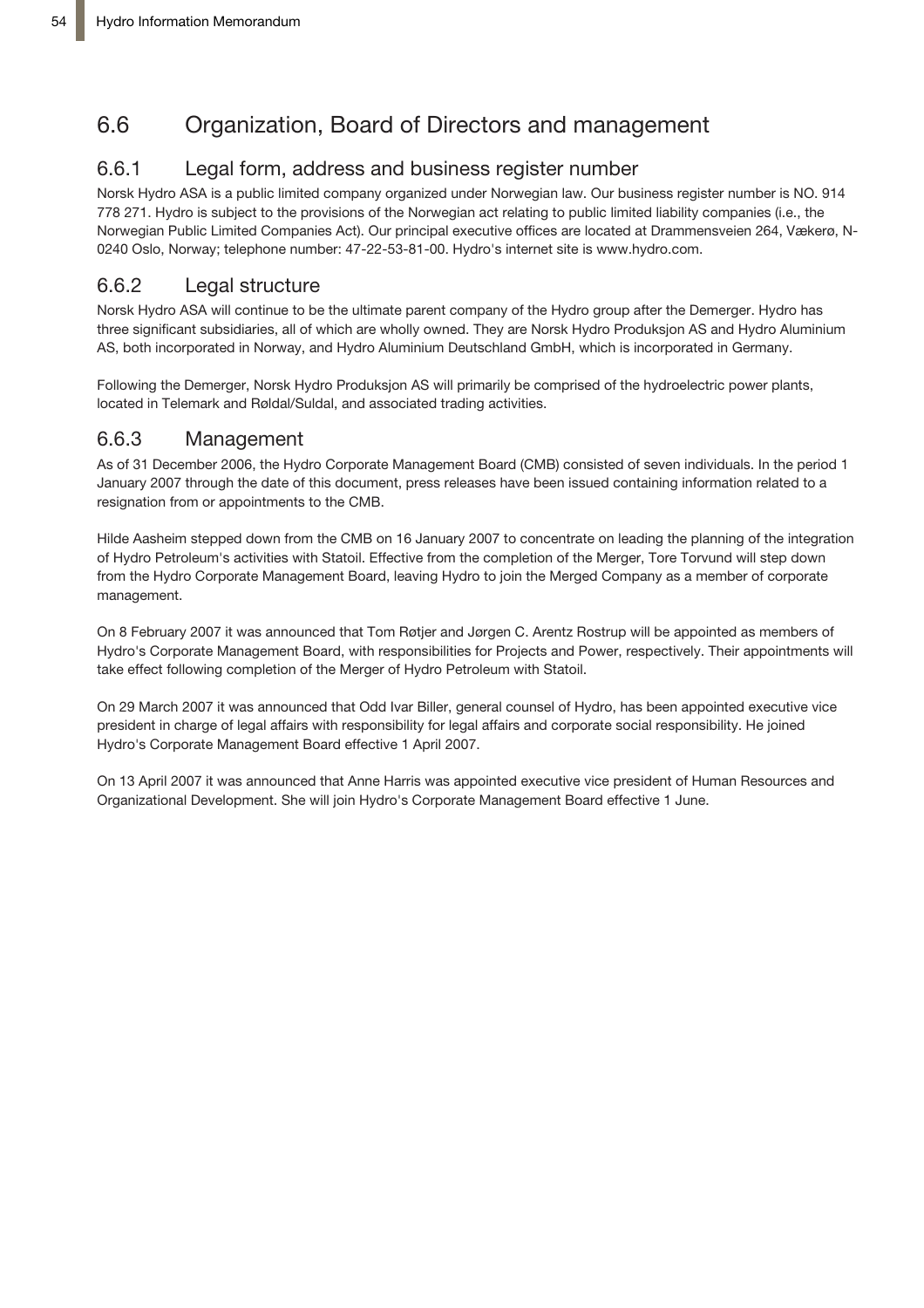## 6.6 Organization, Board of Directors and management

### 6.6.1 Legal form, address and business register number

Norsk Hydro ASA is a public limited company organized under Norwegian law. Our business register number is NO. 914 778 271. Hydro is subject to the provisions of the Norwegian act relating to public limited liability companies (i.e., the Norwegian Public Limited Companies Act). Our principal executive offices are located at Drammensveien 264, Vækerø, N-0240 Oslo, Norway; telephone number: 47-22-53-81-00. Hydro's internet site is www.hydro.com.

### 6.6.2 Legal structure

Norsk Hydro ASA will continue to be the ultimate parent company of the Hydro group after the Demerger. Hydro has three significant subsidiaries, all of which are wholly owned. They are Norsk Hydro Produksjon AS and Hydro Aluminium AS, both incorporated in Norway, and Hydro Aluminium Deutschland GmbH, which is incorporated in Germany.

Following the Demerger, Norsk Hydro Produksjon AS will primarily be comprised of the hydroelectric power plants, located in Telemark and Røldal/Suldal, and associated trading activities.

### 6.6.3 Management

As of 31 December 2006, the Hydro Corporate Management Board (CMB) consisted of seven individuals. In the period 1 January 2007 through the date of this document, press releases have been issued containing information related to a resignation from or appointments to the CMB.

Hilde Aasheim stepped down from the CMB on 16 January 2007 to concentrate on leading the planning of the integration of Hydro Petroleum's activities with Statoil. Effective from the completion of the Merger, Tore Torvund will step down from the Hydro Corporate Management Board, leaving Hydro to join the Merged Company as a member of corporate management.

On 8 February 2007 it was announced that Tom Røtjer and Jørgen C. Arentz Rostrup will be appointed as members of Hydro's Corporate Management Board, with responsibilities for Projects and Power, respectively. Their appointments will take effect following completion of the Merger of Hydro Petroleum with Statoil.

On 29 March 2007 it was announced that Odd Ivar Biller, general counsel of Hydro, has been appointed executive vice president in charge of legal affairs with responsibility for legal affairs and corporate social responsibility. He joined Hydro's Corporate Management Board effective 1 April 2007.

On 13 April 2007 it was announced that Anne Harris was appointed executive vice president of Human Resources and Organizational Development. She will join Hydro's Corporate Management Board effective 1 June.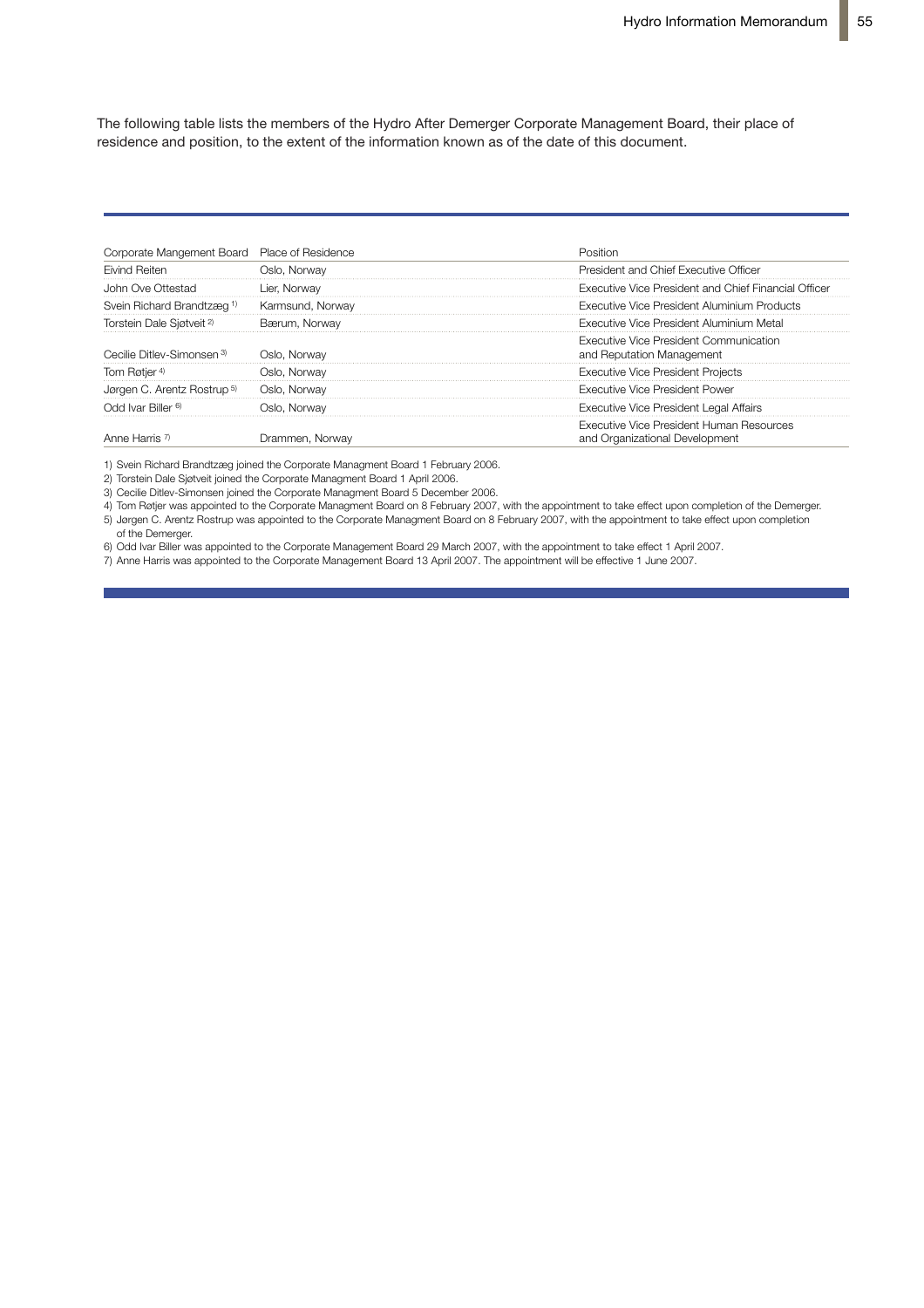The following table lists the members of the Hydro After Demerger Corporate Management Board, their place of residence and position, to the extent of the information known as of the date of this document.

| Corporate Mangement Board | Place of Residence | Position |
|---|---|---|
| Eivind Reiten | Oslo, Norway | President and Chief Executive Officer |
| John Ove Ottestad | Lier, Norway | Executive Vice President and Chief Financial Officer |
| Svein Richard Brandtzæg [1)] | Karmsund, Norway | Executive Vice President Aluminium Products |
| Torstein Dale Sjøtveit [2)] | Bærum, Norway | Executive Vice President Aluminium Metal |
| Cecilie Ditlev-Simonsen [3)] | Oslo, Norway | Executive Vice President Communication and Reputation Management |
| Tom Røtjer [4)] | Oslo, Norway | Executive Vice President Projects |
| Jørgen C. Arentz Rostrup [5)] | Oslo, Norway | Executive Vice President Power |
| Odd Ivar Biller [6)] | Oslo, Norway | Executive Vice President Legal Affairs |
| Anne Harris [7)] | Drammen, Norway | Executive Vice President Human Resources and Organizational Development |

1) Svein Richard Brandtzæg joined the Corporate Managment Board 1 February 2006.
2) Torstein Dale Sjøtveit joined the Corporate Managment Board 1 April 2006.
3) Cecilie Ditlev-Simonsen joined the Corporate Managment Board 5 December 2006.
4) Tom Røtjer was appointed to the Corporate Managment Board on 8 February 2007, with the appointment to take effect upon completion of the Demerger.
5) Jørgen C. Arentz Rostrup was appointed to the Corporate Managment Board on 8 February 2007, with the appointment to take effect upon completion of the Demerger.
6) Odd Ivar Biller was appointed to the Corporate Management Board 29 March 2007, with the appointment to take effect 1 April 2007.
7) Anne Harris was appointed to the Corporate Management Board 13 April 2007. The appointment will be effective 1 June 2007.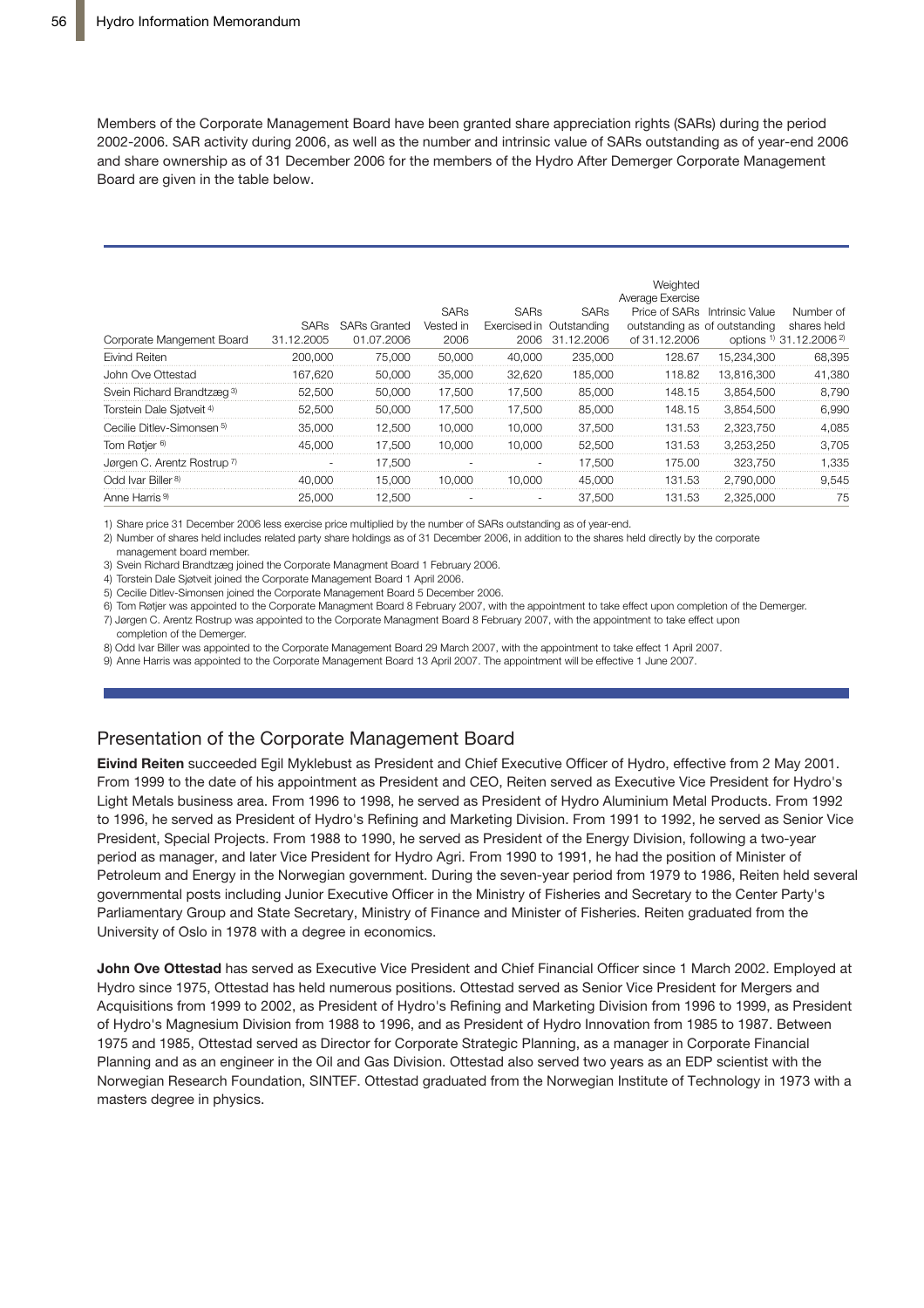Members of the Corporate Management Board have been granted share appreciation rights (SARs) during the period 2002-2006. SAR activity during 2006, as well as the number and intrinsic value of SARs outstanding as of year-end 2006 and share ownership as of 31 December 2006 for the members of the Hydro After Demerger Corporate Management Board are given in the table below.

| Corporate Mangement Board | SARs 31.12.2005 | SARs Granted 01.07.2006 | SARs Vested in 2006 | SARs Exercised in 2006 | SARs Outstanding 31.12.2006 | Weighted Average Exercise Price of SARs outstanding as of 31.12.2006 | Intrinsic Value of outstanding options [1] | Number of shares held 31.12.2006 [2] |
|---|---|---|---|---|---|---|---|---|
| Eivind Reiten | 200,000 | 75,000 | 50,000 | 40,000 | 235,000 | 128.67 | 15,234,300 | 68,395 |
| John Ove Ottestad | 167,620 | 50,000 | 35,000 | 32,620 | 185,000 | 118.82 | 13,816,300 | 41,380 |
| Svein Richard Brandtzæg [3] | 52,500 | 50,000 | 17,500 | 17,500 | 85,000 | 148.15 | 3,854,500 | 8,790 |
| Torstein Dale Sjøtveit [4] | 52,500 | 50,000 | 17,500 | 17,500 | 85,000 | 148.15 | 3,854,500 | 6,990 |
| Cecilie Ditlev-Simonsen [5] | 35,000 | 12,500 | 10,000 | 10,000 | 37,500 | 131.53 | 2,323,750 | 4,085 |
| Tom Røtjer [6] | 45,000 | 17,500 | 10,000 | 10,000 | 52,500 | 131.53 | 3,253,250 | 3,705 |
| Jørgen C. Arentz Rostrup [7] | - | 17,500 | - | - | 17,500 | 175.00 | 323,750 | 1,335 |
| Odd Ivar Biller [8] | 40,000 | 15,000 | 10,000 | 10,000 | 45,000 | 131.53 | 2,790,000 | 9,545 |
| Anne Harris [9] | 25,000 | 12,500 | - | - | 37,500 | 131.53 | 2,325,000 | 75 |

1) Share price 31 December 2006 less exercise price multiplied by the number of SARs outstanding as of year-end.

2) Number of shares held includes related party share holdings as of 31 December 2006, in addition to the shares held directly by the corporate management board member.

3) Svein Richard Brandtzæg joined the Corporate Managment Board 1 February 2006.

4) Torstein Dale Sjøtveit joined the Corporate Management Board 1 April 2006.

5) Cecilie Ditlev-Simonsen joined the Corporate Management Board 5 December 2006.

6) Tom Røtjer was appointed to the Corporate Managment Board 8 February 2007, with the appointment to take effect upon completion of the Demerger.

7) Jørgen C. Arentz Rostrup was appointed to the Corporate Managment Board 8 February 2007, with the appointment to take effect upon completion of the Demerger.

8) Odd Ivar Biller was appointed to the Corporate Management Board 29 March 2007, with the appointment to take effect 1 April 2007.

9) Anne Harris was appointed to the Corporate Management Board 13 April 2007. The appointment will be effective 1 June 2007.

## Presentation of the Corporate Management Board

**Eivind Reiten** succeeded Egil Myklebust as President and Chief Executive Officer of Hydro, effective from 2 May 2001. From 1999 to the date of his appointment as President and CEO, Reiten served as Executive Vice President for Hydro's Light Metals business area. From 1996 to 1998, he served as President of Hydro Aluminium Metal Products. From 1992 to 1996, he served as President of Hydro's Refining and Marketing Division. From 1991 to 1992, he served as Senior Vice President, Special Projects. From 1988 to 1990, he served as President of the Energy Division, following a two-year period as manager, and later Vice President for Hydro Agri. From 1990 to 1991, he had the position of Minister of Petroleum and Energy in the Norwegian government. During the seven-year period from 1979 to 1986, Reiten held several governmental posts including Junior Executive Officer in the Ministry of Fisheries and Secretary to the Center Party's Parliamentary Group and State Secretary, Ministry of Finance and Minister of Fisheries. Reiten graduated from the University of Oslo in 1978 with a degree in economics.

**John Ove Ottestad** has served as Executive Vice President and Chief Financial Officer since 1 March 2002. Employed at Hydro since 1975, Ottestad has held numerous positions. Ottestad served as Senior Vice President for Mergers and Acquisitions from 1999 to 2002, as President of Hydro's Refining and Marketing Division from 1996 to 1999, as President of Hydro's Magnesium Division from 1988 to 1996, and as President of Hydro Innovation from 1985 to 1987. Between 1975 and 1985, Ottestad served as Director for Corporate Strategic Planning, as a manager in Corporate Financial Planning and as an engineer in the Oil and Gas Division. Ottestad also served two years as an EDP scientist with the Norwegian Research Foundation, SINTEF. Ottestad graduated from the Norwegian Institute of Technology in 1973 with a masters degree in physics.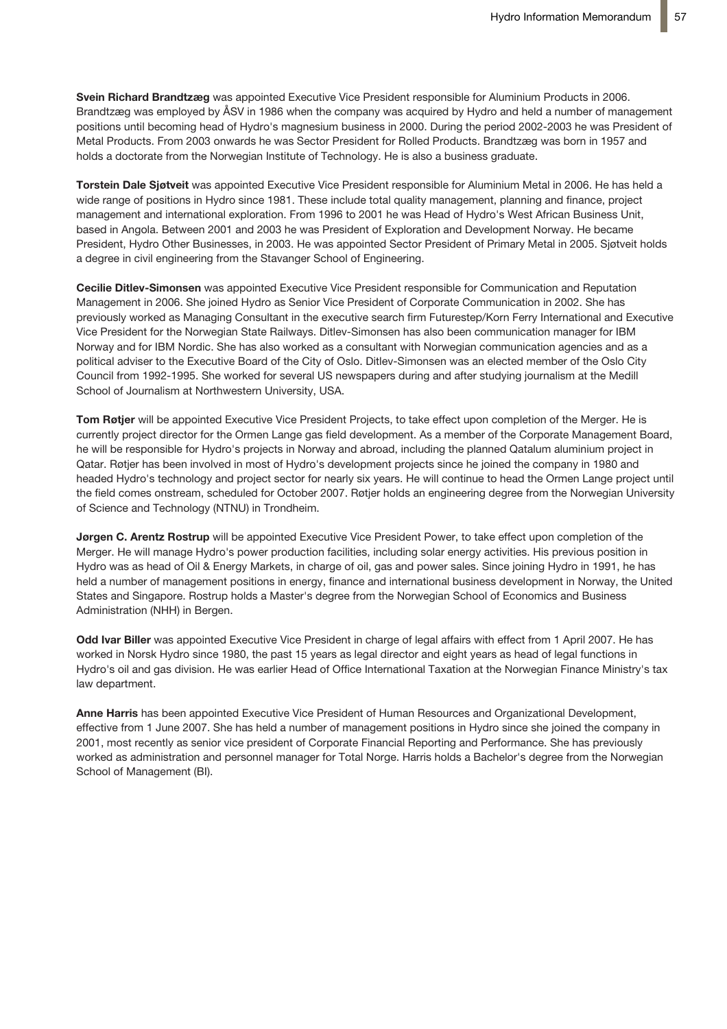**Svein Richard Brandtzæg** was appointed Executive Vice President responsible for Aluminium Products in 2006. Brandtzæg was employed by ÅSV in 1986 when the company was acquired by Hydro and held a number of management positions until becoming head of Hydro's magnesium business in 2000. During the period 2002-2003 he was President of Metal Products. From 2003 onwards he was Sector President for Rolled Products. Brandtzæg was born in 1957 and holds a doctorate from the Norwegian Institute of Technology. He is also a business graduate.

**Torstein Dale Sjøtveit** was appointed Executive Vice President responsible for Aluminium Metal in 2006. He has held a wide range of positions in Hydro since 1981. These include total quality management, planning and finance, project management and international exploration. From 1996 to 2001 he was Head of Hydro's West African Business Unit, based in Angola. Between 2001 and 2003 he was President of Exploration and Development Norway. He became President, Hydro Other Businesses, in 2003. He was appointed Sector President of Primary Metal in 2005. Sjøtveit holds a degree in civil engineering from the Stavanger School of Engineering.

**Cecilie Ditlev-Simonsen** was appointed Executive Vice President responsible for Communication and Reputation Management in 2006. She joined Hydro as Senior Vice President of Corporate Communication in 2002. She has previously worked as Managing Consultant in the executive search firm Futurestep/Korn Ferry International and Executive Vice President for the Norwegian State Railways. Ditlev-Simonsen has also been communication manager for IBM Norway and for IBM Nordic. She has also worked as a consultant with Norwegian communication agencies and as a political adviser to the Executive Board of the City of Oslo. Ditlev-Simonsen was an elected member of the Oslo City Council from 1992-1995. She worked for several US newspapers during and after studying journalism at the Medill School of Journalism at Northwestern University, USA.

**Tom Røtjer** will be appointed Executive Vice President Projects, to take effect upon completion of the Merger. He is currently project director for the Ormen Lange gas field development. As a member of the Corporate Management Board, he will be responsible for Hydro's projects in Norway and abroad, including the planned Qatalum aluminium project in Qatar. Røtjer has been involved in most of Hydro's development projects since he joined the company in 1980 and headed Hydro's technology and project sector for nearly six years. He will continue to head the Ormen Lange project until the field comes onstream, scheduled for October 2007. Røtjer holds an engineering degree from the Norwegian University of Science and Technology (NTNU) in Trondheim.

**Jørgen C. Arentz Rostrup** will be appointed Executive Vice President Power, to take effect upon completion of the Merger. He will manage Hydro's power production facilities, including solar energy activities. His previous position in Hydro was as head of Oil & Energy Markets, in charge of oil, gas and power sales. Since joining Hydro in 1991, he has held a number of management positions in energy, finance and international business development in Norway, the United States and Singapore. Rostrup holds a Master's degree from the Norwegian School of Economics and Business Administration (NHH) in Bergen.

**Odd Ivar Biller** was appointed Executive Vice President in charge of legal affairs with effect from 1 April 2007. He has worked in Norsk Hydro since 1980, the past 15 years as legal director and eight years as head of legal functions in Hydro's oil and gas division. He was earlier Head of Office International Taxation at the Norwegian Finance Ministry's tax law department.

**Anne Harris** has been appointed Executive Vice President of Human Resources and Organizational Development, effective from 1 June 2007. She has held a number of management positions in Hydro since she joined the company in 2001, most recently as senior vice president of Corporate Financial Reporting and Performance. She has previously worked as administration and personnel manager for Total Norge. Harris holds a Bachelor's degree from the Norwegian School of Management (BI).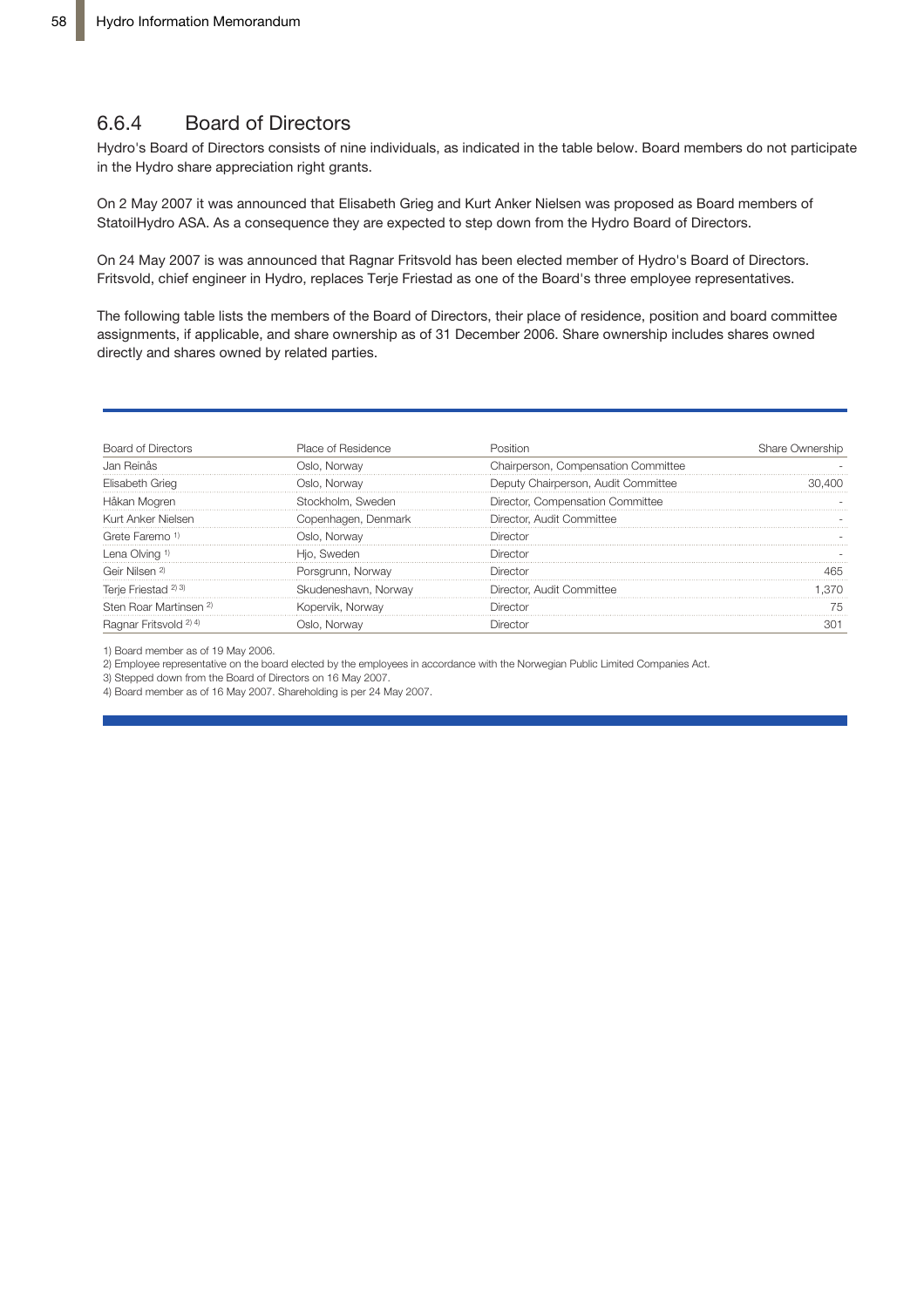## 6.6.4 Board of Directors

Hydro's Board of Directors consists of nine individuals, as indicated in the table below. Board members do not participate in the Hydro share appreciation right grants.

On 2 May 2007 it was announced that Elisabeth Grieg and Kurt Anker Nielsen was proposed as Board members of StatoilHydro ASA. As a consequence they are expected to step down from the Hydro Board of Directors.

On 24 May 2007 is was announced that Ragnar Fritsvold has been elected member of Hydro's Board of Directors. Fritsvold, chief engineer in Hydro, replaces Terje Friestad as one of the Board's three employee representatives.

The following table lists the members of the Board of Directors, their place of residence, position and board committee assignments, if applicable, and share ownership as of 31 December 2006. Share ownership includes shares owned directly and shares owned by related parties.

| Board of Directors | Place of Residence | Position | Share Ownership |
|---|---|---|---|
| Jan Reinås | Oslo, Norway | Chairperson, Compensation Committee | - |
| Elisabeth Grieg | Oslo, Norway | Deputy Chairperson, Audit Committee | 30,400 |
| Håkan Mogren | Stockholm, Sweden | Director, Compensation Committee | - |
| Kurt Anker Nielsen | Copenhagen, Denmark | Director, Audit Committee | - |
| Grete Faremo [1] | Oslo, Norway | Director | - |
| Lena Olving [1] | Hjo, Sweden | Director | - |
| Geir Nilsen [2] | Porsgrunn, Norway | Director | 465 |
| Terje Friestad [2] [3] | Skudeneshavn, Norway | Director, Audit Committee | 1,370 |
| Sten Roar Martinsen [2] | Kopervik, Norway | Director | 75 |
| Ragnar Fritsvold [2] [4] | Oslo, Norway | Director | 301 |

1) Board member as of 19 May 2006.

2) Employee representative on the board elected by the employees in accordance with the Norwegian Public Limited Companies Act.

3) Stepped down from the Board of Directors on 16 May 2007.

4) Board member as of 16 May 2007. Shareholding is per 24 May 2007.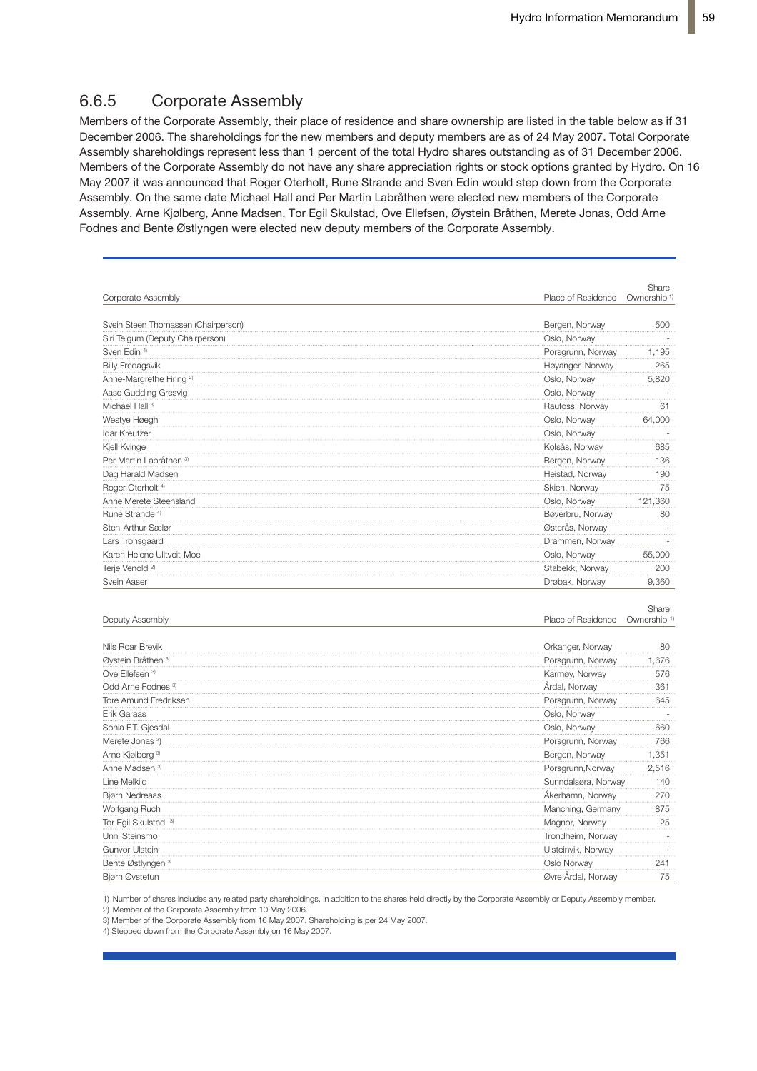## 6.6.5 Corporate Assembly

Members of the Corporate Assembly, their place of residence and share ownership are listed in the table below as if 31 December 2006. The shareholdings for the new members and deputy members are as of 24 May 2007. Total Corporate Assembly shareholdings represent less than 1 percent of the total Hydro shares outstanding as of 31 December 2006. Members of the Corporate Assembly do not have any share appreciation rights or stock options granted by Hydro. On 16 May 2007 it was announced that Roger Oterholt, Rune Strande and Sven Edin would step down from the Corporate Assembly. On the same date Michael Hall and Per Martin Labråthen were elected new members of the Corporate Assembly. Arne Kjølberg, Anne Madsen, Tor Egil Skulstad, Ove Ellefsen, Øystein Bråthen, Merete Jonas, Odd Arne Fodnes and Bente Østlyngen were elected new deputy members of the Corporate Assembly.

| Corporate Assembly | Place of Residence | Share Ownership [1] |
|---|---|---|
| Svein Steen Thomassen (Chairperson) | Bergen, Norway | 500 |
| Siri Teigum (Deputy Chairperson) | Oslo, Norway | - |
| Sven Edin [4] | Porsgrunn, Norway | 1,195 |
| Billy Fredagsvik | Høyanger, Norway | 265 |
| Anne-Margrethe Firing [2] | Oslo, Norway | 5,820 |
| Aase Gudding Gresvig | Oslo, Norway | - |
| Michael Hall [3] | Raufoss, Norway | 61 |
| Westye Høegh | Oslo, Norway | 64,000 |
| Idar Kreutzer | Oslo, Norway | - |
| Kjell Kvinge | Kolsås, Norway | 685 |
| Per Martin Labråthen [3] | Bergen, Norway | 136 |
| Dag Harald Madsen | Heistad, Norway | 190 |
| Roger Oterholt [4] | Skien, Norway | 75 |
| Anne Merete Steensland | Oslo, Norway | 121,360 |
| Rune Strande [4] | Bøverbru, Norway | 80 |
| Sten-Arthur Sælør | Østerås, Norway | - |
| Lars Tronsgaard | Drammen, Norway | - |
| Karen Helene Ulltveit-Moe | Oslo, Norway | 55,000 |
| Terje Venold [2] | Stabekk, Norway | 200 |
| Svein Aaser | Drøbak, Norway | 9,360 |

| Deputy Assembly | Place of Residence | Share Ownership [1] |
|---|---|---|
| Nils Roar Brevik | Orkanger, Norway | 80 |
| Øystein Bråthen [3] | Porsgrunn, Norway | 1,676 |
| Ove Ellefsen [3] | Karmøy, Norway | 576 |
| Odd Arne Fodnes [3] | Årdal, Norway | 361 |
| Tore Amund Fredriksen | Porsgrunn, Norway | 645 |
| Erik Garaas | Oslo, Norway | - |
| Sónia F.T. Gjesdal | Oslo, Norway | 660 |
| Merete Jonas [3] | Porsgrunn, Norway | 766 |
| Arne Kjølberg [3] | Bergen, Norway | 1,351 |
| Anne Madsen [3] | Porsgrunn,Norway | 2,516 |
| Line Melkild | Sunndalsøra, Norway | 140 |
| Bjørn Nedreaas | Åkerhamn, Norway | 270 |
| Wolfgang Ruch | Manching, Germany | 875 |
| Tor Egil Skulstad [3] | Magnor, Norway | 25 |
| Unni Steinsmo | Trondheim, Norway | - |
| Gunvor Ulstein | Ulsteinvik, Norway | - |
| Bente Østlyngen [3] | Oslo Norway | 241 |
| Bjørn Øvstetun | Øvre Årdal, Norway | 75 |

1) Number of shares includes any related party shareholdings, in addition to the shares held directly by the Corporate Assembly or Deputy Assembly member.

2) Member of the Corporate Assembly from 10 May 2006.

3) Member of the Corporate Assembly from 16 May 2007. Shareholding is per 24 May 2007.

4) Stepped down from the Corporate Assembly on 16 May 2007.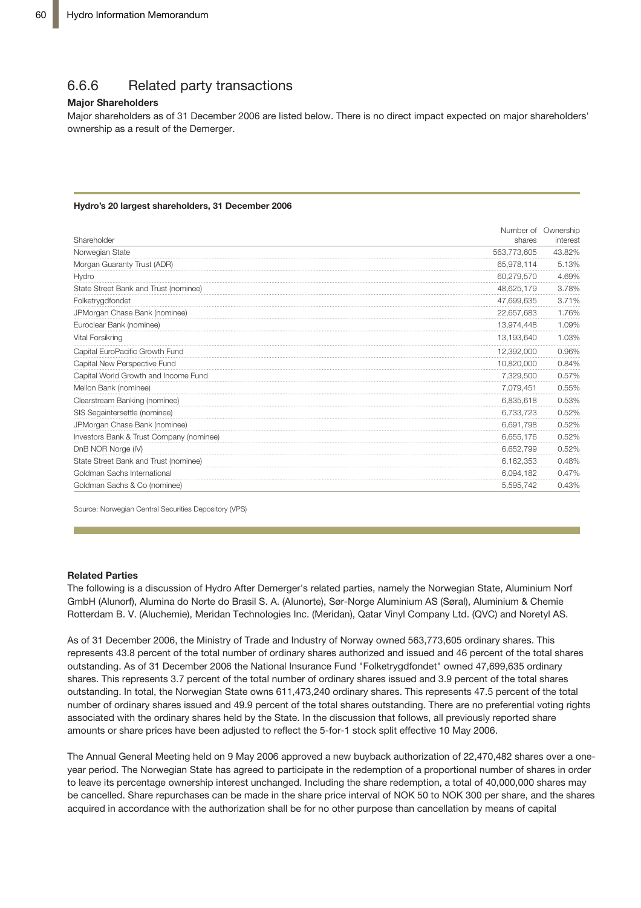### 6.6.6 Related party transactions

**Major Shareholders**

Major shareholders as of 31 December 2006 are listed below. There is no direct impact expected on major shareholders' ownership as a result of the Demerger.

**Hydro's 20 largest shareholders, 31 December 2006**

| Shareholder | Number of shares | Ownership interest |
|---|---|---|
| Norwegian State | 563,773,605 | 43.82% |
| Morgan Guaranty Trust (ADR) | 65,978,114 | 5.13% |
| Hydro | 60,279,570 | 4.69% |
| State Street Bank and Trust (nominee) | 48,625,179 | 3.78% |
| Folketrygdfondet | 47,699,635 | 3.71% |
| JPMorgan Chase Bank (nominee) | 22,657,683 | 1.76% |
| Euroclear Bank (nominee) | 13,974,448 | 1.09% |
| Vital Forsikring | 13,193,640 | 1.03% |
| Capital EuroPacific Growth Fund | 12,392,000 | 0.96% |
| Capital New Perspective Fund | 10,820,000 | 0.84% |
| Capital World Growth and Income Fund | 7,329,500 | 0.57% |
| Mellon Bank (nominee) | 7,079,451 | 0.55% |
| Clearstream Banking (nominee) | 6,835,618 | 0.53% |
| SIS Segaintersettle (nominee) | 6,733,723 | 0.52% |
| JPMorgan Chase Bank (nominee) | 6,691,798 | 0.52% |
| Investors Bank & Trust Company (nominee) | 6,655,176 | 0.52% |
| DnB NOR Norge (IV) | 6,652,799 | 0.52% |
| State Street Bank and Trust (nominee) | 6,162,353 | 0.48% |
| Goldman Sachs International | 6,094,182 | 0.47% |
| Goldman Sachs & Co (nominee) | 5,595,742 | 0.43% |

Source: Norwegian Central Securities Depository (VPS)

**Related Parties**

The following is a discussion of Hydro After Demerger's related parties, namely the Norwegian State, Aluminium Norf GmbH (Alunorf), Alumina do Norte do Brasil S. A. (Alunorte), Sør-Norge Aluminium AS (Søral), Aluminium & Chemie Rotterdam B. V. (Aluchemie), Meridan Technologies Inc. (Meridan), Qatar Vinyl Company Ltd. (QVC) and Noretyl AS.

As of 31 December 2006, the Ministry of Trade and Industry of Norway owned 563,773,605 ordinary shares. This represents 43.8 percent of the total number of ordinary shares authorized and issued and 46 percent of the total shares outstanding. As of 31 December 2006 the National Insurance Fund "Folketrygdfondet" owned 47,699,635 ordinary shares. This represents 3.7 percent of the total number of ordinary shares issued and 3.9 percent of the total shares outstanding. In total, the Norwegian State owns 611,473,240 ordinary shares. This represents 47.5 percent of the total number of ordinary shares issued and 49.9 percent of the total shares outstanding. There are no preferential voting rights associated with the ordinary shares held by the State. In the discussion that follows, all previously reported share amounts or share prices have been adjusted to reflect the 5-for-1 stock split effective 10 May 2006.

The Annual General Meeting held on 9 May 2006 approved a new buyback authorization of 22,470,482 shares over a one-year period. The Norwegian State has agreed to participate in the redemption of a proportional number of shares in order to leave its percentage ownership interest unchanged. Including the share redemption, a total of 40,000,000 shares may be cancelled. Share repurchases can be made in the share price interval of NOK 50 to NOK 300 per share, and the shares acquired in accordance with the authorization shall be for no other purpose than cancellation by means of capital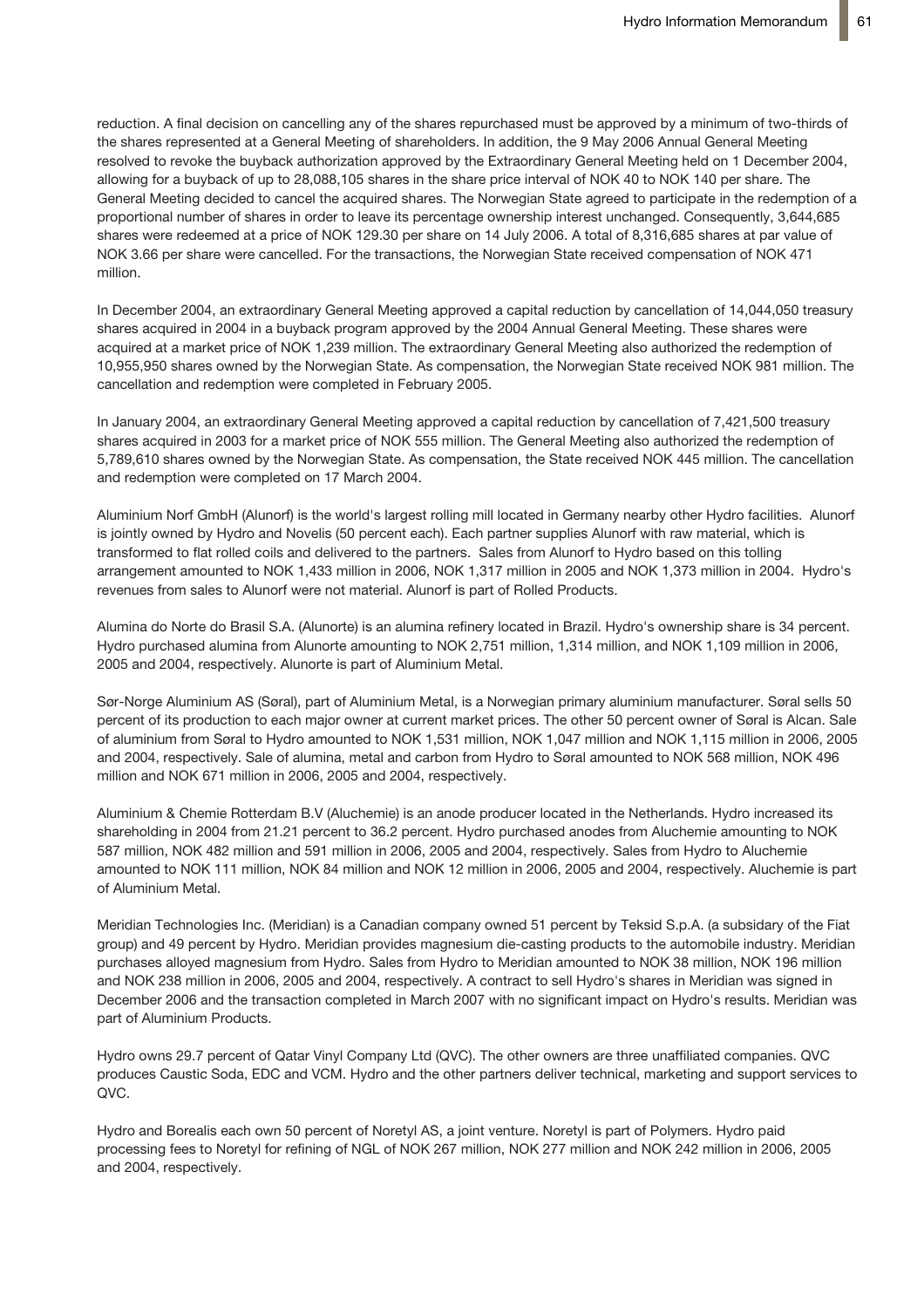reduction. A final decision on cancelling any of the shares repurchased must be approved by a minimum of two-thirds of the shares represented at a General Meeting of shareholders. In addition, the 9 May 2006 Annual General Meeting resolved to revoke the buyback authorization approved by the Extraordinary General Meeting held on 1 December 2004, allowing for a buyback of up to 28,088,105 shares in the share price interval of NOK 40 to NOK 140 per share. The General Meeting decided to cancel the acquired shares. The Norwegian State agreed to participate in the redemption of a proportional number of shares in order to leave its percentage ownership interest unchanged. Consequently, 3,644,685 shares were redeemed at a price of NOK 129.30 per share on 14 July 2006. A total of 8,316,685 shares at par value of NOK 3.66 per share were cancelled. For the transactions, the Norwegian State received compensation of NOK 471 million.

In December 2004, an extraordinary General Meeting approved a capital reduction by cancellation of 14,044,050 treasury shares acquired in 2004 in a buyback program approved by the 2004 Annual General Meeting. These shares were acquired at a market price of NOK 1,239 million. The extraordinary General Meeting also authorized the redemption of 10,955,950 shares owned by the Norwegian State. As compensation, the Norwegian State received NOK 981 million. The cancellation and redemption were completed in February 2005.

In January 2004, an extraordinary General Meeting approved a capital reduction by cancellation of 7,421,500 treasury shares acquired in 2003 for a market price of NOK 555 million. The General Meeting also authorized the redemption of 5,789,610 shares owned by the Norwegian State. As compensation, the State received NOK 445 million. The cancellation and redemption were completed on 17 March 2004.

Aluminium Norf GmbH (Alunorf) is the world's largest rolling mill located in Germany nearby other Hydro facilities. Alunorf is jointly owned by Hydro and Novelis (50 percent each). Each partner supplies Alunorf with raw material, which is transformed to flat rolled coils and delivered to the partners. Sales from Alunorf to Hydro based on this tolling arrangement amounted to NOK 1,433 million in 2006, NOK 1,317 million in 2005 and NOK 1,373 million in 2004. Hydro's revenues from sales to Alunorf were not material. Alunorf is part of Rolled Products.

Alumina do Norte do Brasil S.A. (Alunorte) is an alumina refinery located in Brazil. Hydro's ownership share is 34 percent. Hydro purchased alumina from Alunorte amounting to NOK 2,751 million, 1,314 million, and NOK 1,109 million in 2006, 2005 and 2004, respectively. Alunorte is part of Aluminium Metal.

Sør-Norge Aluminium AS (Søral), part of Aluminium Metal, is a Norwegian primary aluminium manufacturer. Søral sells 50 percent of its production to each major owner at current market prices. The other 50 percent owner of Søral is Alcan. Sale of aluminium from Søral to Hydro amounted to NOK 1,531 million, NOK 1,047 million and NOK 1,115 million in 2006, 2005 and 2004, respectively. Sale of alumina, metal and carbon from Hydro to Søral amounted to NOK 568 million, NOK 496 million and NOK 671 million in 2006, 2005 and 2004, respectively.

Aluminium & Chemie Rotterdam B.V (Aluchemie) is an anode producer located in the Netherlands. Hydro increased its shareholding in 2004 from 21.21 percent to 36.2 percent. Hydro purchased anodes from Aluchemie amounting to NOK 587 million, NOK 482 million and 591 million in 2006, 2005 and 2004, respectively. Sales from Hydro to Aluchemie amounted to NOK 111 million, NOK 84 million and NOK 12 million in 2006, 2005 and 2004, respectively. Aluchemie is part of Aluminium Metal.

Meridian Technologies Inc. (Meridian) is a Canadian company owned 51 percent by Teksid S.p.A. (a subsidary of the Fiat group) and 49 percent by Hydro. Meridian provides magnesium die-casting products to the automobile industry. Meridian purchases alloyed magnesium from Hydro. Sales from Hydro to Meridian amounted to NOK 38 million, NOK 196 million and NOK 238 million in 2006, 2005 and 2004, respectively. A contract to sell Hydro's shares in Meridian was signed in December 2006 and the transaction completed in March 2007 with no significant impact on Hydro's results. Meridian was part of Aluminium Products.

Hydro owns 29.7 percent of Qatar Vinyl Company Ltd (QVC). The other owners are three unaffiliated companies. QVC produces Caustic Soda, EDC and VCM. Hydro and the other partners deliver technical, marketing and support services to QVC.

Hydro and Borealis each own 50 percent of Noretyl AS, a joint venture. Noretyl is part of Polymers. Hydro paid processing fees to Noretyl for refining of NGL of NOK 267 million, NOK 277 million and NOK 242 million in 2006, 2005 and 2004, respectively.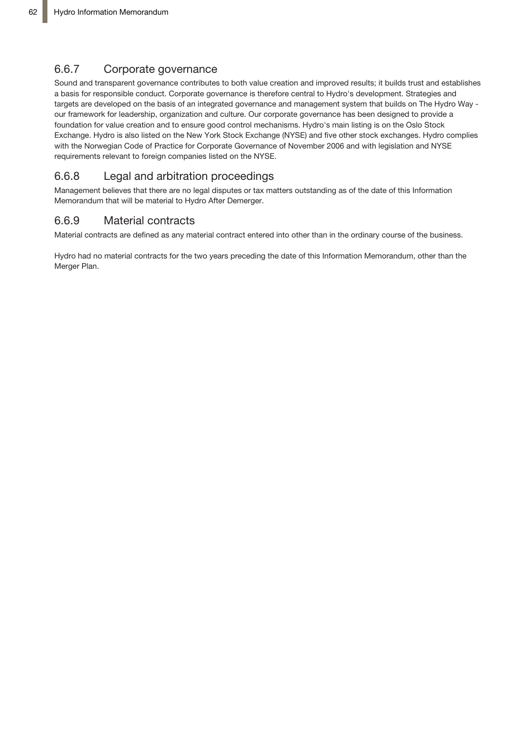### 6.6.7 Corporate governance

Sound and transparent governance contributes to both value creation and improved results; it builds trust and establishes a basis for responsible conduct. Corporate governance is therefore central to Hydro's development. Strategies and targets are developed on the basis of an integrated governance and management system that builds on The Hydro Way - our framework for leadership, organization and culture. Our corporate governance has been designed to provide a foundation for value creation and to ensure good control mechanisms. Hydro's main listing is on the Oslo Stock Exchange. Hydro is also listed on the New York Stock Exchange (NYSE) and five other stock exchanges. Hydro complies with the Norwegian Code of Practice for Corporate Governance of November 2006 and with legislation and NYSE requirements relevant to foreign companies listed on the NYSE.

### 6.6.8 Legal and arbitration proceedings

Management believes that there are no legal disputes or tax matters outstanding as of the date of this Information Memorandum that will be material to Hydro After Demerger.

### 6.6.9 Material contracts

Material contracts are defined as any material contract entered into other than in the ordinary course of the business.

Hydro had no material contracts for the two years preceding the date of this Information Memorandum, other than the Merger Plan.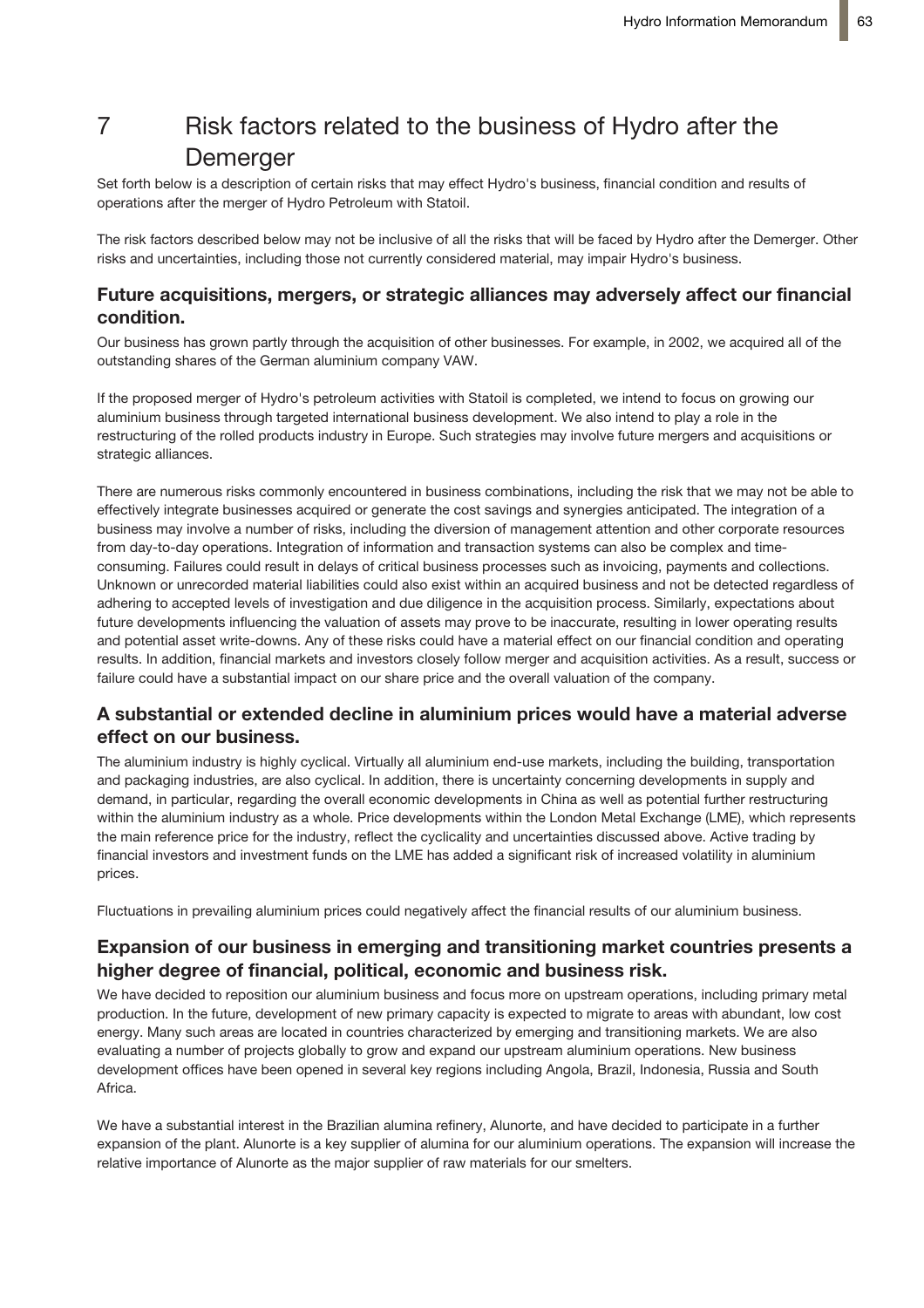# 7 Risk factors related to the business of Hydro after the Demerger

Set forth below is a description of certain risks that may effect Hydro's business, financial condition and results of operations after the merger of Hydro Petroleum with Statoil.

The risk factors described below may not be inclusive of all the risks that will be faced by Hydro after the Demerger. Other risks and uncertainties, including those not currently considered material, may impair Hydro's business.

### Future acquisitions, mergers, or strategic alliances may adversely affect our financial condition.

Our business has grown partly through the acquisition of other businesses. For example, in 2002, we acquired all of the outstanding shares of the German aluminium company VAW.

If the proposed merger of Hydro's petroleum activities with Statoil is completed, we intend to focus on growing our aluminium business through targeted international business development. We also intend to play a role in the restructuring of the rolled products industry in Europe. Such strategies may involve future mergers and acquisitions or strategic alliances.

There are numerous risks commonly encountered in business combinations, including the risk that we may not be able to effectively integrate businesses acquired or generate the cost savings and synergies anticipated. The integration of a business may involve a number of risks, including the diversion of management attention and other corporate resources from day-to-day operations. Integration of information and transaction systems can also be complex and time-consuming. Failures could result in delays of critical business processes such as invoicing, payments and collections. Unknown or unrecorded material liabilities could also exist within an acquired business and not be detected regardless of adhering to accepted levels of investigation and due diligence in the acquisition process. Similarly, expectations about future developments influencing the valuation of assets may prove to be inaccurate, resulting in lower operating results and potential asset write-downs. Any of these risks could have a material effect on our financial condition and operating results. In addition, financial markets and investors closely follow merger and acquisition activities. As a result, success or failure could have a substantial impact on our share price and the overall valuation of the company.

### A substantial or extended decline in aluminium prices would have a material adverse effect on our business.

The aluminium industry is highly cyclical. Virtually all aluminium end-use markets, including the building, transportation and packaging industries, are also cyclical. In addition, there is uncertainty concerning developments in supply and demand, in particular, regarding the overall economic developments in China as well as potential further restructuring within the aluminium industry as a whole. Price developments within the London Metal Exchange (LME), which represents the main reference price for the industry, reflect the cyclicality and uncertainties discussed above. Active trading by financial investors and investment funds on the LME has added a significant risk of increased volatility in aluminium prices.

Fluctuations in prevailing aluminium prices could negatively affect the financial results of our aluminium business.

### Expansion of our business in emerging and transitioning market countries presents a higher degree of financial, political, economic and business risk.

We have decided to reposition our aluminium business and focus more on upstream operations, including primary metal production. In the future, development of new primary capacity is expected to migrate to areas with abundant, low cost energy. Many such areas are located in countries characterized by emerging and transitioning markets. We are also evaluating a number of projects globally to grow and expand our upstream aluminium operations. New business development offices have been opened in several key regions including Angola, Brazil, Indonesia, Russia and South Africa.

We have a substantial interest in the Brazilian alumina refinery, Alunorte, and have decided to participate in a further expansion of the plant. Alunorte is a key supplier of alumina for our aluminium operations. The expansion will increase the relative importance of Alunorte as the major supplier of raw materials for our smelters.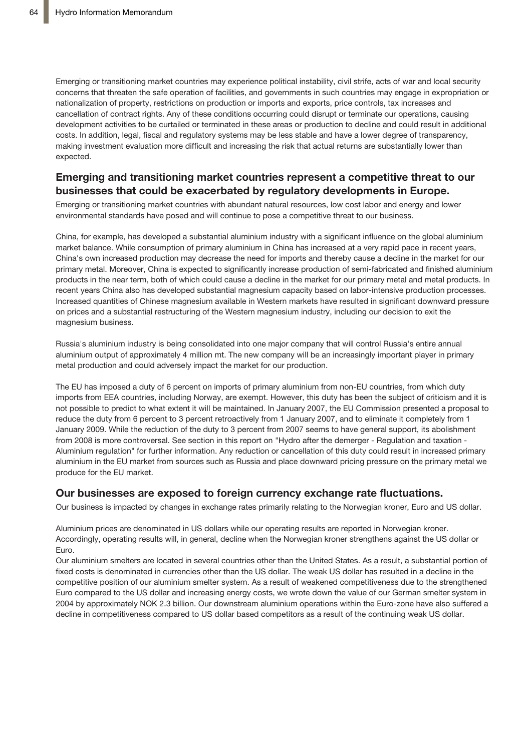Emerging or transitioning market countries may experience political instability, civil strife, acts of war and local security concerns that threaten the safe operation of facilities, and governments in such countries may engage in expropriation or nationalization of property, restrictions on production or imports and exports, price controls, tax increases and cancellation of contract rights. Any of these conditions occurring could disrupt or terminate our operations, causing development activities to be curtailed or terminated in these areas or production to decline and could result in additional costs. In addition, legal, fiscal and regulatory systems may be less stable and have a lower degree of transparency, making investment evaluation more difficult and increasing the risk that actual returns are substantially lower than expected.

## Emerging and transitioning market countries represent a competitive threat to our businesses that could be exacerbated by regulatory developments in Europe.

Emerging or transitioning market countries with abundant natural resources, low cost labor and energy and lower environmental standards have posed and will continue to pose a competitive threat to our business.

China, for example, has developed a substantial aluminium industry with a significant influence on the global aluminium market balance. While consumption of primary aluminium in China has increased at a very rapid pace in recent years, China's own increased production may decrease the need for imports and thereby cause a decline in the market for our primary metal. Moreover, China is expected to significantly increase production of semi-fabricated and finished aluminium products in the near term, both of which could cause a decline in the market for our primary metal and metal products. In recent years China also has developed substantial magnesium capacity based on labor-intensive production processes. Increased quantities of Chinese magnesium available in Western markets have resulted in significant downward pressure on prices and a substantial restructuring of the Western magnesium industry, including our decision to exit the magnesium business.

Russia's aluminium industry is being consolidated into one major company that will control Russia's entire annual aluminium output of approximately 4 million mt. The new company will be an increasingly important player in primary metal production and could adversely impact the market for our production.

The EU has imposed a duty of 6 percent on imports of primary aluminium from non-EU countries, from which duty imports from EEA countries, including Norway, are exempt. However, this duty has been the subject of criticism and it is not possible to predict to what extent it will be maintained. In January 2007, the EU Commission presented a proposal to reduce the duty from 6 percent to 3 percent retroactively from 1 January 2007, and to eliminate it completely from 1 January 2009. While the reduction of the duty to 3 percent from 2007 seems to have general support, its abolishment from 2008 is more controversal. See section in this report on "Hydro after the demerger - Regulation and taxation - Aluminium regulation" for further information. Any reduction or cancellation of this duty could result in increased primary aluminium in the EU market from sources such as Russia and place downward pricing pressure on the primary metal we produce for the EU market.

## Our businesses are exposed to foreign currency exchange rate fluctuations.

Our business is impacted by changes in exchange rates primarily relating to the Norwegian kroner, Euro and US dollar.

Aluminium prices are denominated in US dollars while our operating results are reported in Norwegian kroner. Accordingly, operating results will, in general, decline when the Norwegian kroner strengthens against the US dollar or Euro.

Our aluminium smelters are located in several countries other than the United States. As a result, a substantial portion of fixed costs is denominated in currencies other than the US dollar. The weak US dollar has resulted in a decline in the competitive position of our aluminium smelter system. As a result of weakened competitiveness due to the strengthened Euro compared to the US dollar and increasing energy costs, we wrote down the value of our German smelter system in 2004 by approximately NOK 2.3 billion. Our downstream aluminium operations within the Euro-zone have also suffered a decline in competitiveness compared to US dollar based competitors as a result of the continuing weak US dollar.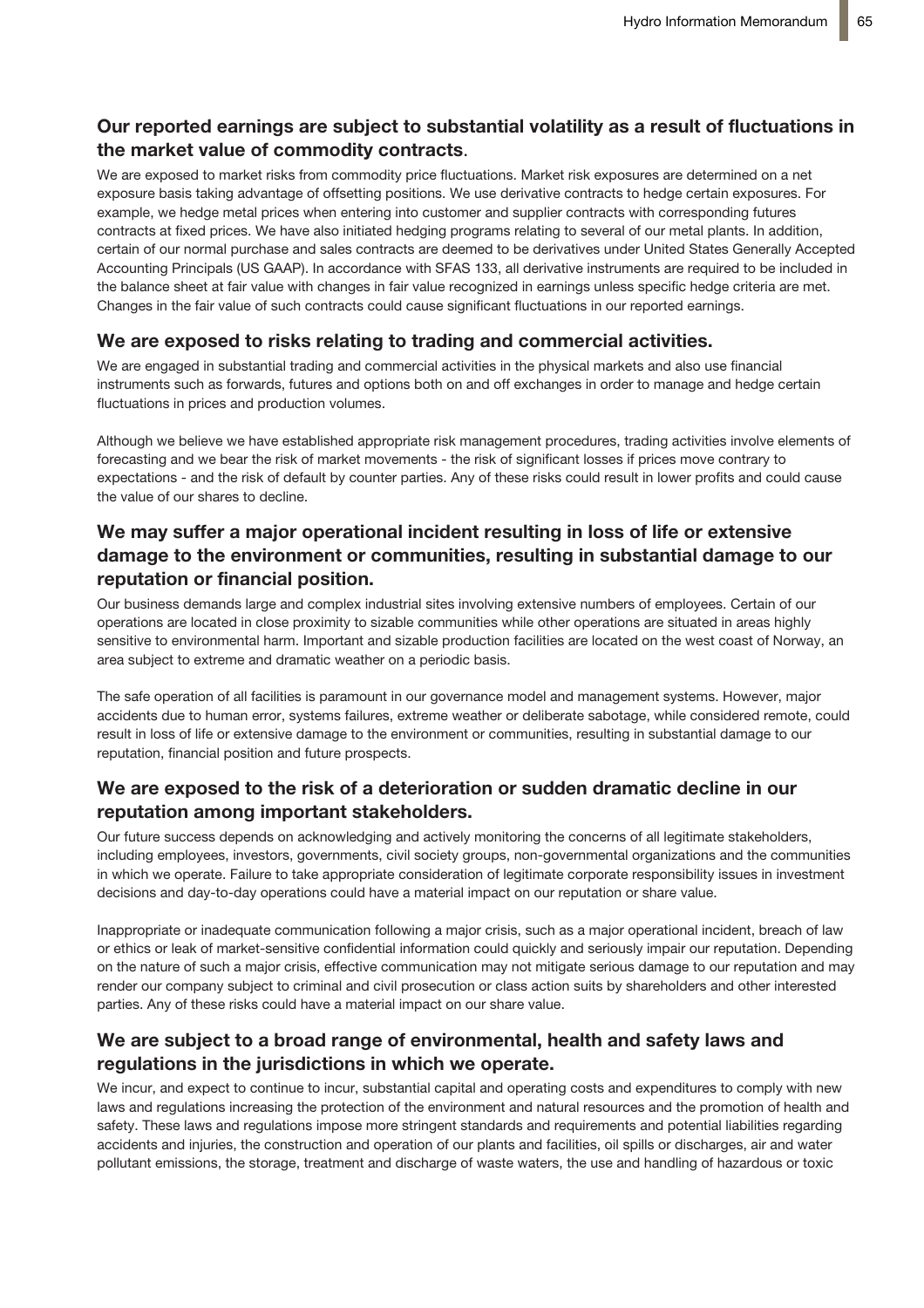### Our reported earnings are subject to substantial volatility as a result of fluctuations in the market value of commodity contracts.

We are exposed to market risks from commodity price fluctuations. Market risk exposures are determined on a net exposure basis taking advantage of offsetting positions. We use derivative contracts to hedge certain exposures. For example, we hedge metal prices when entering into customer and supplier contracts with corresponding futures contracts at fixed prices. We have also initiated hedging programs relating to several of our metal plants. In addition, certain of our normal purchase and sales contracts are deemed to be derivatives under United States Generally Accepted Accounting Principals (US GAAP). In accordance with SFAS 133, all derivative instruments are required to be included in the balance sheet at fair value with changes in fair value recognized in earnings unless specific hedge criteria are met. Changes in the fair value of such contracts could cause significant fluctuations in our reported earnings.

### We are exposed to risks relating to trading and commercial activities.

We are engaged in substantial trading and commercial activities in the physical markets and also use financial instruments such as forwards, futures and options both on and off exchanges in order to manage and hedge certain fluctuations in prices and production volumes.

Although we believe we have established appropriate risk management procedures, trading activities involve elements of forecasting and we bear the risk of market movements - the risk of significant losses if prices move contrary to expectations - and the risk of default by counter parties. Any of these risks could result in lower profits and could cause the value of our shares to decline.

### We may suffer a major operational incident resulting in loss of life or extensive damage to the environment or communities, resulting in substantial damage to our reputation or financial position.

Our business demands large and complex industrial sites involving extensive numbers of employees. Certain of our operations are located in close proximity to sizable communities while other operations are situated in areas highly sensitive to environmental harm. Important and sizable production facilities are located on the west coast of Norway, an area subject to extreme and dramatic weather on a periodic basis.

The safe operation of all facilities is paramount in our governance model and management systems. However, major accidents due to human error, systems failures, extreme weather or deliberate sabotage, while considered remote, could result in loss of life or extensive damage to the environment or communities, resulting in substantial damage to our reputation, financial position and future prospects.

### We are exposed to the risk of a deterioration or sudden dramatic decline in our reputation among important stakeholders.

Our future success depends on acknowledging and actively monitoring the concerns of all legitimate stakeholders, including employees, investors, governments, civil society groups, non-governmental organizations and the communities in which we operate. Failure to take appropriate consideration of legitimate corporate responsibility issues in investment decisions and day-to-day operations could have a material impact on our reputation or share value.

Inappropriate or inadequate communication following a major crisis, such as a major operational incident, breach of law or ethics or leak of market-sensitive confidential information could quickly and seriously impair our reputation. Depending on the nature of such a major crisis, effective communication may not mitigate serious damage to our reputation and may render our company subject to criminal and civil prosecution or class action suits by shareholders and other interested parties. Any of these risks could have a material impact on our share value.

### We are subject to a broad range of environmental, health and safety laws and regulations in the jurisdictions in which we operate.

We incur, and expect to continue to incur, substantial capital and operating costs and expenditures to comply with new laws and regulations increasing the protection of the environment and natural resources and the promotion of health and safety. These laws and regulations impose more stringent standards and requirements and potential liabilities regarding accidents and injuries, the construction and operation of our plants and facilities, oil spills or discharges, air and water pollutant emissions, the storage, treatment and discharge of waste waters, the use and handling of hazardous or toxic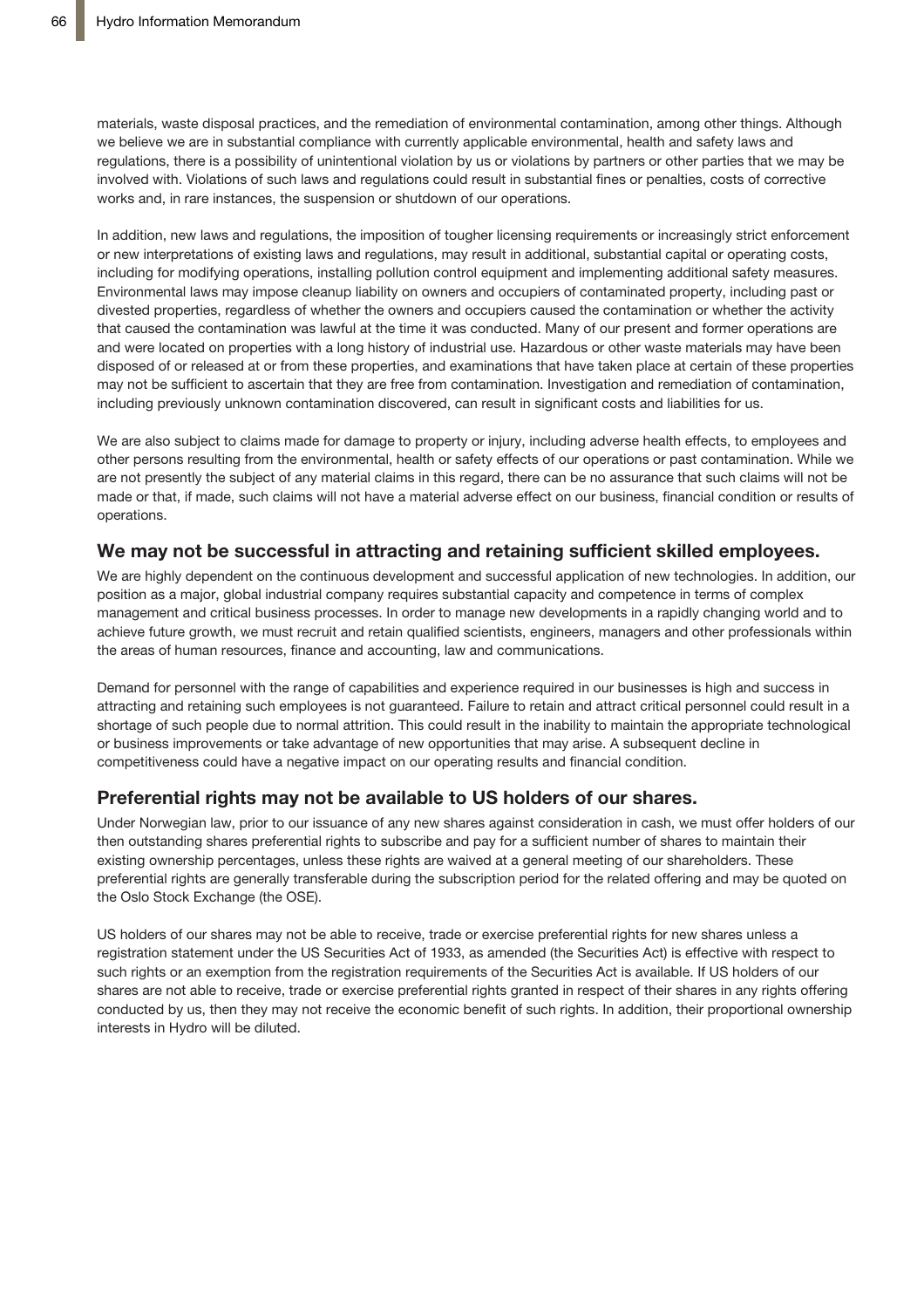materials, waste disposal practices, and the remediation of environmental contamination, among other things. Although we believe we are in substantial compliance with currently applicable environmental, health and safety laws and regulations, there is a possibility of unintentional violation by us or violations by partners or other parties that we may be involved with. Violations of such laws and regulations could result in substantial fines or penalties, costs of corrective works and, in rare instances, the suspension or shutdown of our operations.

In addition, new laws and regulations, the imposition of tougher licensing requirements or increasingly strict enforcement or new interpretations of existing laws and regulations, may result in additional, substantial capital or operating costs, including for modifying operations, installing pollution control equipment and implementing additional safety measures. Environmental laws may impose cleanup liability on owners and occupiers of contaminated property, including past or divested properties, regardless of whether the owners and occupiers caused the contamination or whether the activity that caused the contamination was lawful at the time it was conducted. Many of our present and former operations are and were located on properties with a long history of industrial use. Hazardous or other waste materials may have been disposed of or released at or from these properties, and examinations that have taken place at certain of these properties may not be sufficient to ascertain that they are free from contamination. Investigation and remediation of contamination, including previously unknown contamination discovered, can result in significant costs and liabilities for us.

We are also subject to claims made for damage to property or injury, including adverse health effects, to employees and other persons resulting from the environmental, health or safety effects of our operations or past contamination. While we are not presently the subject of any material claims in this regard, there can be no assurance that such claims will not be made or that, if made, such claims will not have a material adverse effect on our business, financial condition or results of operations.

## We may not be successful in attracting and retaining sufficient skilled employees.

We are highly dependent on the continuous development and successful application of new technologies. In addition, our position as a major, global industrial company requires substantial capacity and competence in terms of complex management and critical business processes. In order to manage new developments in a rapidly changing world and to achieve future growth, we must recruit and retain qualified scientists, engineers, managers and other professionals within the areas of human resources, finance and accounting, law and communications.

Demand for personnel with the range of capabilities and experience required in our businesses is high and success in attracting and retaining such employees is not guaranteed. Failure to retain and attract critical personnel could result in a shortage of such people due to normal attrition. This could result in the inability to maintain the appropriate technological or business improvements or take advantage of new opportunities that may arise. A subsequent decline in competitiveness could have a negative impact on our operating results and financial condition.

## Preferential rights may not be available to US holders of our shares.

Under Norwegian law, prior to our issuance of any new shares against consideration in cash, we must offer holders of our then outstanding shares preferential rights to subscribe and pay for a sufficient number of shares to maintain their existing ownership percentages, unless these rights are waived at a general meeting of our shareholders. These preferential rights are generally transferable during the subscription period for the related offering and may be quoted on the Oslo Stock Exchange (the OSE).

US holders of our shares may not be able to receive, trade or exercise preferential rights for new shares unless a registration statement under the US Securities Act of 1933, as amended (the Securities Act) is effective with respect to such rights or an exemption from the registration requirements of the Securities Act is available. If US holders of our shares are not able to receive, trade or exercise preferential rights granted in respect of their shares in any rights offering conducted by us, then they may not receive the economic benefit of such rights. In addition, their proportional ownership interests in Hydro will be diluted.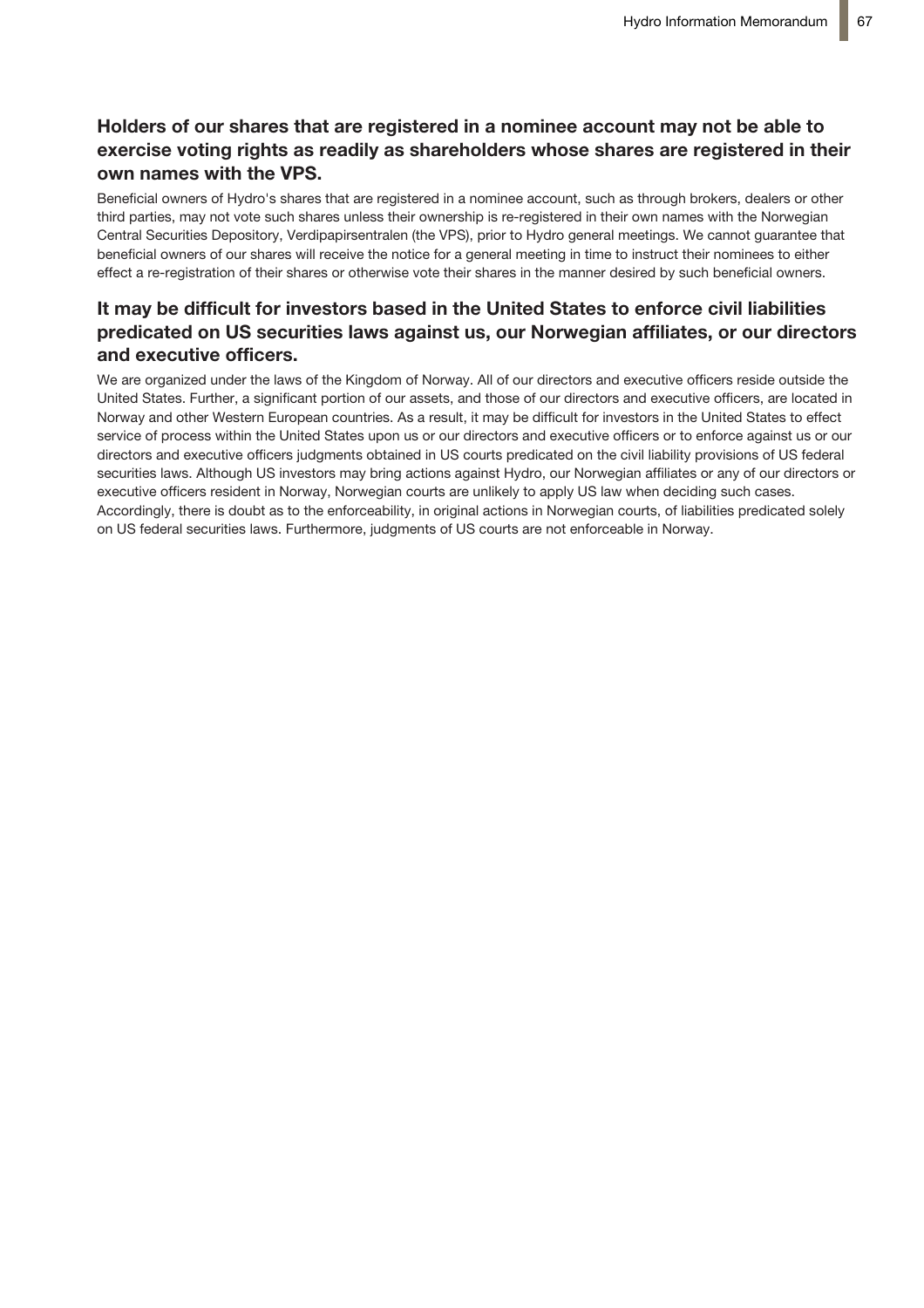### Holders of our shares that are registered in a nominee account may not be able to exercise voting rights as readily as shareholders whose shares are registered in their own names with the VPS.

Beneficial owners of Hydro's shares that are registered in a nominee account, such as through brokers, dealers or other third parties, may not vote such shares unless their ownership is re-registered in their own names with the Norwegian Central Securities Depository, Verdipapirsentralen (the VPS), prior to Hydro general meetings. We cannot guarantee that beneficial owners of our shares will receive the notice for a general meeting in time to instruct their nominees to either effect a re-registration of their shares or otherwise vote their shares in the manner desired by such beneficial owners.

### It may be difficult for investors based in the United States to enforce civil liabilities predicated on US securities laws against us, our Norwegian affiliates, or our directors and executive officers.

We are organized under the laws of the Kingdom of Norway. All of our directors and executive officers reside outside the United States. Further, a significant portion of our assets, and those of our directors and executive officers, are located in Norway and other Western European countries. As a result, it may be difficult for investors in the United States to effect service of process within the United States upon us or our directors and executive officers or to enforce against us or our directors and executive officers judgments obtained in US courts predicated on the civil liability provisions of US federal securities laws. Although US investors may bring actions against Hydro, our Norwegian affiliates or any of our directors or executive officers resident in Norway, Norwegian courts are unlikely to apply US law when deciding such cases. Accordingly, there is doubt as to the enforceability, in original actions in Norwegian courts, of liabilities predicated solely on US federal securities laws. Furthermore, judgments of US courts are not enforceable in Norway.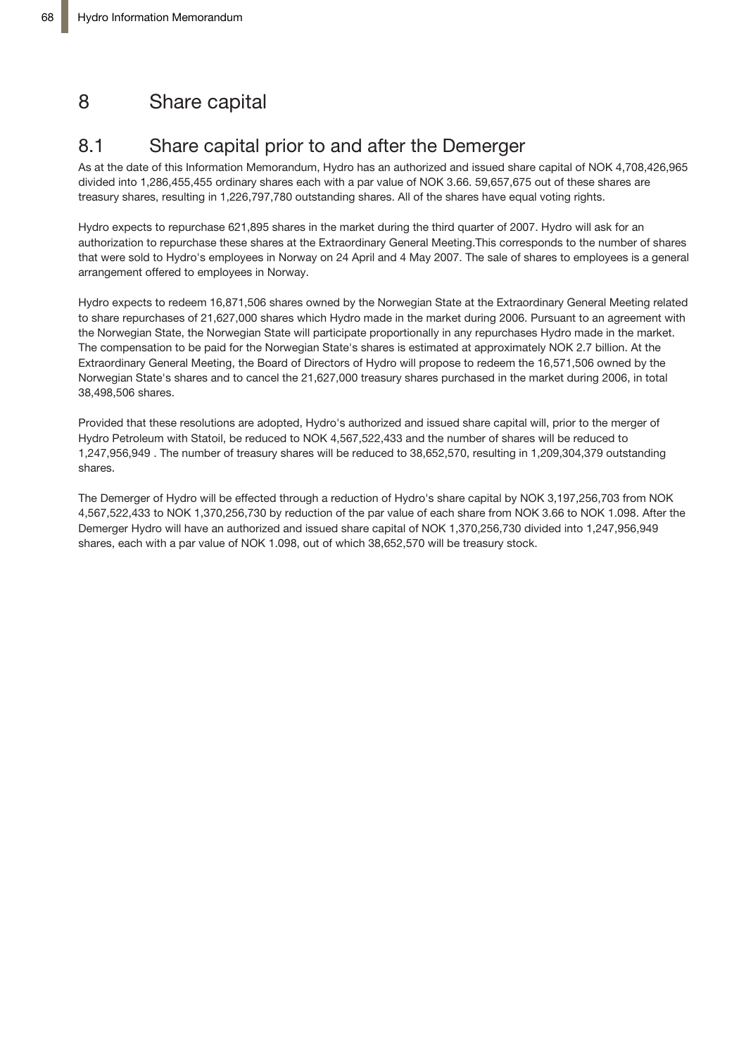# 8 Share capital

## 8.1 Share capital prior to and after the Demerger

As at the date of this Information Memorandum, Hydro has an authorized and issued share capital of NOK 4,708,426,965 divided into 1,286,455,455 ordinary shares each with a par value of NOK 3.66. 59,657,675 out of these shares are treasury shares, resulting in 1,226,797,780 outstanding shares. All of the shares have equal voting rights.

Hydro expects to repurchase 621,895 shares in the market during the third quarter of 2007. Hydro will ask for an authorization to repurchase these shares at the Extraordinary General Meeting.This corresponds to the number of shares that were sold to Hydro's employees in Norway on 24 April and 4 May 2007. The sale of shares to employees is a general arrangement offered to employees in Norway.

Hydro expects to redeem 16,871,506 shares owned by the Norwegian State at the Extraordinary General Meeting related to share repurchases of 21,627,000 shares which Hydro made in the market during 2006. Pursuant to an agreement with the Norwegian State, the Norwegian State will participate proportionally in any repurchases Hydro made in the market. The compensation to be paid for the Norwegian State's shares is estimated at approximately NOK 2.7 billion. At the Extraordinary General Meeting, the Board of Directors of Hydro will propose to redeem the 16,571,506 owned by the Norwegian State's shares and to cancel the 21,627,000 treasury shares purchased in the market during 2006, in total 38,498,506 shares.

Provided that these resolutions are adopted, Hydro's authorized and issued share capital will, prior to the merger of Hydro Petroleum with Statoil, be reduced to NOK 4,567,522,433 and the number of shares will be reduced to 1,247,956,949 . The number of treasury shares will be reduced to 38,652,570, resulting in 1,209,304,379 outstanding shares.

The Demerger of Hydro will be effected through a reduction of Hydro's share capital by NOK 3,197,256,703 from NOK 4,567,522,433 to NOK 1,370,256,730 by reduction of the par value of each share from NOK 3.66 to NOK 1.098. After the Demerger Hydro will have an authorized and issued share capital of NOK 1,370,256,730 divided into 1,247,956,949 shares, each with a par value of NOK 1.098, out of which 38,652,570 will be treasury stock.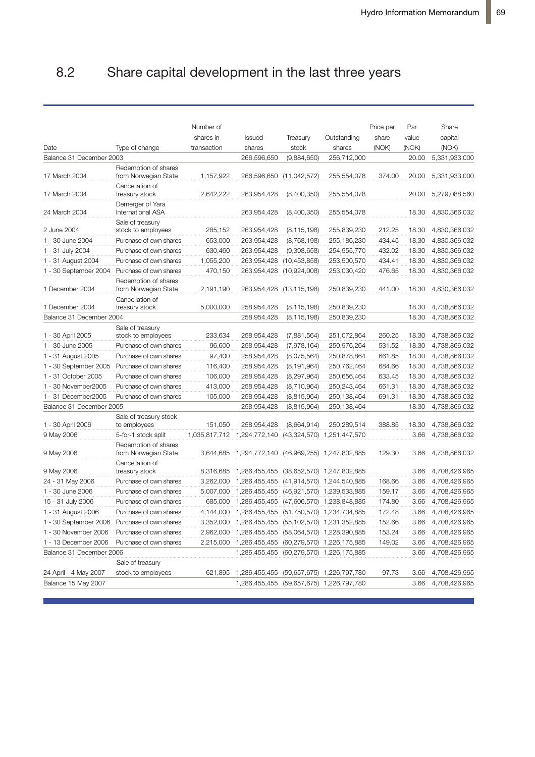## 8.2 Share capital development in the last three years

| Date | Type of change | Number of shares in transaction | Issued shares | Treasury stock | Outstanding shares | Price per share (NOK) | Par value (NOK) | Share capital (NOK) |
|---|---|---|---|---|---|---|---|---|
| Balance 31 December 2003 | | | 266,596,650 | (9,884,650) | 256,712,000 | | 20.00 | 5,331,933,000 |
| 17 March 2004 | Redemption of shares from Norwegian State | 1,157,922 | 266,596,650 | (11,042,572) | 255,554,078 | 374.00 | 20.00 | 5,331,933,000 |
| 17 March 2004 | Cancellation of treasury stock | 2,642,222 | 263,954,428 | (8,400,350) | 255,554,078 | | 20.00 | 5,279,088,560 |
| 24 March 2004 | Demerger of Yara International ASA | | 263,954,428 | (8,400,350) | 255,554,078 | | 18.30 | 4,830,366,032 |
| 2 June 2004 | Sale of treasury stock to employees | 285,152 | 263,954,428 | (8,115,198) | 255,839,230 | 212.25 | 18.30 | 4,830,366,032 |
| 1 - 30 June 2004 | Purchase of own shares | 653,000 | 263,954,428 | (8,768,198) | 255,186,230 | 434.45 | 18.30 | 4,830,366,032 |
| 1 - 31 July 2004 | Purchase of own shares | 630,460 | 263,954,428 | (9,398,658) | 254,555,770 | 432.02 | 18.30 | 4,830,366,032 |
| 1 - 31 August 2004 | Purchase of own shares | 1,055,200 | 263,954,428 | (10,453,858) | 253,500,570 | 434.41 | 18.30 | 4,830,366,032 |
| 1 - 30 September 2004 | Purchase of own shares | 470,150 | 263,954,428 | (10,924,008) | 253,030,420 | 476.65 | 18.30 | 4,830,366,032 |
| 1 December 2004 | Redemption of shares from Norwegian State | 2,191,190 | 263,954,428 | (13,115,198) | 250,839,230 | 441.00 | 18.30 | 4,830,366,032 |
| 1 December 2004 | Cancellation of treasury stock | 5,000,000 | 258,954,428 | (8,115,198) | 250,839,230 | | 18.30 | 4,738,866,032 |
| Balance 31 December 2004 | | | 258,954,428 | (8,115,198) | 250,839,230 | | 18.30 | 4,738,866,032 |
| 1 - 30 April 2005 | Sale of treasury stock to employees | 233,634 | 258,954,428 | (7,881,564) | 251,072,864 | 260.25 | 18.30 | 4,738,866,032 |
| 1 - 30 June 2005 | Purchase of own shares | 96,600 | 258,954,428 | (7,978,164) | 250,976,264 | 531.52 | 18.30 | 4,738,866,032 |
| 1 - 31 August 2005 | Purchase of own shares | 97,400 | 258,954,428 | (8,075,564) | 250,878,864 | 661.85 | 18.30 | 4,738,866,032 |
| 1 - 30 September 2005 | Purchase of own shares | 116,400 | 258,954,428 | (8,191,964) | 250,762,464 | 684.66 | 18.30 | 4,738,866,032 |
| 1 - 31 October 2005 | Purchase of own shares | 106,000 | 258,954,428 | (8,297,964) | 250,656,464 | 633.45 | 18.30 | 4,738,866,032 |
| 1 - 30 November2005 | Purchase of own shares | 413,000 | 258,954,428 | (8,710,964) | 250,243,464 | 661.31 | 18.30 | 4,738,866,032 |
| 1 - 31 December2005 | Purchase of own shares | 105,000 | 258,954,428 | (8,815,964) | 250,138,464 | 691.31 | 18.30 | 4,738,866,032 |
| Balance 31 December 2005 | | | 258,954,428 | (8,815,964) | 250,138,464 | | 18.30 | 4,738,866,032 |
| 1 - 30 April 2006 | Sale of treasury stock to employees | 151,050 | 258,954,428 | (8,664,914) | 250,289,514 | 388.85 | 18.30 | 4,738,866,032 |
| 9 May 2006 | 5-for-1 stock split | 1,035,817,712 | 1,294,772,140 | (43,324,570) | 1,251,447,570 | | 3.66 | 4,738,866,032 |
| 9 May 2006 | Redemption of shares from Norwegian State | 3,644,685 | 1,294,772,140 | (46,969,255) | 1,247,802,885 | 129.30 | 3.66 | 4,738,866,032 |
| 9 May 2006 | Cancellation of treasury stock | 8,316,685 | 1,286,455,455 | (38,652,570) | 1,247,802,885 | | 3.66 | 4,708,426,965 |
| 24 - 31 May 2006 | Purchase of own shares | 3,262,000 | 1,286,455,455 | (41,914,570) | 1,244,540,885 | 168.66 | 3.66 | 4,708,426,965 |
| 1 - 30 June 2006 | Purchase of own shares | 5,007,000 | 1,286,455,455 | (46,921,570) | 1,239,533,885 | 159.17 | 3.66 | 4,708,426,965 |
| 15 - 31 July 2006 | Purchase of own shares | 685,000 | 1,286,455,455 | (47,606,570) | 1,238,848,885 | 174.80 | 3.66 | 4,708,426,965 |
| 1 - 31 August 2006 | Purchase of own shares | 4,144,000 | 1,286,455,455 | (51,750,570) | 1,234,704,885 | 172.48 | 3.66 | 4,708,426,965 |
| 1 - 30 September 2006 | Purchase of own shares | 3,352,000 | 1,286,455,455 | (55,102,570) | 1,231,352,885 | 152.66 | 3.66 | 4,708,426,965 |
| 1 - 30 November 2006 | Purchase of own shares | 2,962,000 | 1,286,455,455 | (58,064,570) | 1,228,390,885 | 153.24 | 3.66 | 4,708,426,965 |
| 1 - 13 December 2006 | Purchase of own shares | 2,215,000 | 1,286,455,455 | (60,279,570) | 1,226,175,885 | 149.02 | 3.66 | 4,708,426,965 |
| Balance 31 December 2006 | | | 1,286,455,455 | (60,279,570) | 1,226,175,885 | | 3.66 | 4,708,426,965 |
| 24 April - 4 May 2007 | Sale of treasury stock to employees | 621,895 | 1,286,455,455 | (59,657,675) | 1,226,797,780 | 97.73 | 3.66 | 4,708,426,965 |
| Balance 15 May 2007 | | | 1,286,455,455 | (59,657,675) | 1,226,797,780 | | 3.66 | 4,708,426,965 |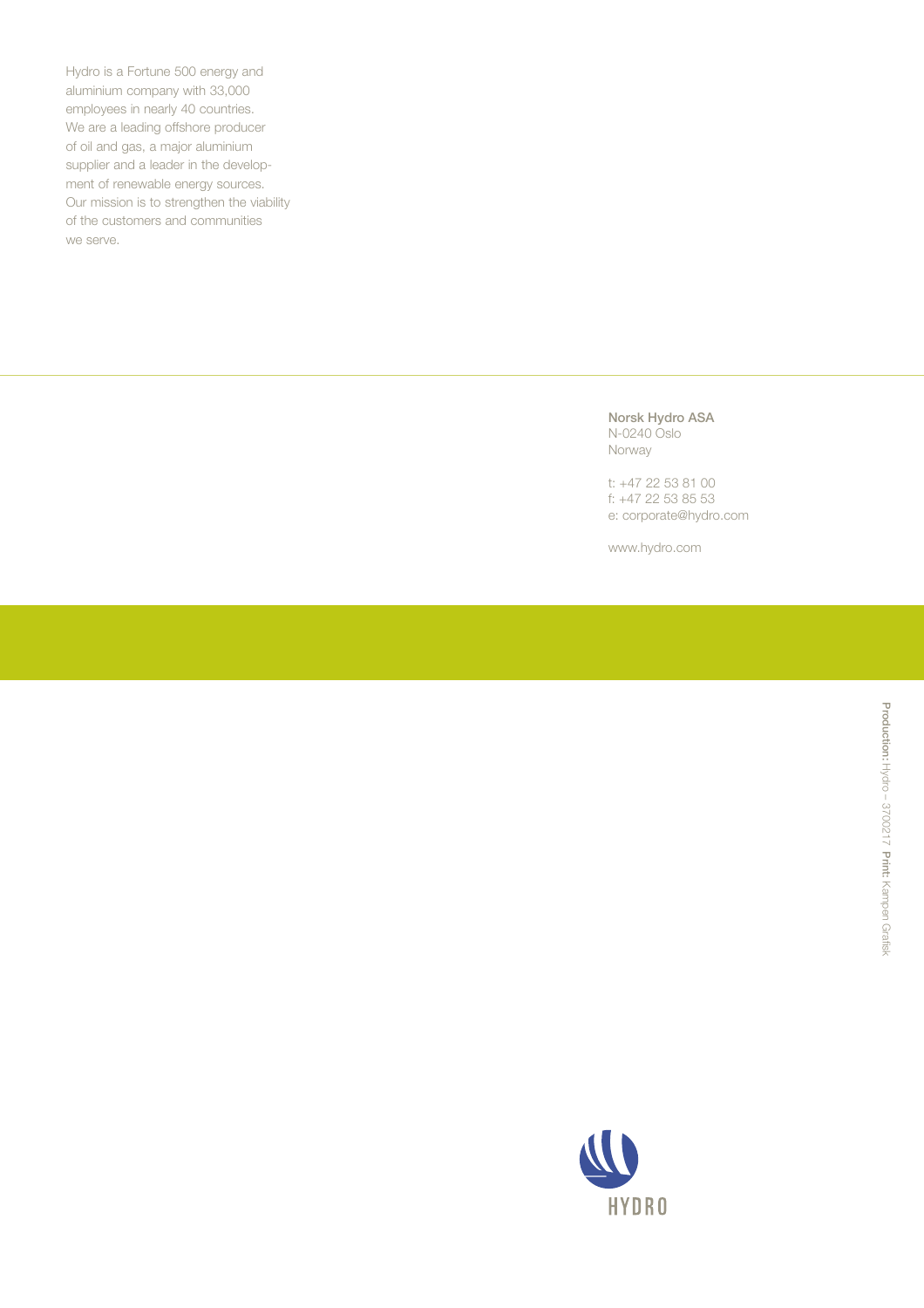Hydro is a Fortune 500 energy and aluminium company with 33,000 employees in nearly 40 countries. We are a leading offshore producer of oil and gas, a major aluminium supplier and a leader in the development of renewable energy sources. Our mission is to strengthen the viability of the customers and communities we serve.

**Norsk Hydro ASA**
N-0240 Oslo
Norway

t: +47 22 53 81 00
f: +47 22 53 85 53
e: corporate@hydro.com

www.hydro.com

**Production:** Hydro – 3700217 **Print:** Kampen Grafisk

HYDRO